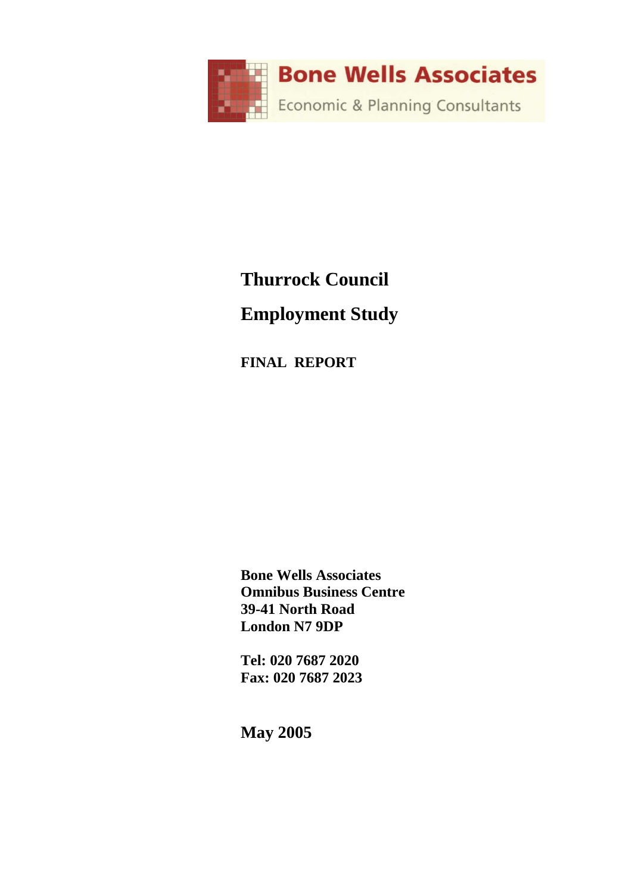**Bone Wells Associates**

Economic & Planning Consultants

# Thurrock Council

# Employment Study

**FINAL REPORT**

**Bone Wells Associates**
**Omnibus Business Centre**
**39-41 North Road**
**London N7 9DP**

**Tel: 020 7687 2020**
**Fax: 020 7687 2023**

**May 2005**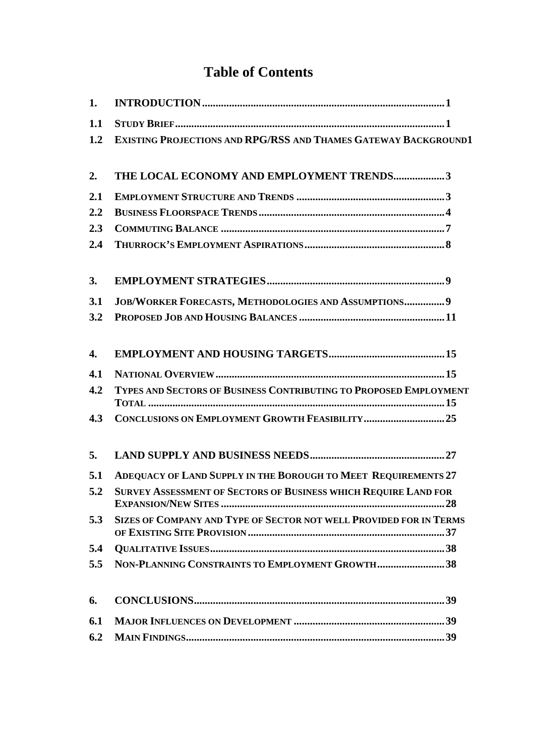# Table of Contents

1. INTRODUCTION ..... 1
   - 1.1 STUDY BRIEF ..... 1
   - 1.2 EXISTING PROJECTIONS AND RPG/RSS AND THAMES GATEWAY BACKGROUND ..... 1
2. THE LOCAL ECONOMY AND EMPLOYMENT TRENDS ..... 3
   - 2.1 EMPLOYMENT STRUCTURE AND TRENDS ..... 3
   - 2.2 BUSINESS FLOORSPACE TRENDS ..... 4
   - 2.3 COMMUTING BALANCE ..... 7
   - 2.4 THURROCK'S EMPLOYMENT ASPIRATIONS ..... 8
3. EMPLOYMENT STRATEGIES ..... 9
   - 3.1 JOB/WORKER FORECASTS, METHODOLOGIES AND ASSUMPTIONS ..... 9
   - 3.2 PROPOSED JOB AND HOUSING BALANCES ..... 11
4. EMPLOYMENT AND HOUSING TARGETS ..... 15
   - 4.1 NATIONAL OVERVIEW ..... 15
   - 4.2 TYPES AND SECTORS OF BUSINESS CONTRIBUTING TO PROPOSED EMPLOYMENT TOTAL ..... 15
   - 4.3 CONCLUSIONS ON EMPLOYMENT GROWTH FEASIBILITY ..... 25
5. LAND SUPPLY AND BUSINESS NEEDS ..... 27
   - 5.1 ADEQUACY OF LAND SUPPLY IN THE BOROUGH TO MEET REQUIREMENTS ..... 27
   - 5.2 SURVEY ASSESSMENT OF SECTORS OF BUSINESS WHICH REQUIRE LAND FOR EXPANSION/NEW SITES ..... 28
   - 5.3 SIZES OF COMPANY AND TYPE OF SECTOR NOT WELL PROVIDED FOR IN TERMS OF EXISTING SITE PROVISION ..... 37
   - 5.4 QUALITATIVE ISSUES ..... 38
   - 5.5 NON-PLANNING CONSTRAINTS TO EMPLOYMENT GROWTH ..... 38
6. CONCLUSIONS ..... 39
   - 6.1 MAJOR INFLUENCES ON DEVELOPMENT ..... 39
   - 6.2 MAIN FINDINGS ..... 39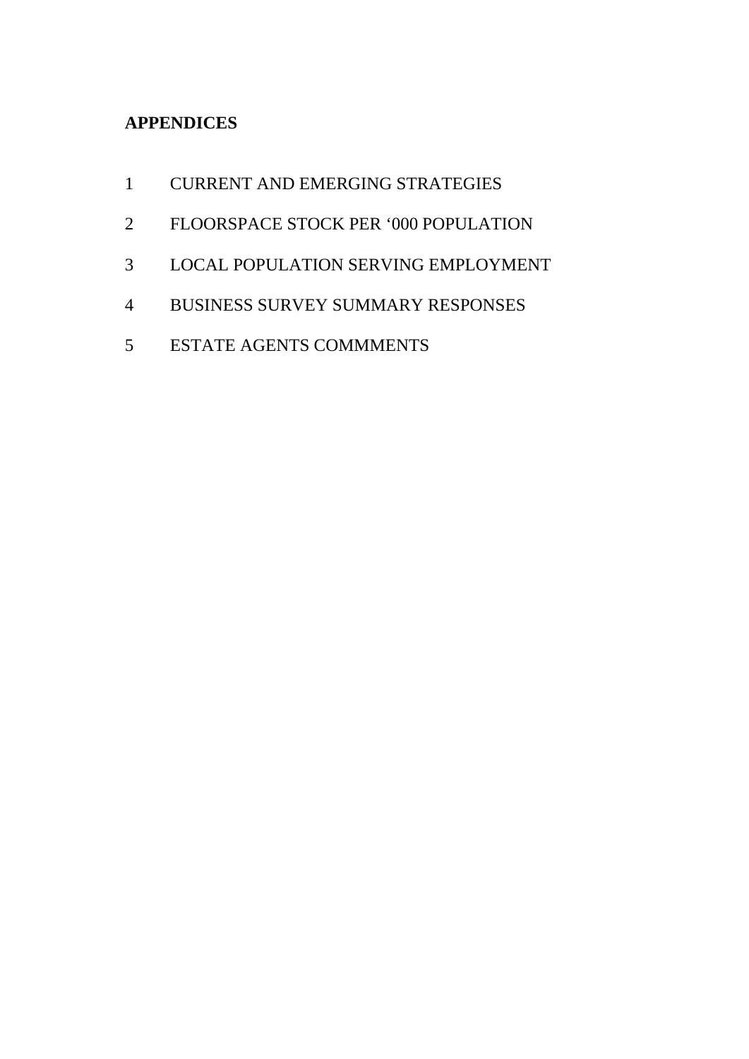**APPENDICES**

1 CURRENT AND EMERGING STRATEGIES

2 FLOORSPACE STOCK PER '000 POPULATION

3 LOCAL POPULATION SERVING EMPLOYMENT

4 BUSINESS SURVEY SUMMARY RESPONSES

5 ESTATE AGENTS COMMMENTS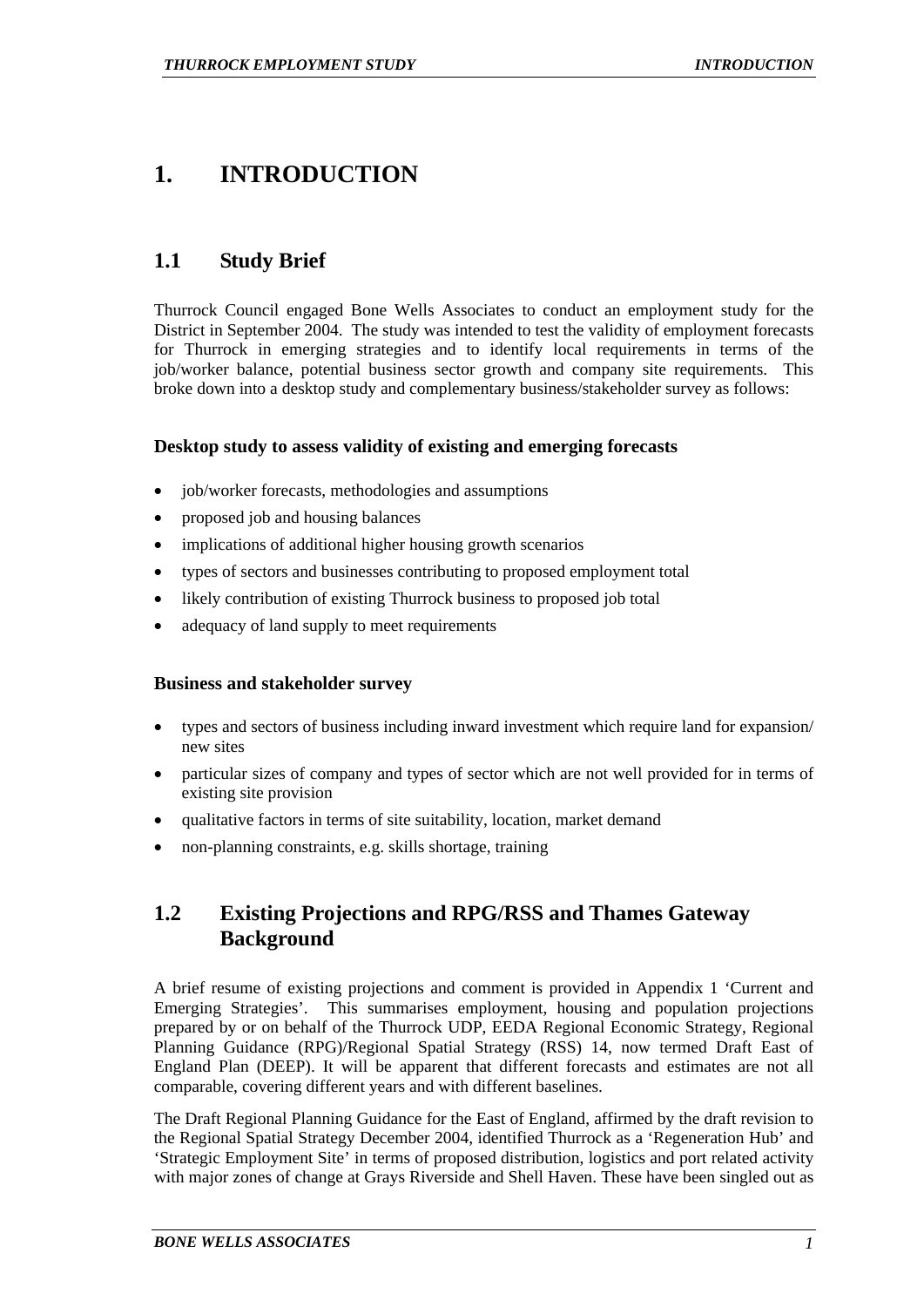# 1. INTRODUCTION

## 1.1 Study Brief

Thurrock Council engaged Bone Wells Associates to conduct an employment study for the District in September 2004. The study was intended to test the validity of employment forecasts for Thurrock in emerging strategies and to identify local requirements in terms of the job/worker balance, potential business sector growth and company site requirements. This broke down into a desktop study and complementary business/stakeholder survey as follows:

**Desktop study to assess validity of existing and emerging forecasts**

- job/worker forecasts, methodologies and assumptions
- proposed job and housing balances
- implications of additional higher housing growth scenarios
- types of sectors and businesses contributing to proposed employment total
- likely contribution of existing Thurrock business to proposed job total
- adequacy of land supply to meet requirements

**Business and stakeholder survey**

- types and sectors of business including inward investment which require land for expansion/ new sites
- particular sizes of company and types of sector which are not well provided for in terms of existing site provision
- qualitative factors in terms of site suitability, location, market demand
- non-planning constraints, e.g. skills shortage, training

## 1.2 Existing Projections and RPG/RSS and Thames Gateway Background

A brief resume of existing projections and comment is provided in Appendix 1 'Current and Emerging Strategies'. This summarises employment, housing and population projections prepared by or on behalf of the Thurrock UDP, EEDA Regional Economic Strategy, Regional Planning Guidance (RPG)/Regional Spatial Strategy (RSS) 14, now termed Draft East of England Plan (DEEP). It will be apparent that different forecasts and estimates are not all comparable, covering different years and with different baselines.

The Draft Regional Planning Guidance for the East of England, affirmed by the draft revision to the Regional Spatial Strategy December 2004, identified Thurrock as a 'Regeneration Hub' and 'Strategic Employment Site' in terms of proposed distribution, logistics and port related activity with major zones of change at Grays Riverside and Shell Haven. These have been singled out as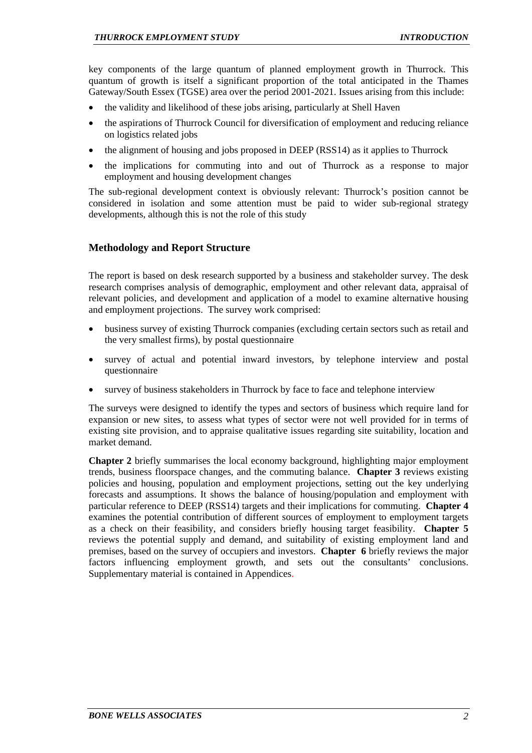key components of the large quantum of planned employment growth in Thurrock. This quantum of growth is itself a significant proportion of the total anticipated in the Thames Gateway/South Essex (TGSE) area over the period 2001-2021. Issues arising from this include:

- the validity and likelihood of these jobs arising, particularly at Shell Haven
- the aspirations of Thurrock Council for diversification of employment and reducing reliance on logistics related jobs
- the alignment of housing and jobs proposed in DEEP (RSS14) as it applies to Thurrock
- the implications for commuting into and out of Thurrock as a response to major employment and housing development changes

The sub-regional development context is obviously relevant: Thurrock's position cannot be considered in isolation and some attention must be paid to wider sub-regional strategy developments, although this is not the role of this study

## Methodology and Report Structure

The report is based on desk research supported by a business and stakeholder survey. The desk research comprises analysis of demographic, employment and other relevant data, appraisal of relevant policies, and development and application of a model to examine alternative housing and employment projections. The survey work comprised:

- business survey of existing Thurrock companies (excluding certain sectors such as retail and the very smallest firms), by postal questionnaire
- survey of actual and potential inward investors, by telephone interview and postal questionnaire
- survey of business stakeholders in Thurrock by face to face and telephone interview

The surveys were designed to identify the types and sectors of business which require land for expansion or new sites, to assess what types of sector were not well provided for in terms of existing site provision, and to appraise qualitative issues regarding site suitability, location and market demand.

**Chapter 2** briefly summarises the local economy background, highlighting major employment trends, business floorspace changes, and the commuting balance. **Chapter 3** reviews existing policies and housing, population and employment projections, setting out the key underlying forecasts and assumptions. It shows the balance of housing/population and employment with particular reference to DEEP (RSS14) targets and their implications for commuting. **Chapter 4** examines the potential contribution of different sources of employment to employment targets as a check on their feasibility, and considers briefly housing target feasibility. **Chapter 5** reviews the potential supply and demand, and suitability of existing employment land and premises, based on the survey of occupiers and investors. **Chapter 6** briefly reviews the major factors influencing employment growth, and sets out the consultants' conclusions. Supplementary material is contained in Appendices.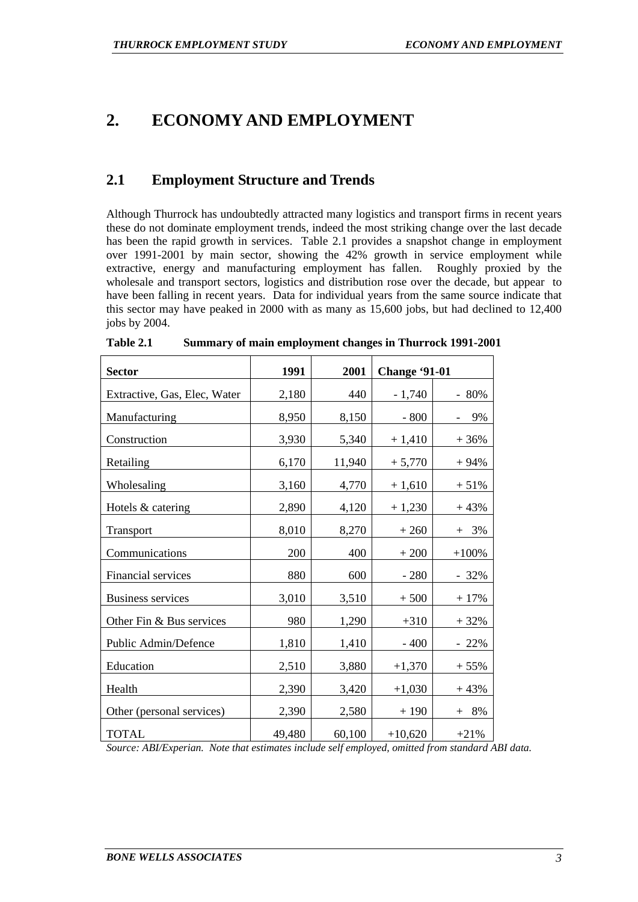# 2. ECONOMY AND EMPLOYMENT

## 2.1 Employment Structure and Trends

Although Thurrock has undoubtedly attracted many logistics and transport firms in recent years these do not dominate employment trends, indeed the most striking change over the last decade has been the rapid growth in services. Table 2.1 provides a snapshot change in employment over 1991-2001 by main sector, showing the 42% growth in service employment while extractive, energy and manufacturing employment has fallen. Roughly proxied by the wholesale and transport sectors, logistics and distribution rose over the decade, but appear to have been falling in recent years. Data for individual years from the same source indicate that this sector may have peaked in 2000 with as many as 15,600 jobs, but had declined to 12,400 jobs by 2004.

**Table 2.1 Summary of main employment changes in Thurrock 1991-2001**

| Sector | 1991 | 2001 | Change '91-01 | |
|---|---|---|---|---|
| Extractive, Gas, Elec, Water | 2,180 | 440 | - 1,740 | - 80% |
| Manufacturing | 8,950 | 8,150 | - 800 | - 9% |
| Construction | 3,930 | 5,340 | + 1,410 | + 36% |
| Retailing | 6,170 | 11,940 | + 5,770 | + 94% |
| Wholesaling | 3,160 | 4,770 | + 1,610 | + 51% |
| Hotels & catering | 2,890 | 4,120 | + 1,230 | + 43% |
| Transport | 8,010 | 8,270 | + 260 | + 3% |
| Communications | 200 | 400 | + 200 | +100% |
| Financial services | 880 | 600 | - 280 | - 32% |
| Business services | 3,010 | 3,510 | + 500 | + 17% |
| Other Fin & Bus services | 980 | 1,290 | +310 | + 32% |
| Public Admin/Defence | 1,810 | 1,410 | - 400 | - 22% |
| Education | 2,510 | 3,880 | +1,370 | + 55% |
| Health | 2,390 | 3,420 | +1,030 | + 43% |
| Other (personal services) | 2,390 | 2,580 | + 190 | + 8% |
| TOTAL | 49,480 | 60,100 | +10,620 | +21% |

*Source: ABI/Experian. Note that estimates include self employed, omitted from standard ABI data.*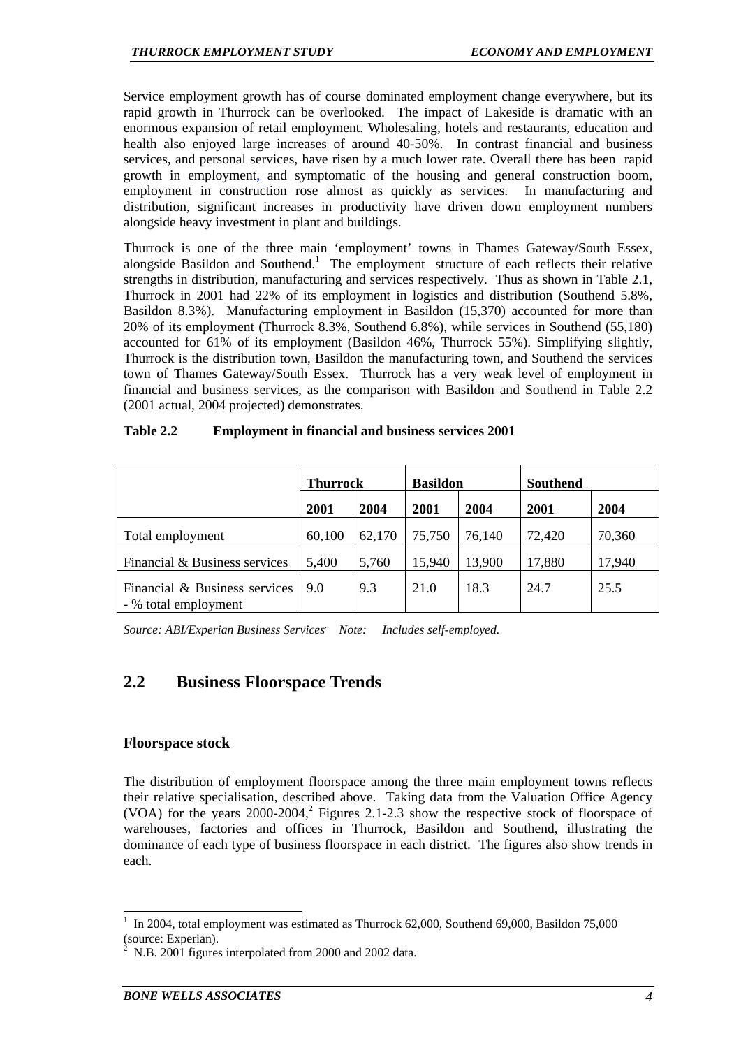Service employment growth has of course dominated employment change everywhere, but its rapid growth in Thurrock can be overlooked. The impact of Lakeside is dramatic with an enormous expansion of retail employment. Wholesaling, hotels and restaurants, education and health also enjoyed large increases of around 40-50%. In contrast financial and business services, and personal services, have risen by a much lower rate. Overall there has been rapid growth in employment, and symptomatic of the housing and general construction boom, employment in construction rose almost as quickly as services. In manufacturing and distribution, significant increases in productivity have driven down employment numbers alongside heavy investment in plant and buildings.

Thurrock is one of the three main 'employment' towns in Thames Gateway/South Essex, alongside Basildon and Southend.[1] The employment structure of each reflects their relative strengths in distribution, manufacturing and services respectively. Thus as shown in Table 2.1, Thurrock in 2001 had 22% of its employment in logistics and distribution (Southend 5.8%, Basildon 8.3%). Manufacturing employment in Basildon (15,370) accounted for more than 20% of its employment (Thurrock 8.3%, Southend 6.8%), while services in Southend (55,180) accounted for 61% of its employment (Basildon 46%, Thurrock 55%). Simplifying slightly, Thurrock is the distribution town, Basildon the manufacturing town, and Southend the services town of Thames Gateway/South Essex. Thurrock has a very weak level of employment in financial and business services, as the comparison with Basildon and Southend in Table 2.2 (2001 actual, 2004 projected) demonstrates.

**Table 2.2 Employment in financial and business services 2001**

| | Thurrock | | Basildon | | Southend | |
|---|---|---|---|---|---|---|
| | 2001 | 2004 | 2001 | 2004 | 2001 | 2004 |
| Total employment | 60,100 | 62,170 | 75,750 | 76,140 | 72,420 | 70,360 |
| Financial & Business services | 5,400 | 5,760 | 15,940 | 13,900 | 17,880 | 17,940 |
| Financial & Business services - % total employment | 9.0 | 9.3 | 21.0 | 18.3 | 24.7 | 25.5 |

*Source: ABI/Experian Business Services. Note: Includes self-employed.*

## 2.2 Business Floorspace Trends

### Floorspace stock

The distribution of employment floorspace among the three main employment towns reflects their relative specialisation, described above. Taking data from the Valuation Office Agency (VOA) for the years 2000-2004,[2] Figures 2.1-2.3 show the respective stock of floorspace of warehouses, factories and offices in Thurrock, Basildon and Southend, illustrating the dominance of each type of business floorspace in each district. The figures also show trends in each.

---

[1] In 2004, total employment was estimated as Thurrock 62,000, Southend 69,000, Basildon 75,000 (source: Experian).

[2] N.B. 2001 figures interpolated from 2000 and 2002 data.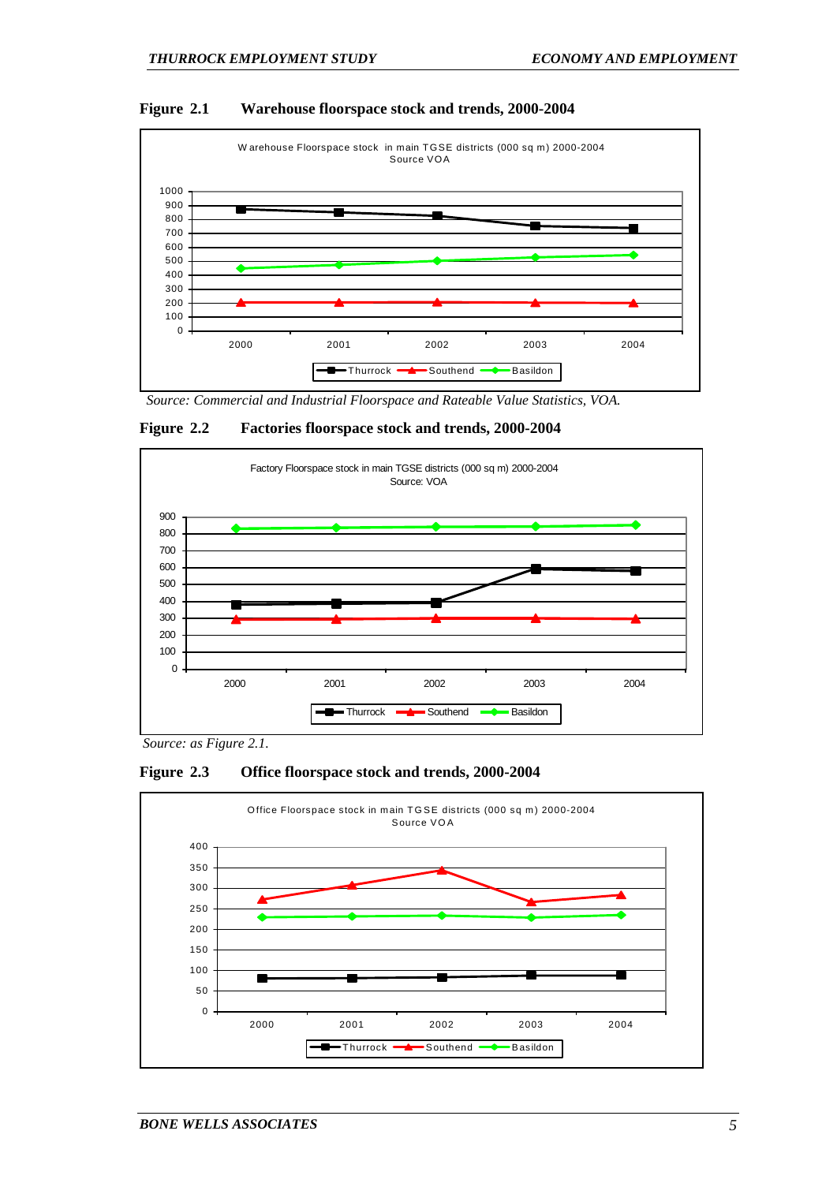**Figure 2.1 Warehouse floorspace stock and trends, 2000-2004**

*Source: Commercial and Industrial Floorspace and Rateable Value Statistics, VOA.*

**Figure 2.2 Factories floorspace stock and trends, 2000-2004**

*Source: as Figure 2.1.*

**Figure 2.3 Office floorspace stock and trends, 2000-2004**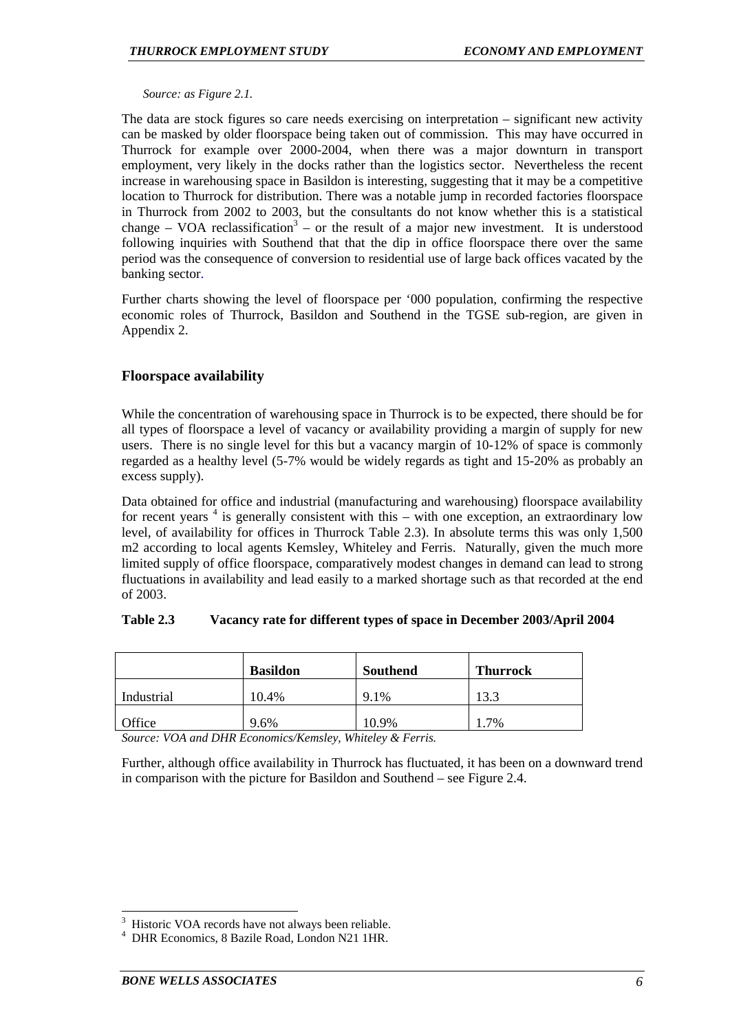*Source: as Figure 2.1.*

The data are stock figures so care needs exercising on interpretation – significant new activity can be masked by older floorspace being taken out of commission. This may have occurred in Thurrock for example over 2000-2004, when there was a major downturn in transport employment, very likely in the docks rather than the logistics sector. Nevertheless the recent increase in warehousing space in Basildon is interesting, suggesting that it may be a competitive location to Thurrock for distribution. There was a notable jump in recorded factories floorspace in Thurrock from 2002 to 2003, but the consultants do not know whether this is a statistical change – VOA reclassification[3] – or the result of a major new investment. It is understood following inquiries with Southend that that the dip in office floorspace there over the same period was the consequence of conversion to residential use of large back offices vacated by the banking sector.

Further charts showing the level of floorspace per '000 population, confirming the respective economic roles of Thurrock, Basildon and Southend in the TGSE sub-region, are given in Appendix 2.

### Floorspace availability

While the concentration of warehousing space in Thurrock is to be expected, there should be for all types of floorspace a level of vacancy or availability providing a margin of supply for new users. There is no single level for this but a vacancy margin of 10-12% of space is commonly regarded as a healthy level (5-7% would be widely regards as tight and 15-20% as probably an excess supply).

Data obtained for office and industrial (manufacturing and warehousing) floorspace availability for recent years [4] is generally consistent with this – with one exception, an extraordinary low level, of availability for offices in Thurrock Table 2.3). In absolute terms this was only 1,500 m2 according to local agents Kemsley, Whiteley and Ferris. Naturally, given the much more limited supply of office floorspace, comparatively modest changes in demand can lead to strong fluctuations in availability and lead easily to a marked shortage such as that recorded at the end of 2003.

**Table 2.3 Vacancy rate for different types of space in December 2003/April 2004**

| | Basildon | Southend | Thurrock |
|---|---|---|---|
| Industrial | 10.4% | 9.1% | 13.3 |
| Office | 9.6% | 10.9% | 1.7% |

*Source: VOA and DHR Economics/Kemsley, Whiteley & Ferris.*

Further, although office availability in Thurrock has fluctuated, it has been on a downward trend in comparison with the picture for Basildon and Southend – see Figure 2.4.

---

[3] Historic VOA records have not always been reliable.

[4] DHR Economics, 8 Bazile Road, London N21 1HR.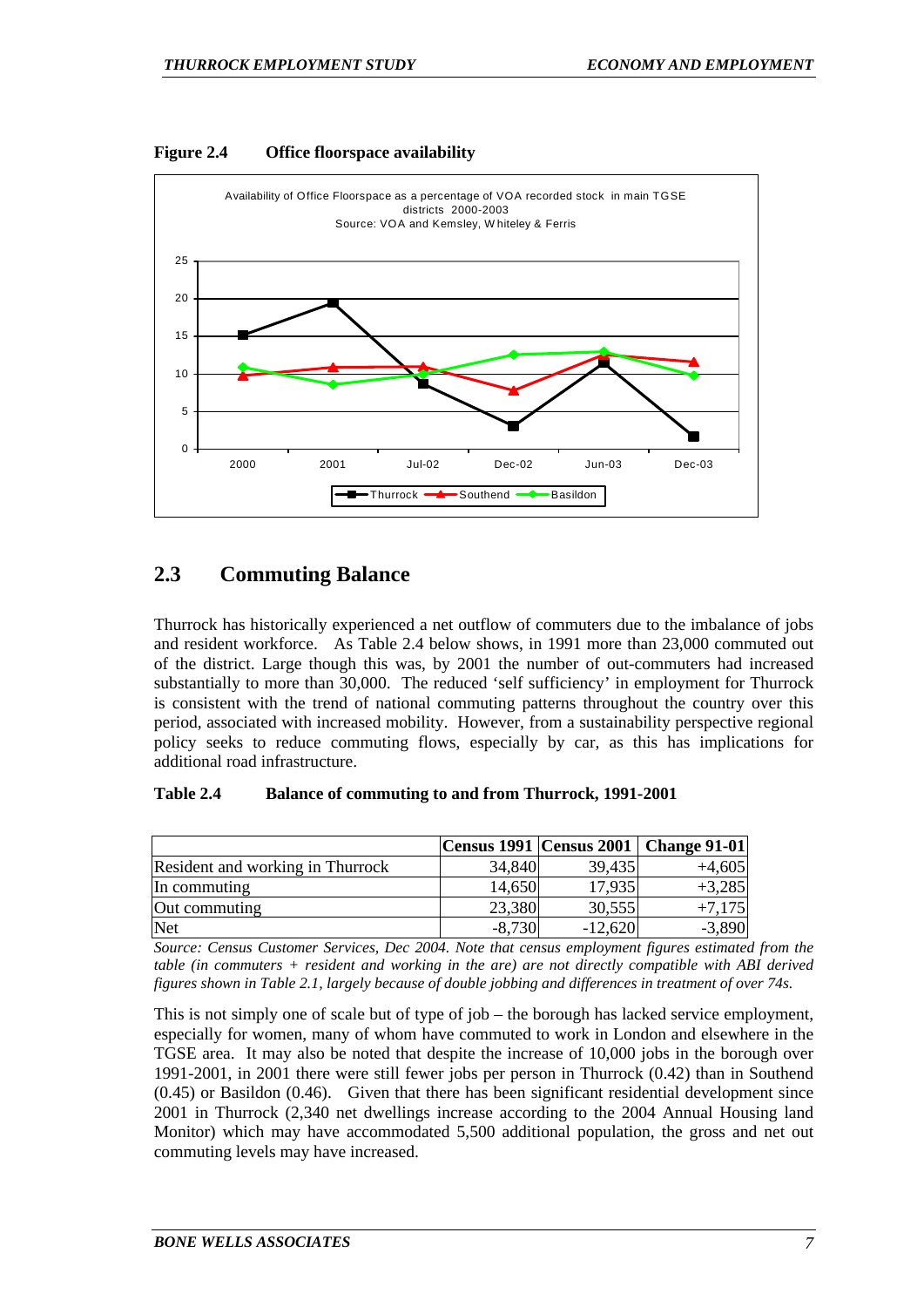**Figure 2.4 Office floorspace availability**

Availability of Office Floorspace as a percentage of VOA recorded stock in main TGSE districts 2000-2003
Source: VOA and Kemsley, Whiteley & Ferris

## 2.3 Commuting Balance

Thurrock has historically experienced a net outflow of commuters due to the imbalance of jobs and resident workforce. As Table 2.4 below shows, in 1991 more than 23,000 commuted out of the district. Large though this was, by 2001 the number of out-commuters had increased substantially to more than 30,000. The reduced 'self sufficiency' in employment for Thurrock is consistent with the trend of national commuting patterns throughout the country over this period, associated with increased mobility. However, from a sustainability perspective regional policy seeks to reduce commuting flows, especially by car, as this has implications for additional road infrastructure.

**Table 2.4 Balance of commuting to and from Thurrock, 1991-2001**

| | Census 1991 | Census 2001 | Change 91-01 |
|---|---|---|---|
| Resident and working in Thurrock | 34,840 | 39,435 | +4,605 |
| In commuting | 14,650 | 17,935 | +3,285 |
| Out commuting | 23,380 | 30,555 | +7,175 |
| Net | -8,730 | -12,620 | -3,890 |

*Source: Census Customer Services, Dec 2004. Note that census employment figures estimated from the table (in commuters + resident and working in the are) are not directly compatible with ABI derived figures shown in Table 2.1, largely because of double jobbing and differences in treatment of over 74s.*

This is not simply one of scale but of type of job – the borough has lacked service employment, especially for women, many of whom have commuted to work in London and elsewhere in the TGSE area. It may also be noted that despite the increase of 10,000 jobs in the borough over 1991-2001, in 2001 there were still fewer jobs per person in Thurrock (0.42) than in Southend (0.45) or Basildon (0.46). Given that there has been significant residential development since 2001 in Thurrock (2,340 net dwellings increase according to the 2004 Annual Housing land Monitor) which may have accommodated 5,500 additional population, the gross and net out commuting levels may have increased.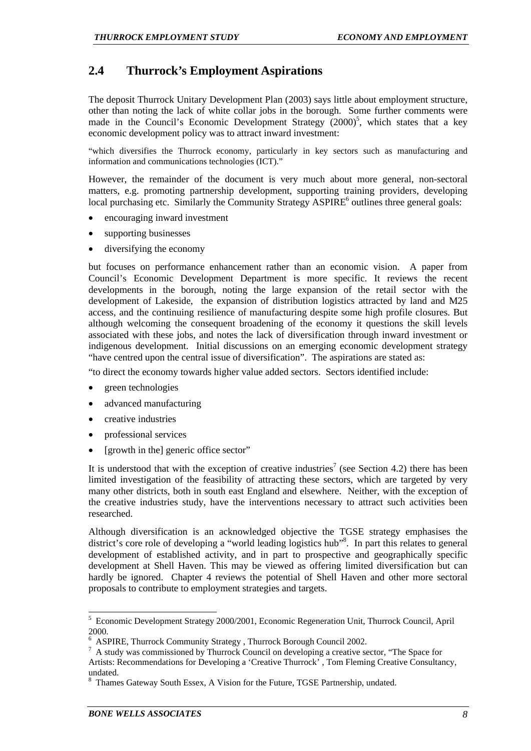## 2.4 Thurrock's Employment Aspirations

The deposit Thurrock Unitary Development Plan (2003) says little about employment structure, other than noting the lack of white collar jobs in the borough. Some further comments were made in the Council's Economic Development Strategy (2000)[5], which states that a key economic development policy was to attract inward investment:

"which diversifies the Thurrock economy, particularly in key sectors such as manufacturing and information and communications technologies (ICT)."

However, the remainder of the document is very much about more general, non-sectoral matters, e.g. promoting partnership development, supporting training providers, developing local purchasing etc. Similarly the Community Strategy ASPIRE[6] outlines three general goals:

- encouraging inward investment
- supporting businesses
- diversifying the economy

but focuses on performance enhancement rather than an economic vision. A paper from Council's Economic Development Department is more specific. It reviews the recent developments in the borough, noting the large expansion of the retail sector with the development of Lakeside, the expansion of distribution logistics attracted by land and M25 access, and the continuing resilience of manufacturing despite some high profile closures. But although welcoming the consequent broadening of the economy it questions the skill levels associated with these jobs, and notes the lack of diversification through inward investment or indigenous development. Initial discussions on an emerging economic development strategy "have centred upon the central issue of diversification". The aspirations are stated as:

"to direct the economy towards higher value added sectors. Sectors identified include:

- green technologies
- advanced manufacturing
- creative industries
- professional services
- [growth in the] generic office sector"

It is understood that with the exception of creative industries[7] (see Section 4.2) there has been limited investigation of the feasibility of attracting these sectors, which are targeted by very many other districts, both in south east England and elsewhere. Neither, with the exception of the creative industries study, have the interventions necessary to attract such activities been researched.

Although diversification is an acknowledged objective the TGSE strategy emphasises the district's core role of developing a "world leading logistics hub"[8]. In part this relates to general development of established activity, and in part to prospective and geographically specific development at Shell Haven. This may be viewed as offering limited diversification but can hardly be ignored. Chapter 4 reviews the potential of Shell Haven and other more sectoral proposals to contribute to employment strategies and targets.

---

[5] Economic Development Strategy 2000/2001, Economic Regeneration Unit, Thurrock Council, April 2000.

[6] ASPIRE, Thurrock Community Strategy , Thurrock Borough Council 2002.

[7] A study was commissioned by Thurrock Council on developing a creative sector, "The Space for Artists: Recommendations for Developing a 'Creative Thurrock' , Tom Fleming Creative Consultancy, undated.

[8] Thames Gateway South Essex, A Vision for the Future, TGSE Partnership, undated.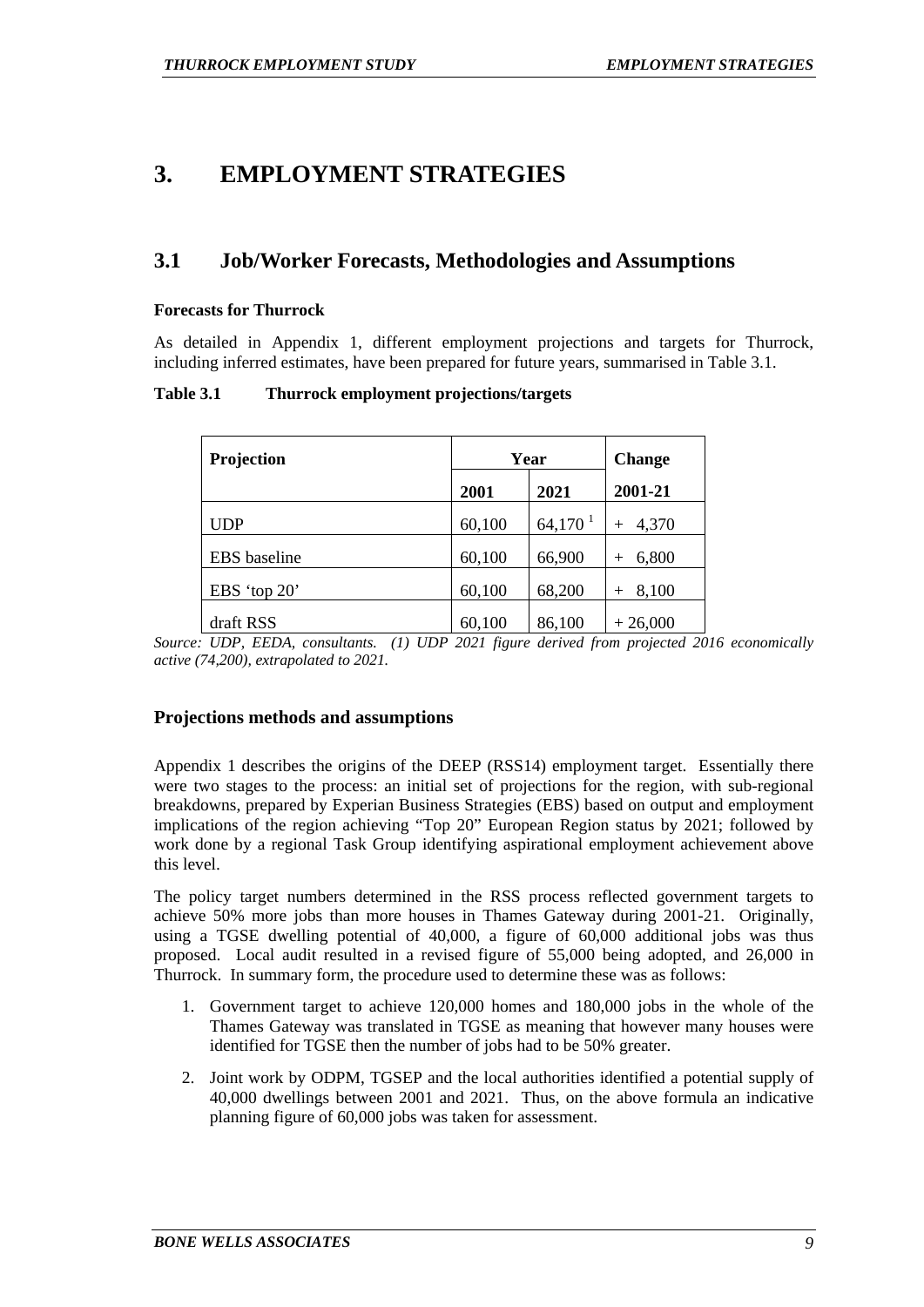# 3. EMPLOYMENT STRATEGIES

## 3.1 Job/Worker Forecasts, Methodologies and Assumptions

**Forecasts for Thurrock**

As detailed in Appendix 1, different employment projections and targets for Thurrock, including inferred estimates, have been prepared for future years, summarised in Table 3.1.

**Table 3.1 Thurrock employment projections/targets**

| Projection | Year | | Change |
|---|---|---|---|
| | 2001 | 2021 | 2001-21 |
| UDP | 60,100 | 64,170 [1] | + 4,370 |
| EBS baseline | 60,100 | 66,900 | + 6,800 |
| EBS 'top 20' | 60,100 | 68,200 | + 8,100 |
| draft RSS | 60,100 | 86,100 | + 26,000 |

*Source: UDP, EEDA, consultants. (1) UDP 2021 figure derived from projected 2016 economically active (74,200), extrapolated to 2021.*

### Projections methods and assumptions

Appendix 1 describes the origins of the DEEP (RSS14) employment target. Essentially there were two stages to the process: an initial set of projections for the region, with sub-regional breakdowns, prepared by Experian Business Strategies (EBS) based on output and employment implications of the region achieving "Top 20" European Region status by 2021; followed by work done by a regional Task Group identifying aspirational employment achievement above this level.

The policy target numbers determined in the RSS process reflected government targets to achieve 50% more jobs than more houses in Thames Gateway during 2001-21. Originally, using a TGSE dwelling potential of 40,000, a figure of 60,000 additional jobs was thus proposed. Local audit resulted in a revised figure of 55,000 being adopted, and 26,000 in Thurrock. In summary form, the procedure used to determine these was as follows:

1. Government target to achieve 120,000 homes and 180,000 jobs in the whole of the Thames Gateway was translated in TGSE as meaning that however many houses were identified for TGSE then the number of jobs had to be 50% greater.
2. Joint work by ODPM, TGSEP and the local authorities identified a potential supply of 40,000 dwellings between 2001 and 2021. Thus, on the above formula an indicative planning figure of 60,000 jobs was taken for assessment.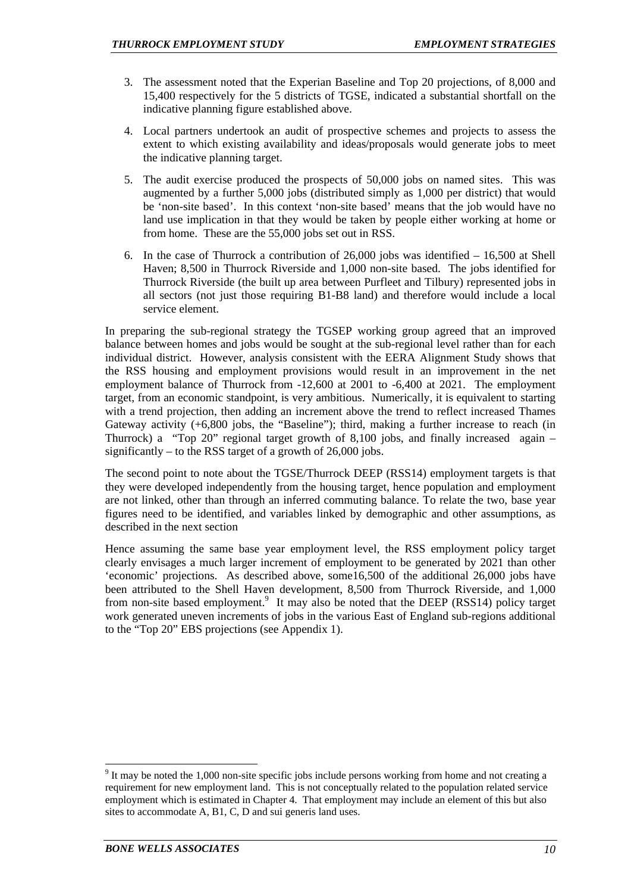3. The assessment noted that the Experian Baseline and Top 20 projections, of 8,000 and 15,400 respectively for the 5 districts of TGSE, indicated a substantial shortfall on the indicative planning figure established above.

4. Local partners undertook an audit of prospective schemes and projects to assess the extent to which existing availability and ideas/proposals would generate jobs to meet the indicative planning target.

5. The audit exercise produced the prospects of 50,000 jobs on named sites. This was augmented by a further 5,000 jobs (distributed simply as 1,000 per district) that would be 'non-site based'. In this context 'non-site based' means that the job would have no land use implication in that they would be taken by people either working at home or from home. These are the 55,000 jobs set out in RSS.

6. In the case of Thurrock a contribution of 26,000 jobs was identified – 16,500 at Shell Haven; 8,500 in Thurrock Riverside and 1,000 non-site based. The jobs identified for Thurrock Riverside (the built up area between Purfleet and Tilbury) represented jobs in all sectors (not just those requiring B1-B8 land) and therefore would include a local service element.

In preparing the sub-regional strategy the TGSEP working group agreed that an improved balance between homes and jobs would be sought at the sub-regional level rather than for each individual district. However, analysis consistent with the EERA Alignment Study shows that the RSS housing and employment provisions would result in an improvement in the net employment balance of Thurrock from -12,600 at 2001 to -6,400 at 2021. The employment target, from an economic standpoint, is very ambitious. Numerically, it is equivalent to starting with a trend projection, then adding an increment above the trend to reflect increased Thames Gateway activity (+6,800 jobs, the "Baseline"); third, making a further increase to reach (in Thurrock) a "Top 20" regional target growth of 8,100 jobs, and finally increased again – significantly – to the RSS target of a growth of 26,000 jobs.

The second point to note about the TGSE/Thurrock DEEP (RSS14) employment targets is that they were developed independently from the housing target, hence population and employment are not linked, other than through an inferred commuting balance. To relate the two, base year figures need to be identified, and variables linked by demographic and other assumptions, as described in the next section

Hence assuming the same base year employment level, the RSS employment policy target clearly envisages a much larger increment of employment to be generated by 2021 than other 'economic' projections. As described above, some16,500 of the additional 26,000 jobs have been attributed to the Shell Haven development, 8,500 from Thurrock Riverside, and 1,000 from non-site based employment.[9] It may also be noted that the DEEP (RSS14) policy target work generated uneven increments of jobs in the various East of England sub-regions additional to the "Top 20" EBS projections (see Appendix 1).

[9] It may be noted the 1,000 non-site specific jobs include persons working from home and not creating a requirement for new employment land. This is not conceptually related to the population related service employment which is estimated in Chapter 4. That employment may include an element of this but also sites to accommodate A, B1, C, D and sui generis land uses.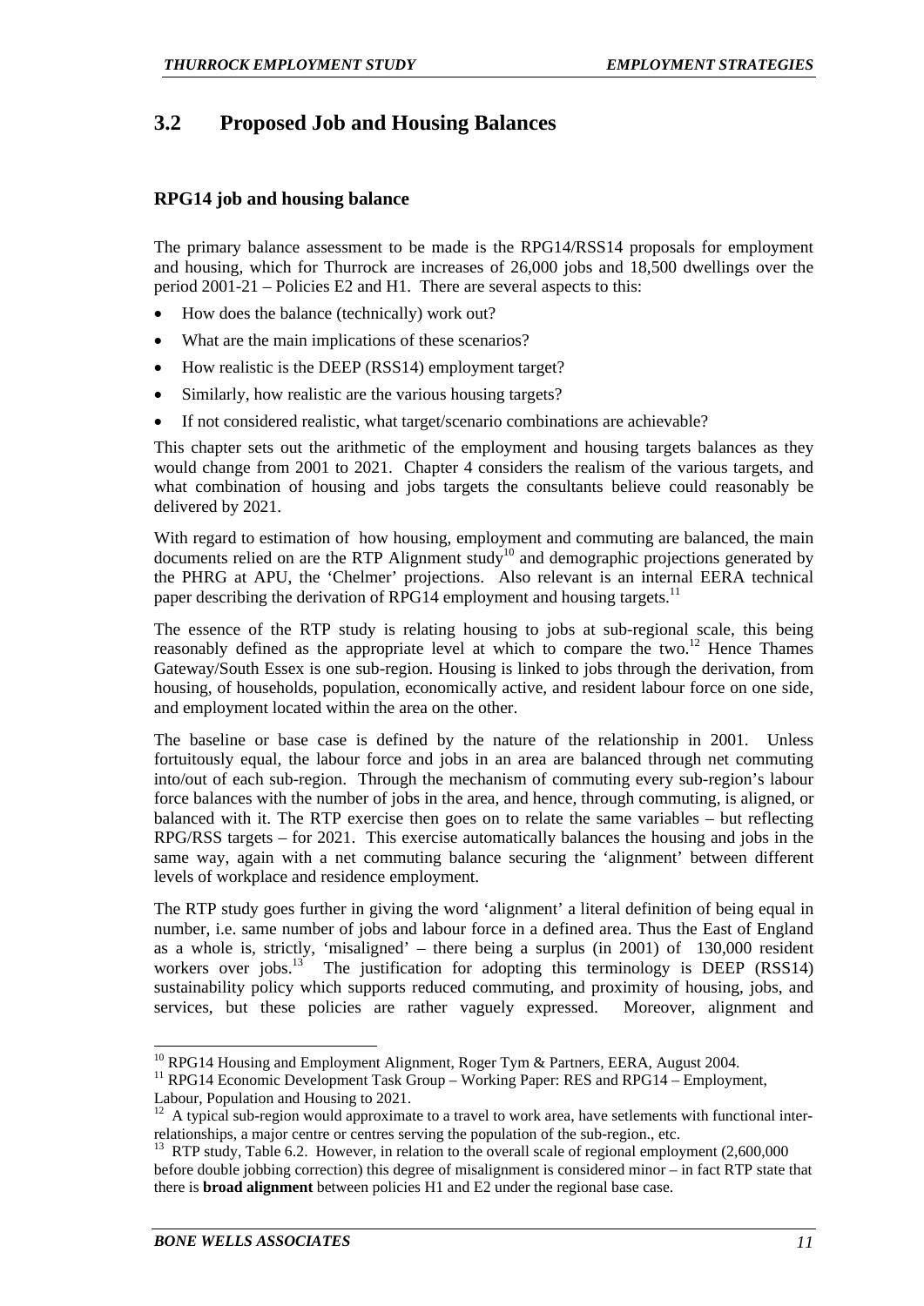## 3.2 Proposed Job and Housing Balances

### RPG14 job and housing balance

The primary balance assessment to be made is the RPG14/RSS14 proposals for employment and housing, which for Thurrock are increases of 26,000 jobs and 18,500 dwellings over the period 2001-21 – Policies E2 and H1. There are several aspects to this:

- How does the balance (technically) work out?
- What are the main implications of these scenarios?
- How realistic is the DEEP (RSS14) employment target?
- Similarly, how realistic are the various housing targets?
- If not considered realistic, what target/scenario combinations are achievable?

This chapter sets out the arithmetic of the employment and housing targets balances as they would change from 2001 to 2021. Chapter 4 considers the realism of the various targets, and what combination of housing and jobs targets the consultants believe could reasonably be delivered by 2021.

With regard to estimation of how housing, employment and commuting are balanced, the main documents relied on are the RTP Alignment study[10] and demographic projections generated by the PHRG at APU, the 'Chelmer' projections. Also relevant is an internal EERA technical paper describing the derivation of RPG14 employment and housing targets.[11]

The essence of the RTP study is relating housing to jobs at sub-regional scale, this being reasonably defined as the appropriate level at which to compare the two.[12] Hence Thames Gateway/South Essex is one sub-region. Housing is linked to jobs through the derivation, from housing, of households, population, economically active, and resident labour force on one side, and employment located within the area on the other.

The baseline or base case is defined by the nature of the relationship in 2001. Unless fortuitously equal, the labour force and jobs in an area are balanced through net commuting into/out of each sub-region. Through the mechanism of commuting every sub-region's labour force balances with the number of jobs in the area, and hence, through commuting, is aligned, or balanced with it. The RTP exercise then goes on to relate the same variables – but reflecting RPG/RSS targets – for 2021. This exercise automatically balances the housing and jobs in the same way, again with a net commuting balance securing the 'alignment' between different levels of workplace and residence employment.

The RTP study goes further in giving the word 'alignment' a literal definition of being equal in number, i.e. same number of jobs and labour force in a defined area. Thus the East of England as a whole is, strictly, 'misaligned' – there being a surplus (in 2001) of 130,000 resident workers over jobs.[13] The justification for adopting this terminology is DEEP (RSS14) sustainability policy which supports reduced commuting, and proximity of housing, jobs, and services, but these policies are rather vaguely expressed. Moreover, alignment and

---

[10] RPG14 Housing and Employment Alignment, Roger Tym & Partners, EERA, August 2004.

[11] RPG14 Economic Development Task Group – Working Paper: RES and RPG14 – Employment, Labour, Population and Housing to 2021.

[12] A typical sub-region would approximate to a travel to work area, have setlements with functional inter-relationships, a major centre or centres serving the population of the sub-region., etc.

[13] RTP study, Table 6.2. However, in relation to the overall scale of regional employment (2,600,000 before double jobbing correction) this degree of misalignment is considered minor – in fact RTP state that there is **broad alignment** between policies H1 and E2 under the regional base case.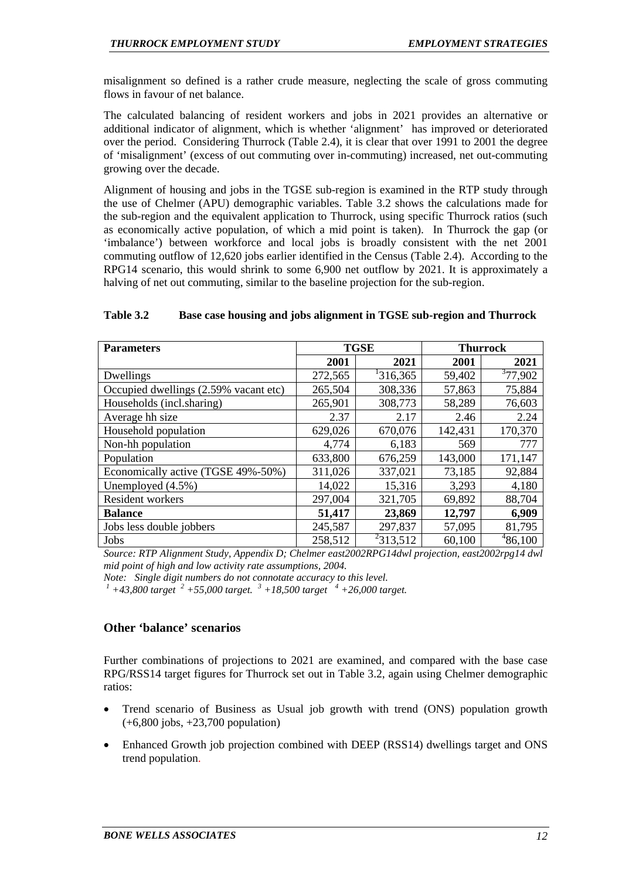misalignment so defined is a rather crude measure, neglecting the scale of gross commuting flows in favour of net balance.

The calculated balancing of resident workers and jobs in 2021 provides an alternative or additional indicator of alignment, which is whether 'alignment' has improved or deteriorated over the period. Considering Thurrock (Table 2.4), it is clear that over 1991 to 2001 the degree of 'misalignment' (excess of out commuting over in-commuting) increased, net out-commuting growing over the decade.

Alignment of housing and jobs in the TGSE sub-region is examined in the RTP study through the use of Chelmer (APU) demographic variables. Table 3.2 shows the calculations made for the sub-region and the equivalent application to Thurrock, using specific Thurrock ratios (such as economically active population, of which a mid point is taken). In Thurrock the gap (or 'imbalance') between workforce and local jobs is broadly consistent with the net 2001 commuting outflow of 12,620 jobs earlier identified in the Census (Table 2.4). According to the RPG14 scenario, this would shrink to some 6,900 net outflow by 2021. It is approximately a halving of net out commuting, similar to the baseline projection for the sub-region.

**Table 3.2 Base case housing and jobs alignment in TGSE sub-region and Thurrock**

| Parameters | TGSE | | Thurrock | |
|---|---|---|---|---|
| | 2001 | 2021 | 2001 | 2021 |
| Dwellings | 272,565 | [1]316,365 | 59,402 | [3]77,902 |
| Occupied dwellings (2.59% vacant etc) | 265,504 | 308,336 | 57,863 | 75,884 |
| Households (incl.sharing) | 265,901 | 308,773 | 58,289 | 76,603 |
| Average hh size | 2.37 | 2.17 | 2.46 | 2.24 |
| Household population | 629,026 | 670,076 | 142,431 | 170,370 |
| Non-hh population | 4,774 | 6,183 | 569 | 777 |
| Population | 633,800 | 676,259 | 143,000 | 171,147 |
| Economically active (TGSE 49%-50%) | 311,026 | 337,021 | 73,185 | 92,884 |
| Unemployed (4.5%) | 14,022 | 15,316 | 3,293 | 4,180 |
| Resident workers | 297,004 | 321,705 | 69,892 | 88,704 |
| **Balance** | **51,417** | **23,869** | **12,797** | **6,909** |
| Jobs less double jobbers | 245,587 | 297,837 | 57,095 | 81,795 |
| Jobs | 258,512 | [2]313,512 | 60,100 | [4]86,100 |

*Source: RTP Alignment Study, Appendix D; Chelmer east2002RPG14dwl projection, east2002rpg14 dwl mid point of high and low activity rate assumptions, 2004.*

*Note: Single digit numbers do not connotate accuracy to this level.*

*[1] +43,800 target [2] +55,000 target. [3] +18,500 target [4] +26,000 target.*

## Other 'balance' scenarios

Further combinations of projections to 2021 are examined, and compared with the base case RPG/RSS14 target figures for Thurrock set out in Table 3.2, again using Chelmer demographic ratios:

- Trend scenario of Business as Usual job growth with trend (ONS) population growth (+6,800 jobs, +23,700 population)
- Enhanced Growth job projection combined with DEEP (RSS14) dwellings target and ONS trend population.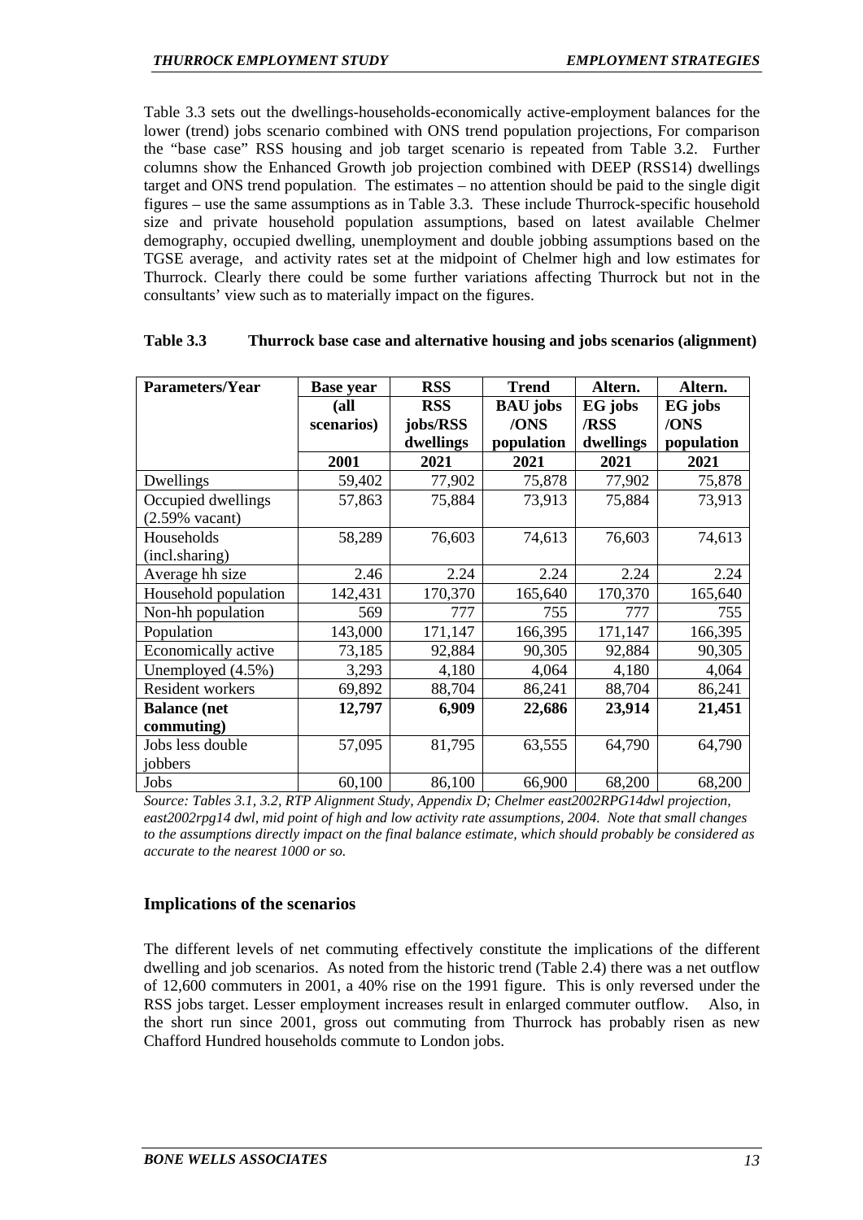Table 3.3 sets out the dwellings-households-economically active-employment balances for the lower (trend) jobs scenario combined with ONS trend population projections, For comparison the "base case" RSS housing and job target scenario is repeated from Table 3.2. Further columns show the Enhanced Growth job projection combined with DEEP (RSS14) dwellings target and ONS trend population. The estimates – no attention should be paid to the single digit figures – use the same assumptions as in Table 3.3. These include Thurrock-specific household size and private household population assumptions, based on latest available Chelmer demography, occupied dwelling, unemployment and double jobbing assumptions based on the TGSE average, and activity rates set at the midpoint of Chelmer high and low estimates for Thurrock. Clearly there could be some further variations affecting Thurrock but not in the consultants' view such as to materially impact on the figures.

**Table 3.3 Thurrock base case and alternative housing and jobs scenarios (alignment)**

| Parameters/Year | Base year (all scenarios) | RSS RSS jobs/RSS dwellings | Trend BAU jobs /ONS population | Altern. EG jobs /RSS dwellings | Altern. EG jobs /ONS population |
|---|---|---|---|---|---|
| | **2001** | **2021** | **2021** | **2021** | **2021** |
| Dwellings | 59,402 | 77,902 | 75,878 | 77,902 | 75,878 |
| Occupied dwellings (2.59% vacant) | 57,863 | 75,884 | 73,913 | 75,884 | 73,913 |
| Households (incl.sharing) | 58,289 | 76,603 | 74,613 | 76,603 | 74,613 |
| Average hh size | 2.46 | 2.24 | 2.24 | 2.24 | 2.24 |
| Household population | 142,431 | 170,370 | 165,640 | 170,370 | 165,640 |
| Non-hh population | 569 | 777 | 755 | 777 | 755 |
| Population | 143,000 | 171,147 | 166,395 | 171,147 | 166,395 |
| Economically active | 73,185 | 92,884 | 90,305 | 92,884 | 90,305 |
| Unemployed (4.5%) | 3,293 | 4,180 | 4,064 | 4,180 | 4,064 |
| Resident workers | 69,892 | 88,704 | 86,241 | 88,704 | 86,241 |
| **Balance (net commuting)** | **12,797** | **6,909** | **22,686** | **23,914** | **21,451** |
| Jobs less double jobbers | 57,095 | 81,795 | 63,555 | 64,790 | 64,790 |
| Jobs | 60,100 | 86,100 | 66,900 | 68,200 | 68,200 |

*Source: Tables 3.1, 3.2, RTP Alignment Study, Appendix D; Chelmer east2002RPG14dwl projection, east2002rpg14 dwl, mid point of high and low activity rate assumptions, 2004. Note that small changes to the assumptions directly impact on the final balance estimate, which should probably be considered as accurate to the nearest 1000 or so.*

### Implications of the scenarios

The different levels of net commuting effectively constitute the implications of the different dwelling and job scenarios. As noted from the historic trend (Table 2.4) there was a net outflow of 12,600 commuters in 2001, a 40% rise on the 1991 figure. This is only reversed under the RSS jobs target. Lesser employment increases result in enlarged commuter outflow. Also, in the short run since 2001, gross out commuting from Thurrock has probably risen as new Chafford Hundred households commute to London jobs.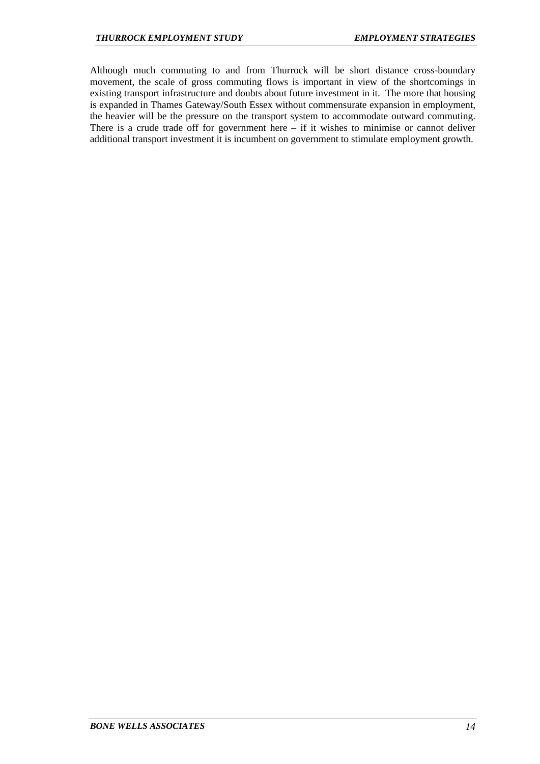Although much commuting to and from Thurrock will be short distance cross-boundary movement, the scale of gross commuting flows is important in view of the shortcomings in existing transport infrastructure and doubts about future investment in it. The more that housing is expanded in Thames Gateway/South Essex without commensurate expansion in employment, the heavier will be the pressure on the transport system to accommodate outward commuting. There is a crude trade off for government here – if it wishes to minimise or cannot deliver additional transport investment it is incumbent on government to stimulate employment growth.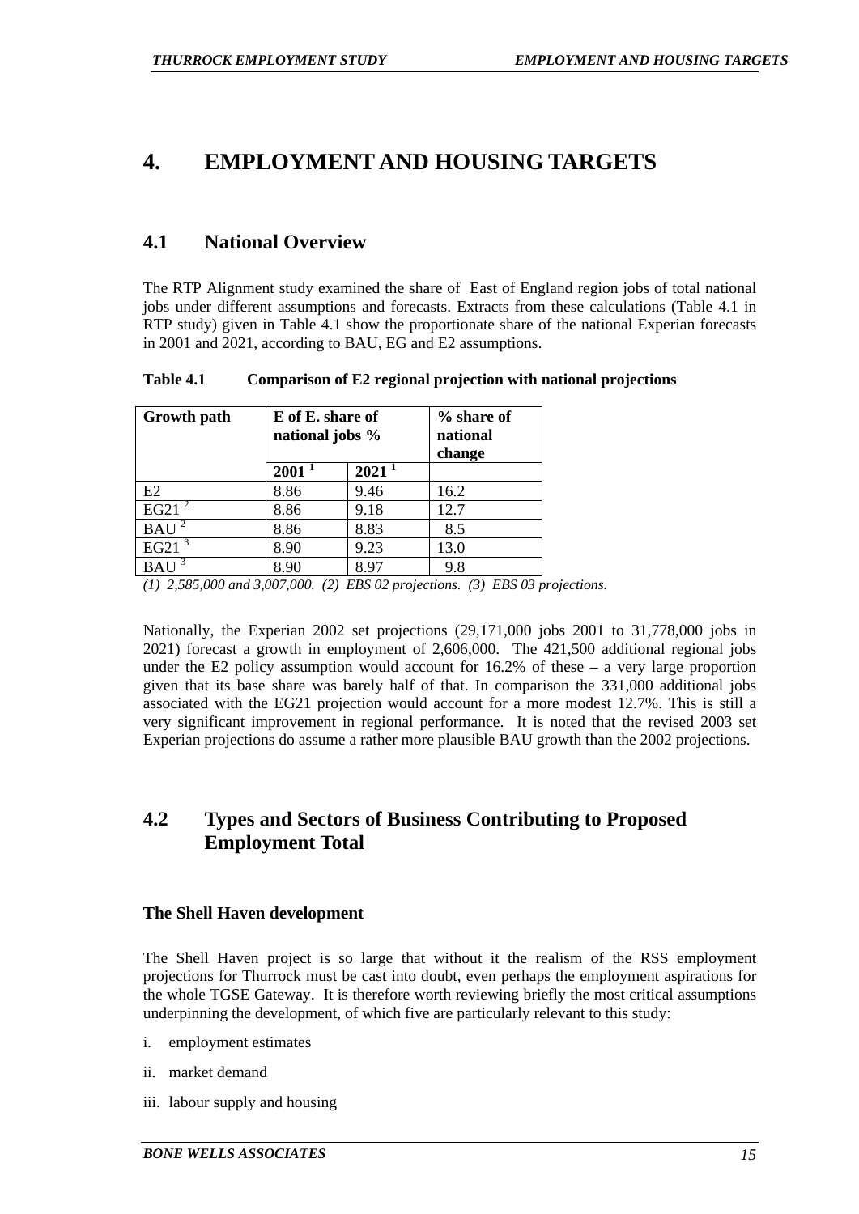# 4. EMPLOYMENT AND HOUSING TARGETS

## 4.1 National Overview

The RTP Alignment study examined the share of East of England region jobs of total national jobs under different assumptions and forecasts. Extracts from these calculations (Table 4.1 in RTP study) given in Table 4.1 show the proportionate share of the national Experian forecasts in 2001 and 2021, according to BAU, EG and E2 assumptions.

**Table 4.1 Comparison of E2 regional projection with national projections**

| Growth path | E of E. share of national jobs % | | % share of national change |
|---|---|---|---|
| | 2001 [1] | 2021 [1] | |
| E2 | 8.86 | 9.46 | 16.2 |
| EG21 [2] | 8.86 | 9.18 | 12.7 |
| BAU [2] | 8.86 | 8.83 | 8.5 |
| EG21 [3] | 8.90 | 9.23 | 13.0 |
| BAU [3] | 8.90 | 8.97 | 9.8 |

*(1) 2,585,000 and 3,007,000. (2) EBS 02 projections. (3) EBS 03 projections.*

Nationally, the Experian 2002 set projections (29,171,000 jobs 2001 to 31,778,000 jobs in 2021) forecast a growth in employment of 2,606,000. The 421,500 additional regional jobs under the E2 policy assumption would account for 16.2% of these – a very large proportion given that its base share was barely half of that. In comparison the 331,000 additional jobs associated with the EG21 projection would account for a more modest 12.7%. This is still a very significant improvement in regional performance. It is noted that the revised 2003 set Experian projections do assume a rather more plausible BAU growth than the 2002 projections.

## 4.2 Types and Sectors of Business Contributing to Proposed Employment Total

### The Shell Haven development

The Shell Haven project is so large that without it the realism of the RSS employment projections for Thurrock must be cast into doubt, even perhaps the employment aspirations for the whole TGSE Gateway. It is therefore worth reviewing briefly the most critical assumptions underpinning the development, of which five are particularly relevant to this study:

i. employment estimates

ii. market demand

iii. labour supply and housing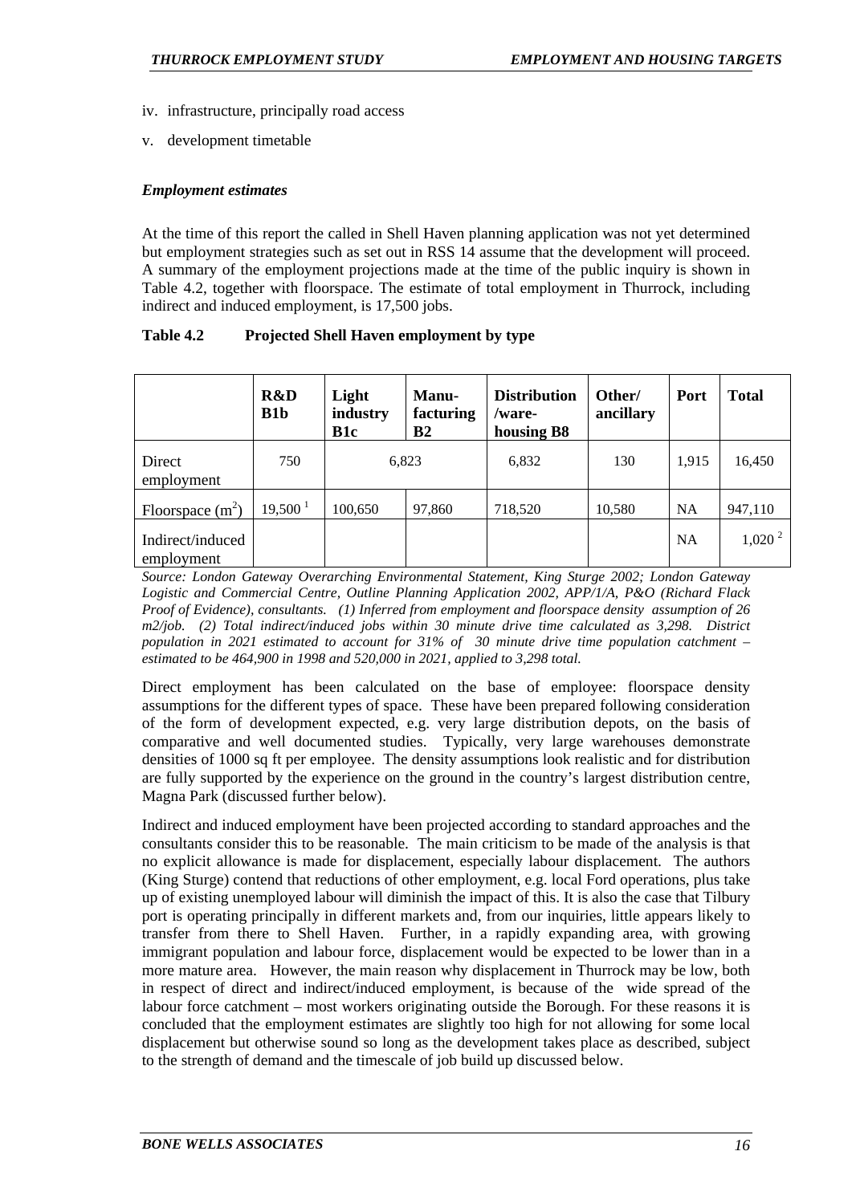iv. infrastructure, principally road access

v. development timetable

### *Employment estimates*

At the time of this report the called in Shell Haven planning application was not yet determined but employment strategies such as set out in RSS 14 assume that the development will proceed. A summary of the employment projections made at the time of the public inquiry is shown in Table 4.2, together with floorspace. The estimate of total employment in Thurrock, including indirect and induced employment, is 17,500 jobs.

**Table 4.2 Projected Shell Haven employment by type**

| | R&D B1b | Light industry B1c | Manu-facturing B2 | Distribution /ware-housing B8 | Other/ ancillary | Port | Total |
|---|---|---|---|---|---|---|---|
| Direct employment | 750 | 6,823 | | 6,832 | 130 | 1,915 | 16,450 |
| Floorspace ($m^2$) | 19,500 [1] | 100,650 | 97,860 | 718,520 | 10,580 | NA | 947,110 |
| Indirect/induced employment | | | | | | NA | 1,020 [2] |

*Source: London Gateway Overarching Environmental Statement, King Sturge 2002; London Gateway Logistic and Commercial Centre, Outline Planning Application 2002, APP/1/A, P&O (Richard Flack Proof of Evidence), consultants. (1) Inferred from employment and floorspace density assumption of 26 m2/job. (2) Total indirect/induced jobs within 30 minute drive time calculated as 3,298. District population in 2021 estimated to account for 31% of 30 minute drive time population catchment – estimated to be 464,900 in 1998 and 520,000 in 2021, applied to 3,298 total.*

Direct employment has been calculated on the base of employee: floorspace density assumptions for the different types of space. These have been prepared following consideration of the form of development expected, e.g. very large distribution depots, on the basis of comparative and well documented studies. Typically, very large warehouses demonstrate densities of 1000 sq ft per employee. The density assumptions look realistic and for distribution are fully supported by the experience on the ground in the country's largest distribution centre, Magna Park (discussed further below).

Indirect and induced employment have been projected according to standard approaches and the consultants consider this to be reasonable. The main criticism to be made of the analysis is that no explicit allowance is made for displacement, especially labour displacement. The authors (King Sturge) contend that reductions of other employment, e.g. local Ford operations, plus take up of existing unemployed labour will diminish the impact of this. It is also the case that Tilbury port is operating principally in different markets and, from our inquiries, little appears likely to transfer from there to Shell Haven. Further, in a rapidly expanding area, with growing immigrant population and labour force, displacement would be expected to be lower than in a more mature area. However, the main reason why displacement in Thurrock may be low, both in respect of direct and indirect/induced employment, is because of the wide spread of the labour force catchment – most workers originating outside the Borough. For these reasons it is concluded that the employment estimates are slightly too high for not allowing for some local displacement but otherwise sound so long as the development takes place as described, subject to the strength of demand and the timescale of job build up discussed below.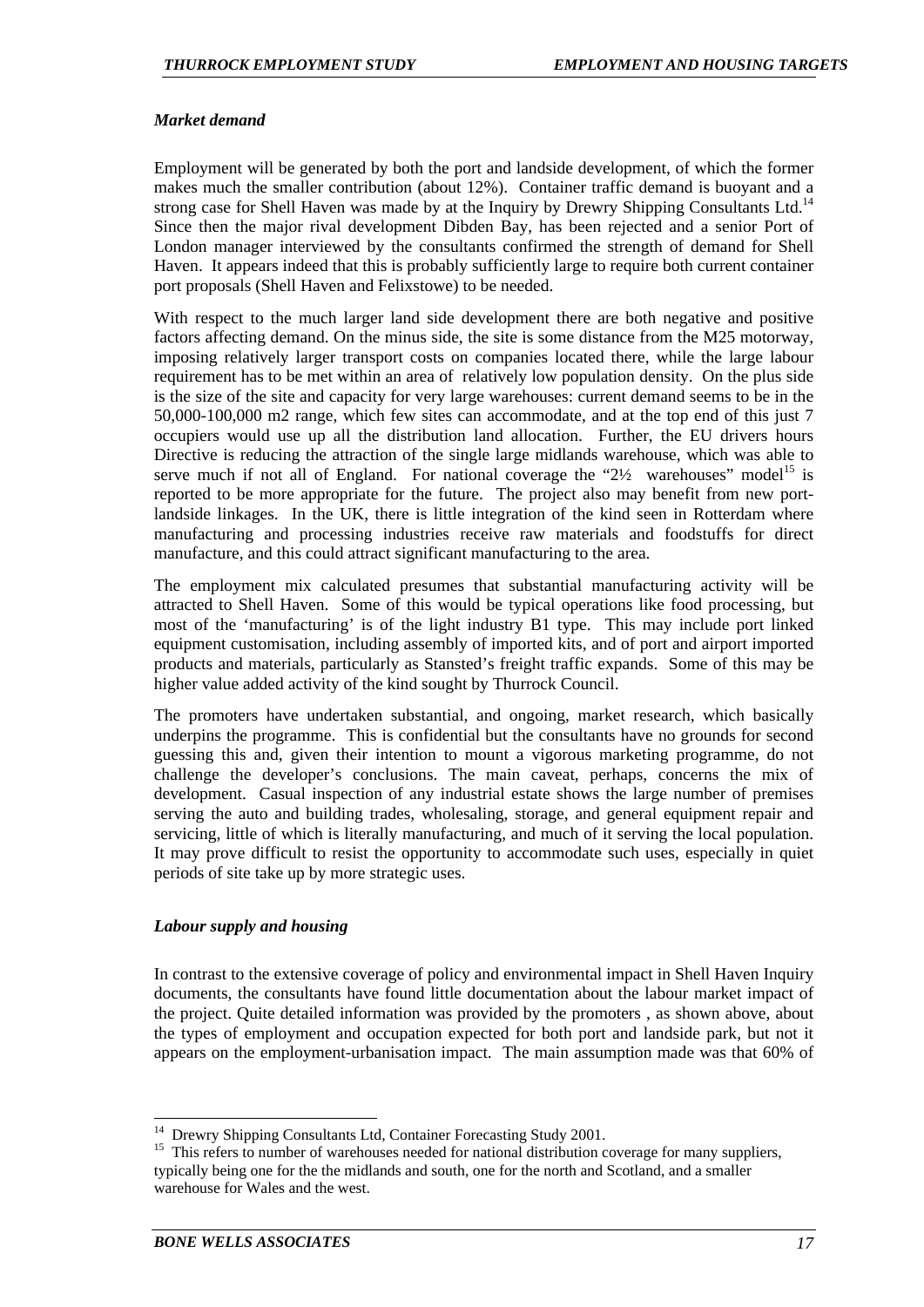### *Market demand*

Employment will be generated by both the port and landside development, of which the former makes much the smaller contribution (about 12%). Container traffic demand is buoyant and a strong case for Shell Haven was made by at the Inquiry by Drewry Shipping Consultants Ltd.[14] Since then the major rival development Dibden Bay, has been rejected and a senior Port of London manager interviewed by the consultants confirmed the strength of demand for Shell Haven. It appears indeed that this is probably sufficiently large to require both current container port proposals (Shell Haven and Felixstowe) to be needed.

With respect to the much larger land side development there are both negative and positive factors affecting demand. On the minus side, the site is some distance from the M25 motorway, imposing relatively larger transport costs on companies located there, while the large labour requirement has to be met within an area of relatively low population density. On the plus side is the size of the site and capacity for very large warehouses: current demand seems to be in the 50,000-100,000 m2 range, which few sites can accommodate, and at the top end of this just 7 occupiers would use up all the distribution land allocation. Further, the EU drivers hours Directive is reducing the attraction of the single large midlands warehouse, which was able to serve much if not all of England. For national coverage the "2½ warehouses" model[15] is reported to be more appropriate for the future. The project also may benefit from new port-landside linkages. In the UK, there is little integration of the kind seen in Rotterdam where manufacturing and processing industries receive raw materials and foodstuffs for direct manufacture, and this could attract significant manufacturing to the area.

The employment mix calculated presumes that substantial manufacturing activity will be attracted to Shell Haven. Some of this would be typical operations like food processing, but most of the 'manufacturing' is of the light industry B1 type. This may include port linked equipment customisation, including assembly of imported kits, and of port and airport imported products and materials, particularly as Stansted's freight traffic expands. Some of this may be higher value added activity of the kind sought by Thurrock Council.

The promoters have undertaken substantial, and ongoing, market research, which basically underpins the programme. This is confidential but the consultants have no grounds for second guessing this and, given their intention to mount a vigorous marketing programme, do not challenge the developer's conclusions. The main caveat, perhaps, concerns the mix of development. Casual inspection of any industrial estate shows the large number of premises serving the auto and building trades, wholesaling, storage, and general equipment repair and servicing, little of which is literally manufacturing, and much of it serving the local population. It may prove difficult to resist the opportunity to accommodate such uses, especially in quiet periods of site take up by more strategic uses.

### *Labour supply and housing*

In contrast to the extensive coverage of policy and environmental impact in Shell Haven Inquiry documents, the consultants have found little documentation about the labour market impact of the project. Quite detailed information was provided by the promoters , as shown above, about the types of employment and occupation expected for both port and landside park, but not it appears on the employment-urbanisation impact. The main assumption made was that 60% of

---

[14] Drewry Shipping Consultants Ltd, Container Forecasting Study 2001.

[15] This refers to number of warehouses needed for national distribution coverage for many suppliers, typically being one for the the midlands and south, one for the north and Scotland, and a smaller warehouse for Wales and the west.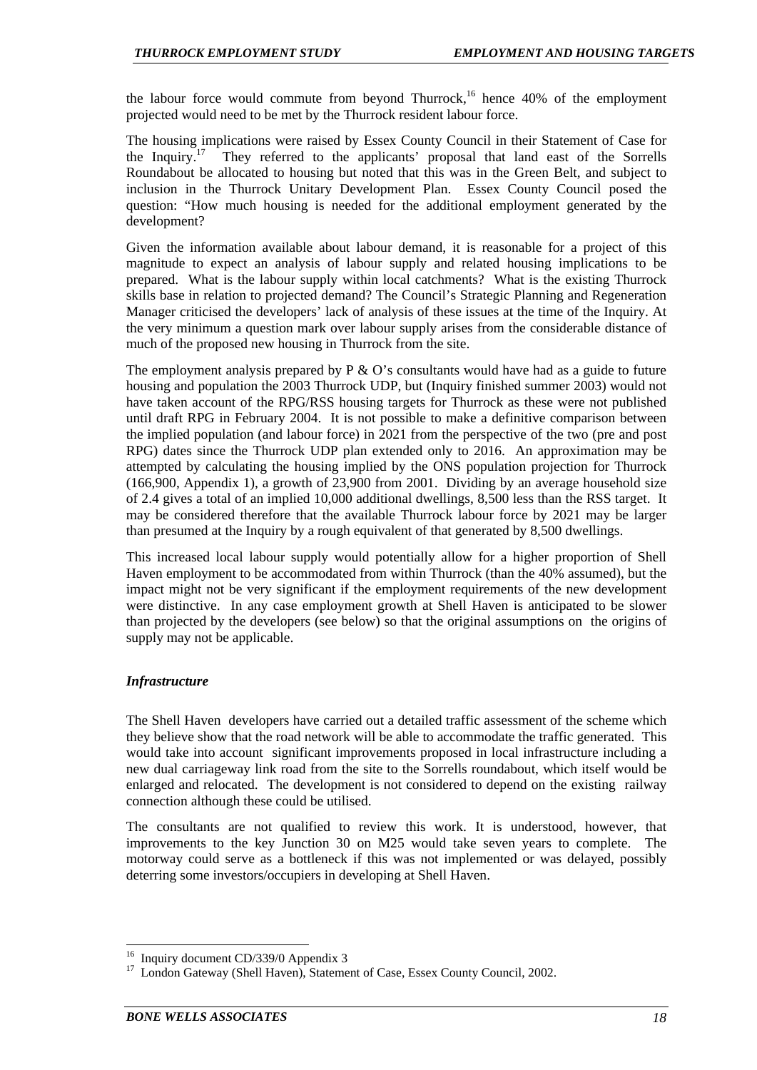the labour force would commute from beyond Thurrock,[16] hence 40% of the employment projected would need to be met by the Thurrock resident labour force.

The housing implications were raised by Essex County Council in their Statement of Case for the Inquiry.[17] They referred to the applicants' proposal that land east of the Sorrells Roundabout be allocated to housing but noted that this was in the Green Belt, and subject to inclusion in the Thurrock Unitary Development Plan. Essex County Council posed the question: "How much housing is needed for the additional employment generated by the development?

Given the information available about labour demand, it is reasonable for a project of this magnitude to expect an analysis of labour supply and related housing implications to be prepared. What is the labour supply within local catchments? What is the existing Thurrock skills base in relation to projected demand? The Council's Strategic Planning and Regeneration Manager criticised the developers' lack of analysis of these issues at the time of the Inquiry. At the very minimum a question mark over labour supply arises from the considerable distance of much of the proposed new housing in Thurrock from the site.

The employment analysis prepared by P & O's consultants would have had as a guide to future housing and population the 2003 Thurrock UDP, but (Inquiry finished summer 2003) would not have taken account of the RPG/RSS housing targets for Thurrock as these were not published until draft RPG in February 2004. It is not possible to make a definitive comparison between the implied population (and labour force) in 2021 from the perspective of the two (pre and post RPG) dates since the Thurrock UDP plan extended only to 2016. An approximation may be attempted by calculating the housing implied by the ONS population projection for Thurrock (166,900, Appendix 1), a growth of 23,900 from 2001. Dividing by an average household size of 2.4 gives a total of an implied 10,000 additional dwellings, 8,500 less than the RSS target. It may be considered therefore that the available Thurrock labour force by 2021 may be larger than presumed at the Inquiry by a rough equivalent of that generated by 8,500 dwellings.

This increased local labour supply would potentially allow for a higher proportion of Shell Haven employment to be accommodated from within Thurrock (than the 40% assumed), but the impact might not be very significant if the employment requirements of the new development were distinctive. In any case employment growth at Shell Haven is anticipated to be slower than projected by the developers (see below) so that the original assumptions on the origins of supply may not be applicable.

### *Infrastructure*

The Shell Haven developers have carried out a detailed traffic assessment of the scheme which they believe show that the road network will be able to accommodate the traffic generated. This would take into account significant improvements proposed in local infrastructure including a new dual carriageway link road from the site to the Sorrells roundabout, which itself would be enlarged and relocated. The development is not considered to depend on the existing railway connection although these could be utilised.

The consultants are not qualified to review this work. It is understood, however, that improvements to the key Junction 30 on M25 would take seven years to complete. The motorway could serve as a bottleneck if this was not implemented or was delayed, possibly deterring some investors/occupiers in developing at Shell Haven.

---

[16] Inquiry document CD/339/0 Appendix 3

[17] London Gateway (Shell Haven), Statement of Case, Essex County Council, 2002.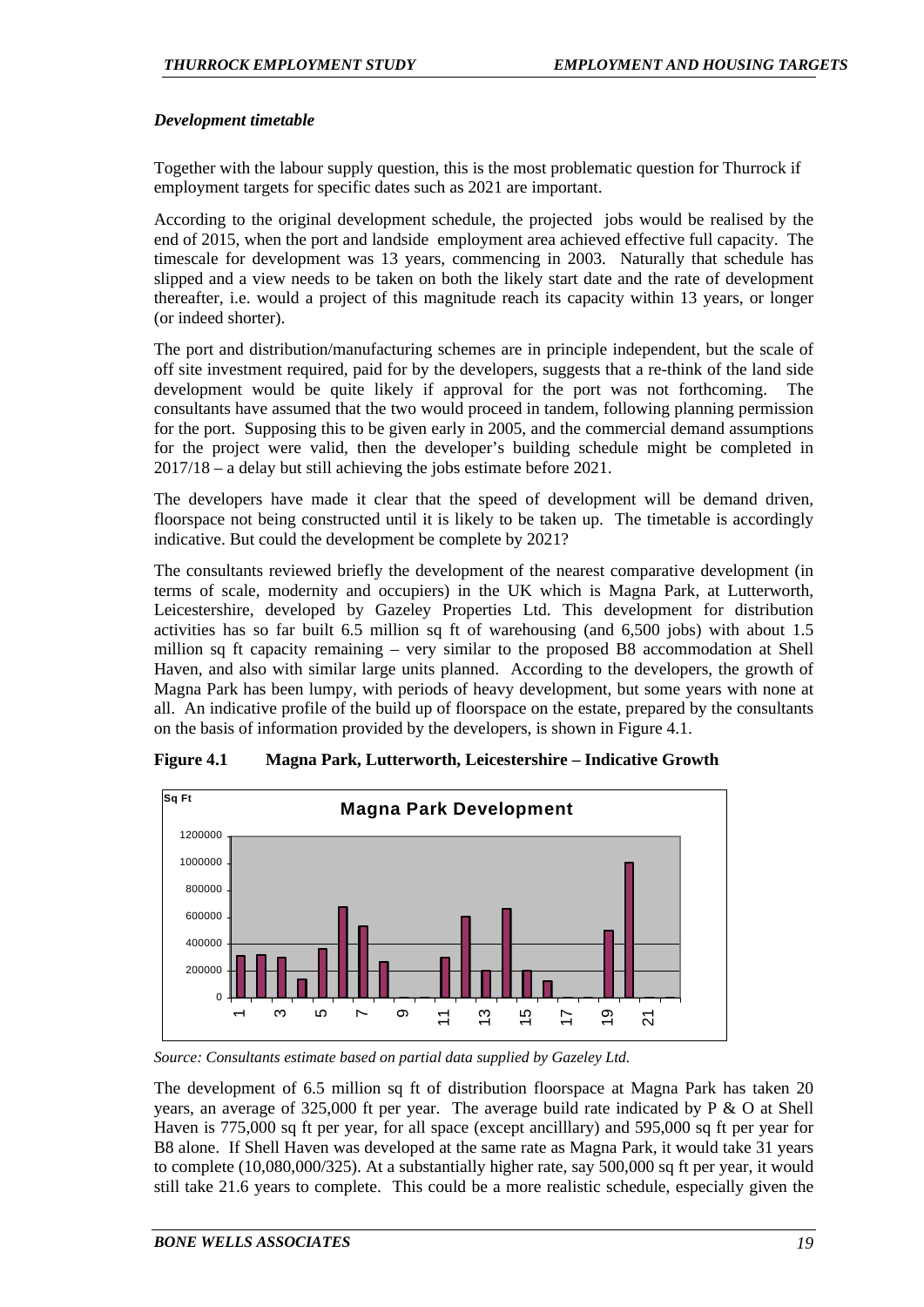### *Development timetable*

Together with the labour supply question, this is the most problematic question for Thurrock if employment targets for specific dates such as 2021 are important.

According to the original development schedule, the projected jobs would be realised by the end of 2015, when the port and landside employment area achieved effective full capacity. The timescale for development was 13 years, commencing in 2003. Naturally that schedule has slipped and a view needs to be taken on both the likely start date and the rate of development thereafter, i.e. would a project of this magnitude reach its capacity within 13 years, or longer (or indeed shorter).

The port and distribution/manufacturing schemes are in principle independent, but the scale of off site investment required, paid for by the developers, suggests that a re-think of the land side development would be quite likely if approval for the port was not forthcoming. The consultants have assumed that the two would proceed in tandem, following planning permission for the port. Supposing this to be given early in 2005, and the commercial demand assumptions for the project were valid, then the developer's building schedule might be completed in 2017/18 – a delay but still achieving the jobs estimate before 2021.

The developers have made it clear that the speed of development will be demand driven, floorspace not being constructed until it is likely to be taken up. The timetable is accordingly indicative. But could the development be complete by 2021?

The consultants reviewed briefly the development of the nearest comparative development (in terms of scale, modernity and occupiers) in the UK which is Magna Park, at Lutterworth, Leicestershire, developed by Gazeley Properties Ltd. This development for distribution activities has so far built 6.5 million sq ft of warehousing (and 6,500 jobs) with about 1.5 million sq ft capacity remaining – very similar to the proposed B8 accommodation at Shell Haven, and also with similar large units planned. According to the developers, the growth of Magna Park has been lumpy, with periods of heavy development, but some years with none at all. An indicative profile of the build up of floorspace on the estate, prepared by the consultants on the basis of information provided by the developers, is shown in Figure 4.1.

**Figure 4.1 Magna Park, Lutterworth, Leicestershire – Indicative Growth**

*Source: Consultants estimate based on partial data supplied by Gazeley Ltd.*

The development of 6.5 million sq ft of distribution floorspace at Magna Park has taken 20 years, an average of 325,000 ft per year. The average build rate indicated by P & O at Shell Haven is 775,000 sq ft per year, for all space (except ancilllary) and 595,000 sq ft per year for B8 alone. If Shell Haven was developed at the same rate as Magna Park, it would take 31 years to complete (10,080,000/325). At a substantially higher rate, say 500,000 sq ft per year, it would still take 21.6 years to complete. This could be a more realistic schedule, especially given the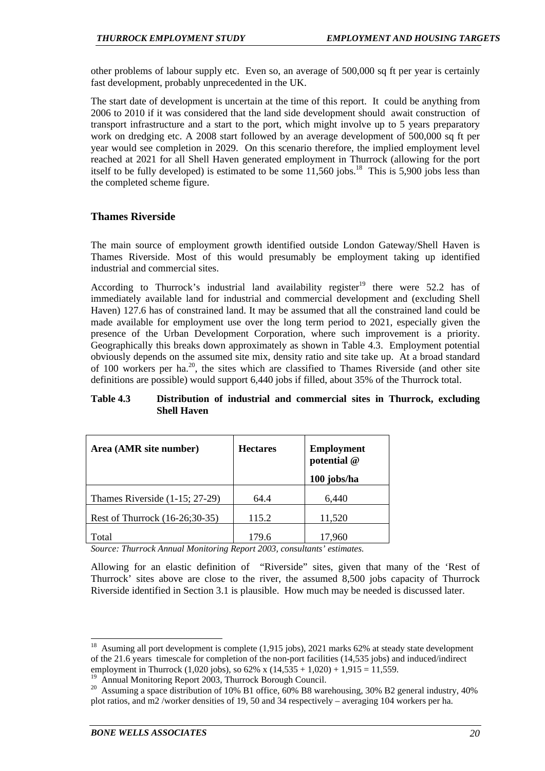other problems of labour supply etc. Even so, an average of 500,000 sq ft per year is certainly fast development, probably unprecedented in the UK.

The start date of development is uncertain at the time of this report. It could be anything from 2006 to 2010 if it was considered that the land side development should await construction of transport infrastructure and a start to the port, which might involve up to 5 years preparatory work on dredging etc. A 2008 start followed by an average development of 500,000 sq ft per year would see completion in 2029. On this scenario therefore, the implied employment level reached at 2021 for all Shell Haven generated employment in Thurrock (allowing for the port itself to be fully developed) is estimated to be some 11,560 jobs.[18] This is 5,900 jobs less than the completed scheme figure.

## Thames Riverside

The main source of employment growth identified outside London Gateway/Shell Haven is Thames Riverside. Most of this would presumably be employment taking up identified industrial and commercial sites.

According to Thurrock's industrial land availability register[19] there were 52.2 has of immediately available land for industrial and commercial development and (excluding Shell Haven) 127.6 has of constrained land. It may be assumed that all the constrained land could be made available for employment use over the long term period to 2021, especially given the presence of the Urban Development Corporation, where such improvement is a priority. Geographically this breaks down approximately as shown in Table 4.3. Employment potential obviously depends on the assumed site mix, density ratio and site take up. At a broad standard of 100 workers per ha.[20], the sites which are classified to Thames Riverside (and other site definitions are possible) would support 6,440 jobs if filled, about 35% of the Thurrock total.

**Table 4.3 Distribution of industrial and commercial sites in Thurrock, excluding Shell Haven**

| Area (AMR site number) | Hectares | Employment potential @ 100 jobs/ha |
|---|---|---|
| Thames Riverside (1-15; 27-29) | 64.4 | 6,440 |
| Rest of Thurrock (16-26;30-35) | 115.2 | 11,520 |
| Total | 179.6 | 17,960 |

*Source: Thurrock Annual Monitoring Report 2003, consultants' estimates.*

Allowing for an elastic definition of "Riverside" sites, given that many of the 'Rest of Thurrock' sites above are close to the river, the assumed 8,500 jobs capacity of Thurrock Riverside identified in Section 3.1 is plausible. How much may be needed is discussed later.

---

[18] Asuming all port development is complete (1,915 jobs), 2021 marks 62% at steady state development of the 21.6 years timescale for completion of the non-port facilities (14,535 jobs) and induced/indirect employment in Thurrock (1,020 jobs), so 62% x (14,535 + 1,020) + 1,915 = 11,559.

[19] Annual Monitoring Report 2003, Thurrock Borough Council.

[20] Assuming a space distribution of 10% B1 office, 60% B8 warehousing, 30% B2 general industry, 40% plot ratios, and m2 /worker densities of 19, 50 and 34 respectively – averaging 104 workers per ha.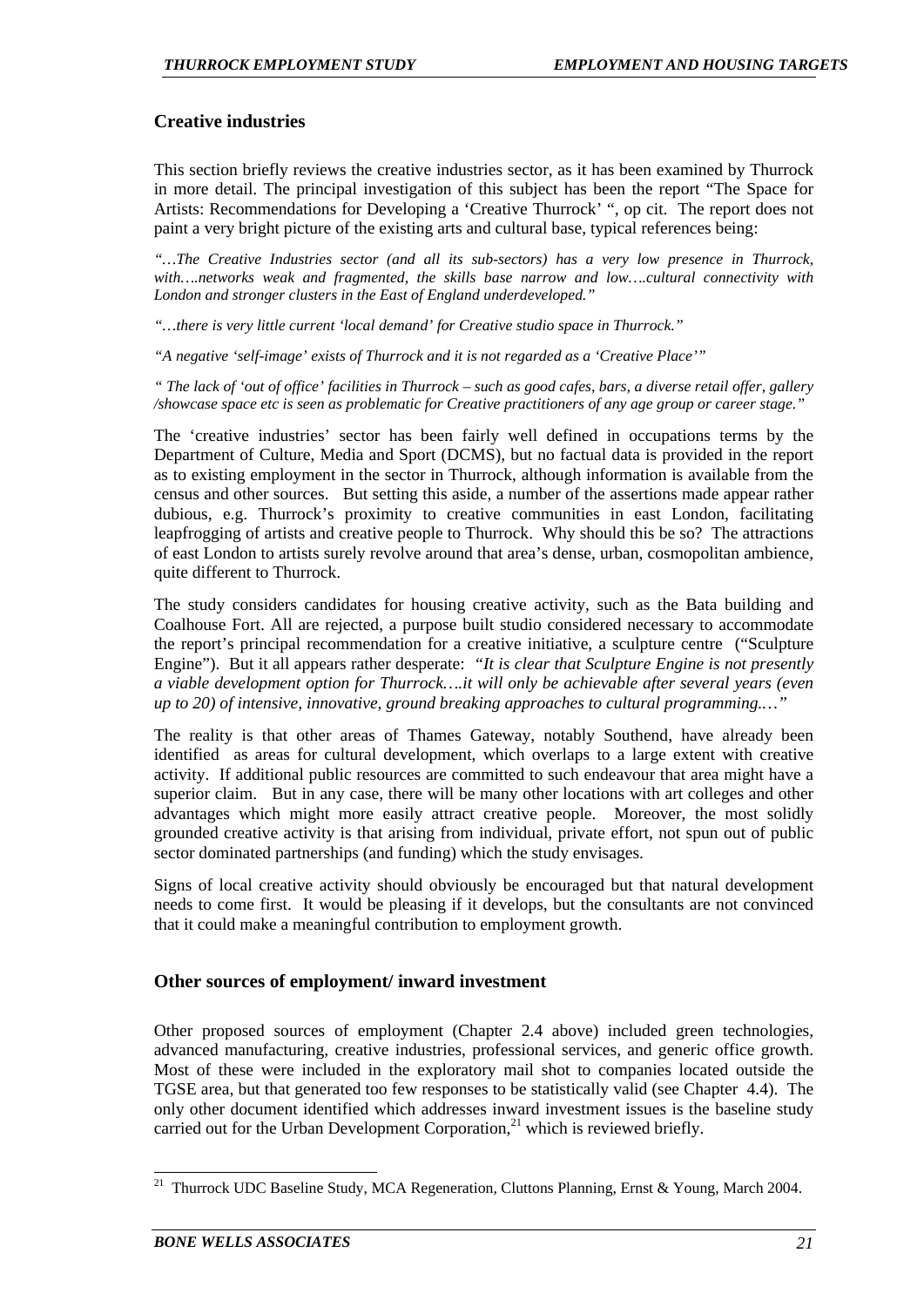## Creative industries

This section briefly reviews the creative industries sector, as it has been examined by Thurrock in more detail. The principal investigation of this subject has been the report "The Space for Artists: Recommendations for Developing a 'Creative Thurrock' ", op cit. The report does not paint a very bright picture of the existing arts and cultural base, typical references being:

*"…The Creative Industries sector (and all its sub-sectors) has a very low presence in Thurrock, with….networks weak and fragmented, the skills base narrow and low….cultural connectivity with London and stronger clusters in the East of England underdeveloped."*

*"…there is very little current 'local demand' for Creative studio space in Thurrock."*

*"A negative 'self-image' exists of Thurrock and it is not regarded as a 'Creative Place'"*

*" The lack of 'out of office' facilities in Thurrock – such as good cafes, bars, a diverse retail offer, gallery /showcase space etc is seen as problematic for Creative practitioners of any age group or career stage."*

The 'creative industries' sector has been fairly well defined in occupations terms by the Department of Culture, Media and Sport (DCMS), but no factual data is provided in the report as to existing employment in the sector in Thurrock, although information is available from the census and other sources. But setting this aside, a number of the assertions made appear rather dubious, e.g. Thurrock's proximity to creative communities in east London, facilitating leapfrogging of artists and creative people to Thurrock. Why should this be so? The attractions of east London to artists surely revolve around that area's dense, urban, cosmopolitan ambience, quite different to Thurrock.

The study considers candidates for housing creative activity, such as the Bata building and Coalhouse Fort. All are rejected, a purpose built studio considered necessary to accommodate the report's principal recommendation for a creative initiative, a sculpture centre ("Sculpture Engine"). But it all appears rather desperate: *"It is clear that Sculpture Engine is not presently a viable development option for Thurrock….it will only be achievable after several years (even up to 20) of intensive, innovative, ground breaking approaches to cultural programming.…"*

The reality is that other areas of Thames Gateway, notably Southend, have already been identified as areas for cultural development, which overlaps to a large extent with creative activity. If additional public resources are committed to such endeavour that area might have a superior claim. But in any case, there will be many other locations with art colleges and other advantages which might more easily attract creative people. Moreover, the most solidly grounded creative activity is that arising from individual, private effort, not spun out of public sector dominated partnerships (and funding) which the study envisages.

Signs of local creative activity should obviously be encouraged but that natural development needs to come first. It would be pleasing if it develops, but the consultants are not convinced that it could make a meaningful contribution to employment growth.

## Other sources of employment/ inward investment

Other proposed sources of employment (Chapter 2.4 above) included green technologies, advanced manufacturing, creative industries, professional services, and generic office growth. Most of these were included in the exploratory mail shot to companies located outside the TGSE area, but that generated too few responses to be statistically valid (see Chapter 4.4). The only other document identified which addresses inward investment issues is the baseline study carried out for the Urban Development Corporation,[21] which is reviewed briefly.

---

[21] Thurrock UDC Baseline Study, MCA Regeneration, Cluttons Planning, Ernst & Young, March 2004.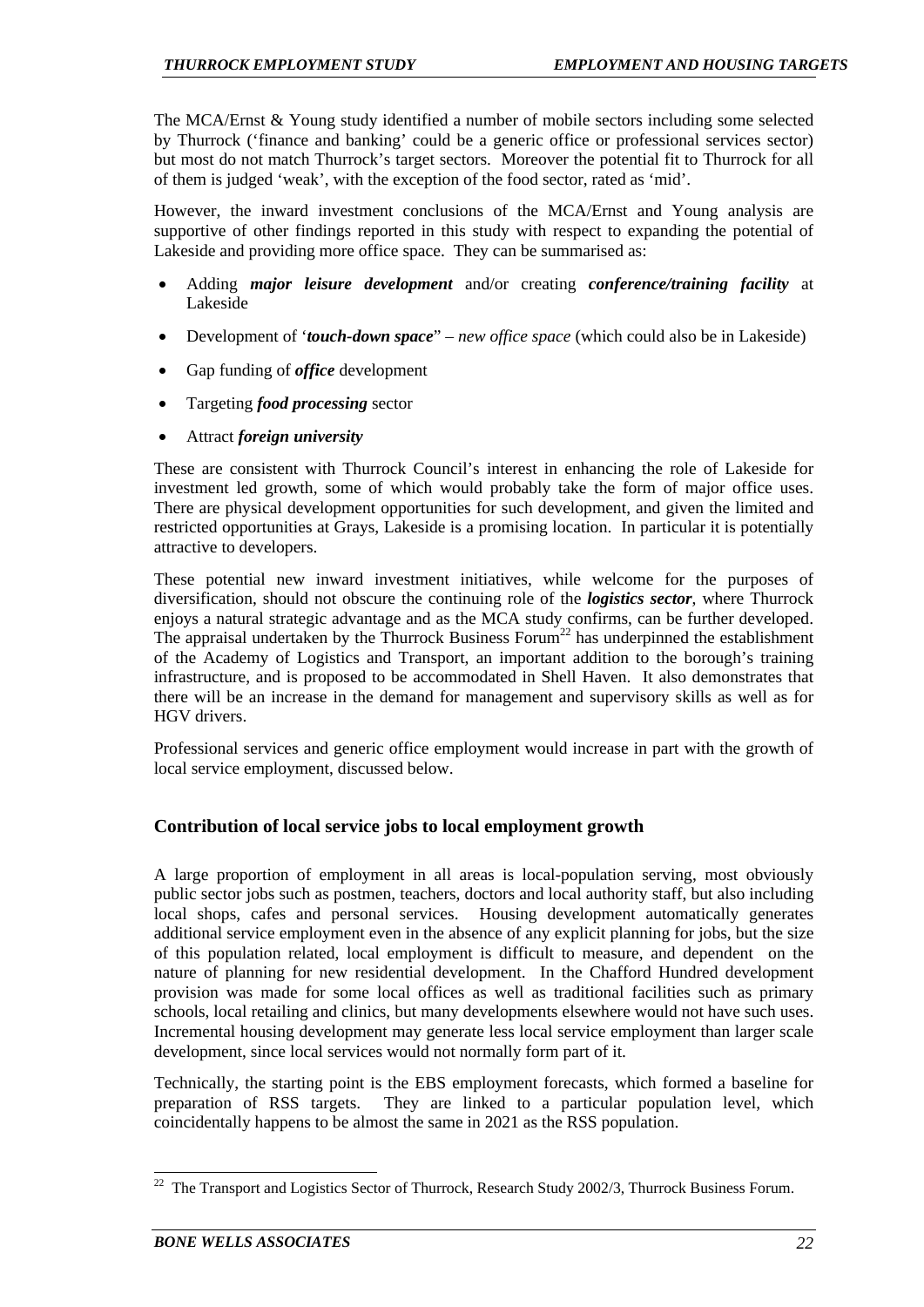The MCA/Ernst & Young study identified a number of mobile sectors including some selected by Thurrock ('finance and banking' could be a generic office or professional services sector) but most do not match Thurrock's target sectors. Moreover the potential fit to Thurrock for all of them is judged 'weak', with the exception of the food sector, rated as 'mid'.

However, the inward investment conclusions of the MCA/Ernst and Young analysis are supportive of other findings reported in this study with respect to expanding the potential of Lakeside and providing more office space. They can be summarised as:

- Adding ***major leisure development*** and/or creating ***conference/training facility*** at Lakeside
- Development of '***touch-down space***" – *new office space* (which could also be in Lakeside)
- Gap funding of ***office*** development
- Targeting ***food processing*** sector
- Attract ***foreign university***

These are consistent with Thurrock Council's interest in enhancing the role of Lakeside for investment led growth, some of which would probably take the form of major office uses. There are physical development opportunities for such development, and given the limited and restricted opportunities at Grays, Lakeside is a promising location. In particular it is potentially attractive to developers.

These potential new inward investment initiatives, while welcome for the purposes of diversification, should not obscure the continuing role of the ***logistics sector***, where Thurrock enjoys a natural strategic advantage and as the MCA study confirms, can be further developed. The appraisal undertaken by the Thurrock Business Forum[22] has underpinned the establishment of the Academy of Logistics and Transport, an important addition to the borough's training infrastructure, and is proposed to be accommodated in Shell Haven. It also demonstrates that there will be an increase in the demand for management and supervisory skills as well as for HGV drivers.

Professional services and generic office employment would increase in part with the growth of local service employment, discussed below.

### Contribution of local service jobs to local employment growth

A large proportion of employment in all areas is local-population serving, most obviously public sector jobs such as postmen, teachers, doctors and local authority staff, but also including local shops, cafes and personal services. Housing development automatically generates additional service employment even in the absence of any explicit planning for jobs, but the size of this population related, local employment is difficult to measure, and dependent on the nature of planning for new residential development. In the Chafford Hundred development provision was made for some local offices as well as traditional facilities such as primary schools, local retailing and clinics, but many developments elsewhere would not have such uses. Incremental housing development may generate less local service employment than larger scale development, since local services would not normally form part of it.

Technically, the starting point is the EBS employment forecasts, which formed a baseline for preparation of RSS targets. They are linked to a particular population level, which coincidentally happens to be almost the same in 2021 as the RSS population.

---

[22] The Transport and Logistics Sector of Thurrock, Research Study 2002/3, Thurrock Business Forum.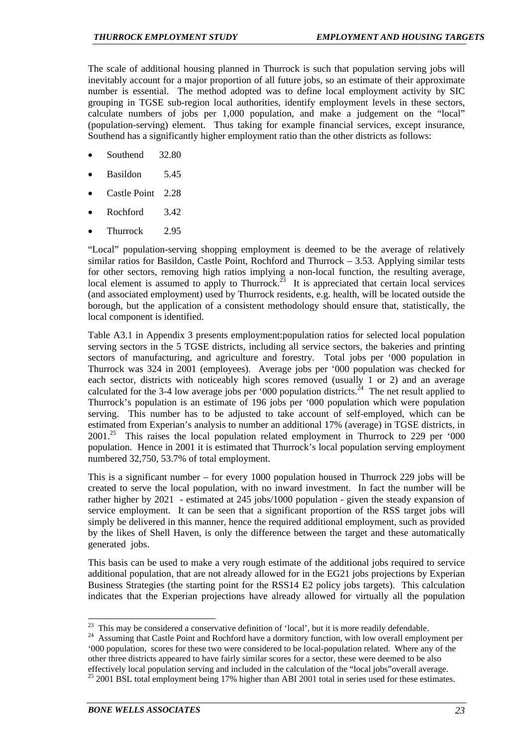The scale of additional housing planned in Thurrock is such that population serving jobs will inevitably account for a major proportion of all future jobs, so an estimate of their approximate number is essential. The method adopted was to define local employment activity by SIC grouping in TGSE sub-region local authorities, identify employment levels in these sectors, calculate numbers of jobs per 1,000 population, and make a judgement on the "local" (population-serving) element. Thus taking for example financial services, except insurance, Southend has a significantly higher employment ratio than the other districts as follows:

- Southend 32.80
- Basildon 5.45
- Castle Point 2.28
- Rochford 3.42
- Thurrock 2.95

"Local" population-serving shopping employment is deemed to be the average of relatively similar ratios for Basildon, Castle Point, Rochford and Thurrock – 3.53. Applying similar tests for other sectors, removing high ratios implying a non-local function, the resulting average, local element is assumed to apply to Thurrock.[23] It is appreciated that certain local services (and associated employment) used by Thurrock residents, e.g. health, will be located outside the borough, but the application of a consistent methodology should ensure that, statistically, the local component is identified.

Table A3.1 in Appendix 3 presents employment:population ratios for selected local population serving sectors in the 5 TGSE districts, including all service sectors, the bakeries and printing sectors of manufacturing, and agriculture and forestry. Total jobs per '000 population in Thurrock was 324 in 2001 (employees). Average jobs per '000 population was checked for each sector, districts with noticeably high scores removed (usually 1 or 2) and an average calculated for the 3-4 low average jobs per '000 population districts.[24] The net result applied to Thurrock's population is an estimate of 196 jobs per '000 population which were population serving. This number has to be adjusted to take account of self-employed, which can be estimated from Experian's analysis to number an additional 17% (average) in TGSE districts, in 2001.[25] This raises the local population related employment in Thurrock to 229 per '000 population. Hence in 2001 it is estimated that Thurrock's local population serving employment numbered 32,750, 53.7% of total employment.

This is a significant number – for every 1000 population housed in Thurrock 229 jobs will be created to serve the local population, with no inward investment. In fact the number will be rather higher by 2021 - estimated at 245 jobs/1000 population - given the steady expansion of service employment. It can be seen that a significant proportion of the RSS target jobs will simply be delivered in this manner, hence the required additional employment, such as provided by the likes of Shell Haven, is only the difference between the target and these automatically generated jobs.

This basis can be used to make a very rough estimate of the additional jobs required to service additional population, that are not already allowed for in the EG21 jobs projections by Experian Business Strategies (the starting point for the RSS14 E2 policy jobs targets). This calculation indicates that the Experian projections have already allowed for virtually all the population

[23] This may be considered a conservative definition of 'local', but it is more readily defendable.

[24] Assuming that Castle Point and Rochford have a dormitory function, with low overall employment per '000 population, scores for these two were considered to be local-population related. Where any of the other three districts appeared to have fairly similar scores for a sector, these were deemed to be also effectively local population serving and included in the calculation of the "local jobs"overall average.

[25] 2001 BSL total employment being 17% higher than ABI 2001 total in series used for these estimates.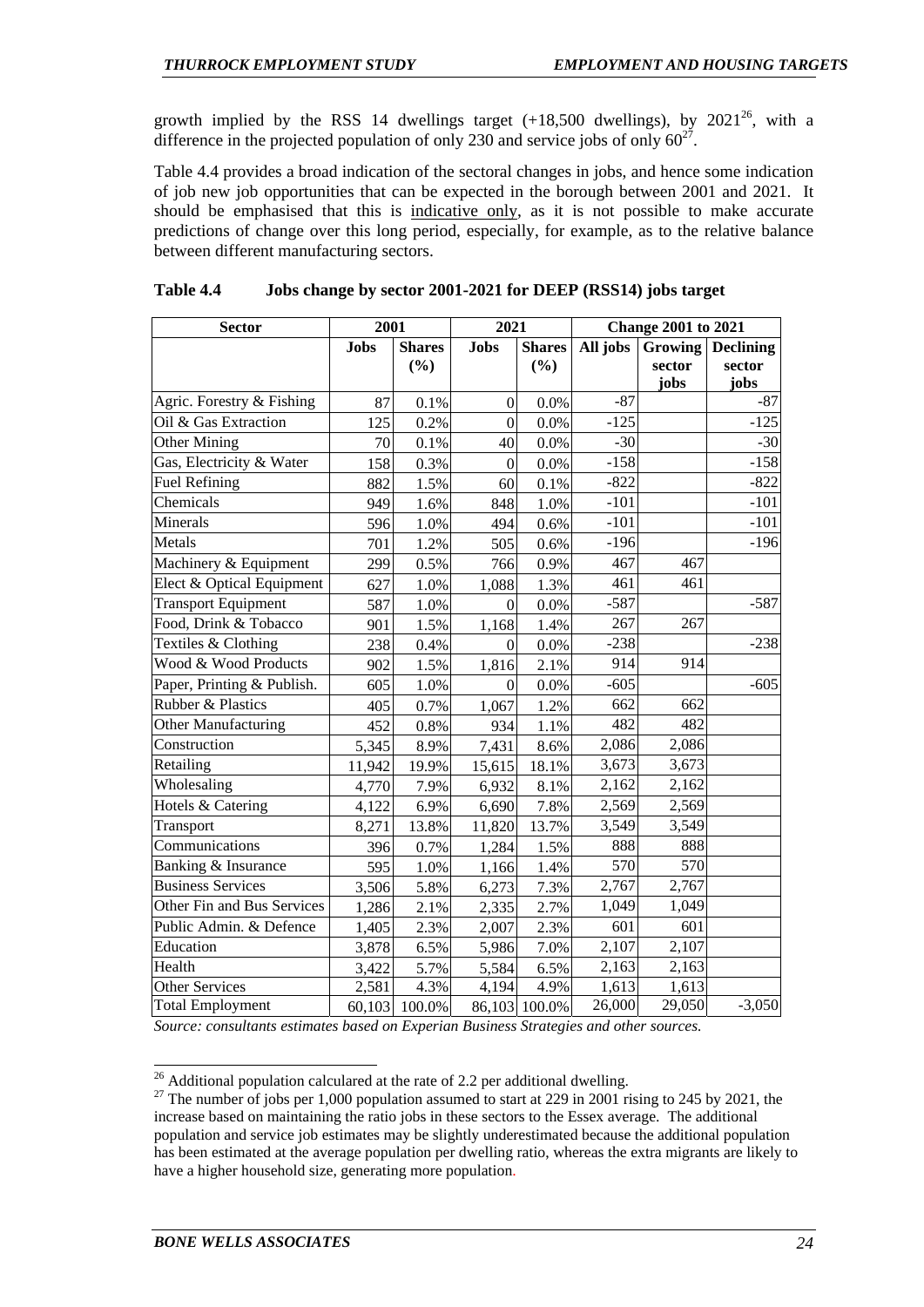growth implied by the RSS 14 dwellings target (+18,500 dwellings), by 2021[26], with a difference in the projected population of only 230 and service jobs of only 60[27].

Table 4.4 provides a broad indication of the sectoral changes in jobs, and hence some indication of job new job opportunities that can be expected in the borough between 2001 and 2021. It should be emphasised that this is indicative only, as it is not possible to make accurate predictions of change over this long period, especially, for example, as to the relative balance between different manufacturing sectors.

**Table 4.4 Jobs change by sector 2001-2021 for DEEP (RSS14) jobs target**

| Sector | 2001 | | 2021 | | Change 2001 to 2021 | | |
|---|---|---|---|---|---|---|---|
| | Jobs | Shares (%) | Jobs | Shares (%) | All jobs | Growing sector jobs | Declining sector jobs |
| Agric. Forestry & Fishing | 87 | 0.1% | 0 | 0.0% | -87 | | -87 |
| Oil & Gas Extraction | 125 | 0.2% | 0 | 0.0% | -125 | | -125 |
| Other Mining | 70 | 0.1% | 40 | 0.0% | -30 | | -30 |
| Gas, Electricity & Water | 158 | 0.3% | 0 | 0.0% | -158 | | -158 |
| Fuel Refining | 882 | 1.5% | 60 | 0.1% | -822 | | -822 |
| Chemicals | 949 | 1.6% | 848 | 1.0% | -101 | | -101 |
| Minerals | 596 | 1.0% | 494 | 0.6% | -101 | | -101 |
| Metals | 701 | 1.2% | 505 | 0.6% | -196 | | -196 |
| Machinery & Equipment | 299 | 0.5% | 766 | 0.9% | 467 | 467 | |
| Elect & Optical Equipment | 627 | 1.0% | 1,088 | 1.3% | 461 | 461 | |
| Transport Equipment | 587 | 1.0% | 0 | 0.0% | -587 | | -587 |
| Food, Drink & Tobacco | 901 | 1.5% | 1,168 | 1.4% | 267 | 267 | |
| Textiles & Clothing | 238 | 0.4% | 0 | 0.0% | -238 | | -238 |
| Wood & Wood Products | 902 | 1.5% | 1,816 | 2.1% | 914 | 914 | |
| Paper, Printing & Publish. | 605 | 1.0% | 0 | 0.0% | -605 | | -605 |
| Rubber & Plastics | 405 | 0.7% | 1,067 | 1.2% | 662 | 662 | |
| Other Manufacturing | 452 | 0.8% | 934 | 1.1% | 482 | 482 | |
| Construction | 5,345 | 8.9% | 7,431 | 8.6% | 2,086 | 2,086 | |
| Retailing | 11,942 | 19.9% | 15,615 | 18.1% | 3,673 | 3,673 | |
| Wholesaling | 4,770 | 7.9% | 6,932 | 8.1% | 2,162 | 2,162 | |
| Hotels & Catering | 4,122 | 6.9% | 6,690 | 7.8% | 2,569 | 2,569 | |
| Transport | 8,271 | 13.8% | 11,820 | 13.7% | 3,549 | 3,549 | |
| Communications | 396 | 0.7% | 1,284 | 1.5% | 888 | 888 | |
| Banking & Insurance | 595 | 1.0% | 1,166 | 1.4% | 570 | 570 | |
| Business Services | 3,506 | 5.8% | 6,273 | 7.3% | 2,767 | 2,767 | |
| Other Fin and Bus Services | 1,286 | 2.1% | 2,335 | 2.7% | 1,049 | 1,049 | |
| Public Admin. & Defence | 1,405 | 2.3% | 2,007 | 2.3% | 601 | 601 | |
| Education | 3,878 | 6.5% | 5,986 | 7.0% | 2,107 | 2,107 | |
| Health | 3,422 | 5.7% | 5,584 | 6.5% | 2,163 | 2,163 | |
| Other Services | 2,581 | 4.3% | 4,194 | 4.9% | 1,613 | 1,613 | |
| Total Employment | 60,103 | 100.0% | 86,103 | 100.0% | 26,000 | 29,050 | -3,050 |

*Source: consultants estimates based on Experian Business Strategies and other sources.*

[26] Additional population calculared at the rate of 2.2 per additional dwelling.

[27] The number of jobs per 1,000 population assumed to start at 229 in 2001 rising to 245 by 2021, the increase based on maintaining the ratio jobs in these sectors to the Essex average. The additional population and service job estimates may be slightly underestimated because the additional population has been estimated at the average population per dwelling ratio, whereas the extra migrants are likely to have a higher household size, generating more population.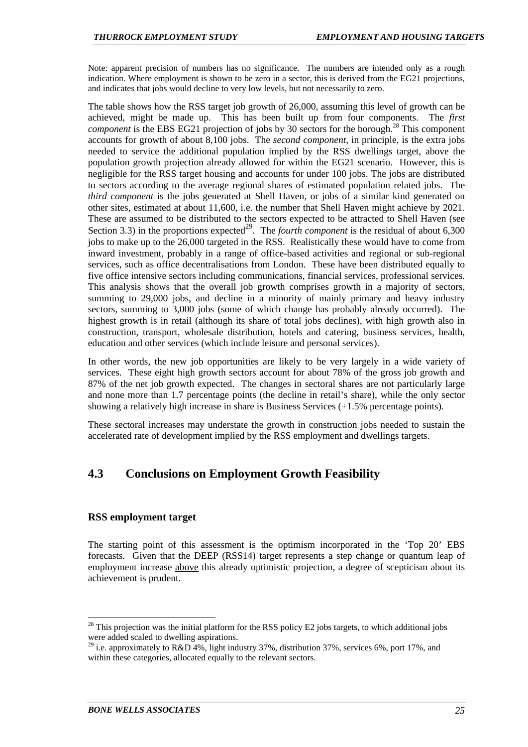Note: apparent precision of numbers has no significance. The numbers are intended only as a rough indication. Where employment is shown to be zero in a sector, this is derived from the EG21 projections, and indicates that jobs would decline to very low levels, but not necessarily to zero.

The table shows how the RSS target job growth of 26,000, assuming this level of growth can be achieved, might be made up. This has been built up from four components. The *first component* is the EBS EG21 projection of jobs by 30 sectors for the borough.[28] This component accounts for growth of about 8,100 jobs. The *second component*, in principle, is the extra jobs needed to service the additional population implied by the RSS dwellings target, above the population growth projection already allowed for within the EG21 scenario. However, this is negligible for the RSS target housing and accounts for under 100 jobs. The jobs are distributed to sectors according to the average regional shares of estimated population related jobs. The *third component* is the jobs generated at Shell Haven, or jobs of a similar kind generated on other sites, estimated at about 11,600, i.e. the number that Shell Haven might achieve by 2021. These are assumed to be distributed to the sectors expected to be attracted to Shell Haven (see Section 3.3) in the proportions expected[29]. The *fourth component* is the residual of about 6,300 jobs to make up to the 26,000 targeted in the RSS. Realistically these would have to come from inward investment, probably in a range of office-based activities and regional or sub-regional services, such as office decentralisations from London. These have been distributed equally to five office intensive sectors including communications, financial services, professional services. This analysis shows that the overall job growth comprises growth in a majority of sectors, summing to 29,000 jobs, and decline in a minority of mainly primary and heavy industry sectors, summing to 3,000 jobs (some of which change has probably already occurred). The highest growth is in retail (although its share of total jobs declines), with high growth also in construction, transport, wholesale distribution, hotels and catering, business services, health, education and other services (which include leisure and personal services).

In other words, the new job opportunities are likely to be very largely in a wide variety of services. These eight high growth sectors account for about 78% of the gross job growth and 87% of the net job growth expected. The changes in sectoral shares are not particularly large and none more than 1.7 percentage points (the decline in retail's share), while the only sector showing a relatively high increase in share is Business Services (+1.5% percentage points).

These sectoral increases may understate the growth in construction jobs needed to sustain the accelerated rate of development implied by the RSS employment and dwellings targets.

## 4.3 Conclusions on Employment Growth Feasibility

### RSS employment target

The starting point of this assessment is the optimism incorporated in the 'Top 20' EBS forecasts. Given that the DEEP (RSS14) target represents a step change or quantum leap of employment increase above this already optimistic projection, a degree of scepticism about its achievement is prudent.

[28] This projection was the initial platform for the RSS policy E2 jobs targets, to which additional jobs were added scaled to dwelling aspirations.

[29] i.e. approximately to R&D 4%, light industry 37%, distribution 37%, services 6%, port 17%, and within these categories, allocated equally to the relevant sectors.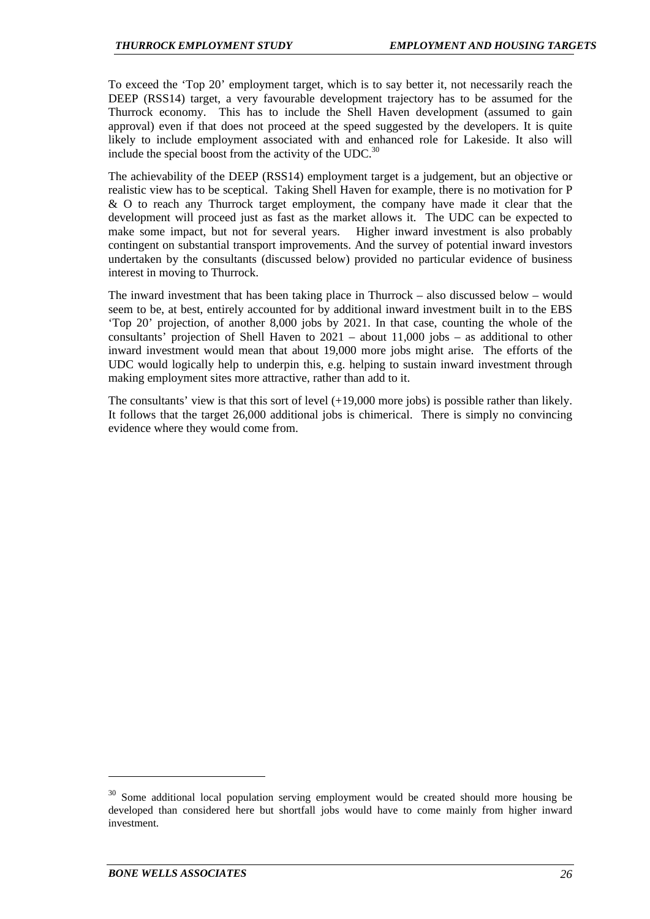To exceed the 'Top 20' employment target, which is to say better it, not necessarily reach the DEEP (RSS14) target, a very favourable development trajectory has to be assumed for the Thurrock economy. This has to include the Shell Haven development (assumed to gain approval) even if that does not proceed at the speed suggested by the developers. It is quite likely to include employment associated with and enhanced role for Lakeside. It also will include the special boost from the activity of the UDC.[30]

The achievability of the DEEP (RSS14) employment target is a judgement, but an objective or realistic view has to be sceptical. Taking Shell Haven for example, there is no motivation for P & O to reach any Thurrock target employment, the company have made it clear that the development will proceed just as fast as the market allows it. The UDC can be expected to make some impact, but not for several years. Higher inward investment is also probably contingent on substantial transport improvements. And the survey of potential inward investors undertaken by the consultants (discussed below) provided no particular evidence of business interest in moving to Thurrock.

The inward investment that has been taking place in Thurrock – also discussed below – would seem to be, at best, entirely accounted for by additional inward investment built in to the EBS 'Top 20' projection, of another 8,000 jobs by 2021. In that case, counting the whole of the consultants' projection of Shell Haven to 2021 – about 11,000 jobs – as additional to other inward investment would mean that about 19,000 more jobs might arise. The efforts of the UDC would logically help to underpin this, e.g. helping to sustain inward investment through making employment sites more attractive, rather than add to it.

The consultants' view is that this sort of level (+19,000 more jobs) is possible rather than likely. It follows that the target 26,000 additional jobs is chimerical. There is simply no convincing evidence where they would come from.

[30] Some additional local population serving employment would be created should more housing be developed than considered here but shortfall jobs would have to come mainly from higher inward investment.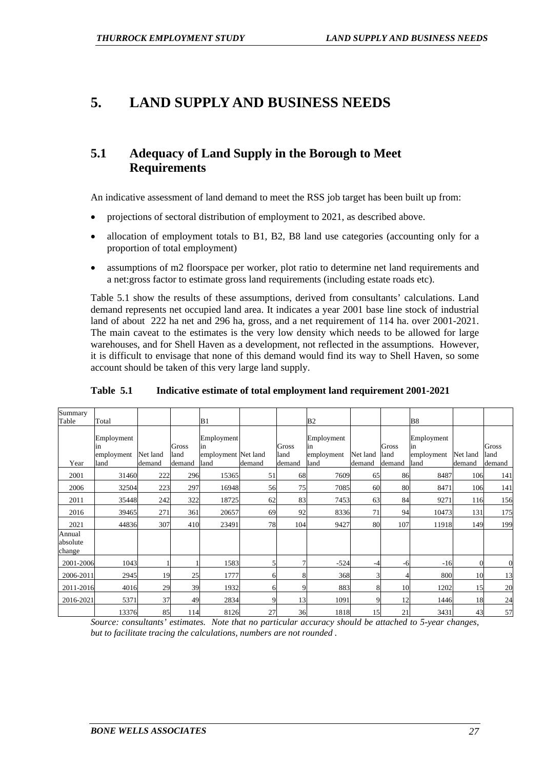# 5. LAND SUPPLY AND BUSINESS NEEDS

## 5.1 Adequacy of Land Supply in the Borough to Meet Requirements

An indicative assessment of land demand to meet the RSS job target has been built up from:

- projections of sectoral distribution of employment to 2021, as described above.
- allocation of employment totals to B1, B2, B8 land use categories (accounting only for a proportion of total employment)
- assumptions of m2 floorspace per worker, plot ratio to determine net land requirements and a net:gross factor to estimate gross land requirements (including estate roads etc).

Table 5.1 show the results of these assumptions, derived from consultants' calculations. Land demand represents net occupied land area. It indicates a year 2001 base line stock of industrial land of about 222 ha net and 296 ha, gross, and a net requirement of 114 ha. over 2001-2021. The main caveat to the estimates is the very low density which needs to be allowed for large warehouses, and for Shell Haven as a development, not reflected in the assumptions. However, it is difficult to envisage that none of this demand would find its way to Shell Haven, so some account should be taken of this very large land supply.

**Table 5.1 Indicative estimate of total employment land requirement 2001-2021**

| Summary Table | Total | | | B1 | | | B2 | | | B8 | | |
|---|---|---|---|---|---|---|---|---|---|---|---|---|
| Year | Employment in employment land | Net land demand | Gross land demand | Employment in employment land | Net land demand | Gross land demand | Employment in employment land | Net land demand | Gross land demand | Employment in employment land | Net land demand | Gross land demand |
| 2001 | 31460 | 222 | 296 | 15365 | 51 | 68 | 7609 | 65 | 86 | 8487 | 106 | 141 |
| 2006 | 32504 | 223 | 297 | 16948 | 56 | 75 | 7085 | 60 | 80 | 8471 | 106 | 141 |
| 2011 | 35448 | 242 | 322 | 18725 | 62 | 83 | 7453 | 63 | 84 | 9271 | 116 | 156 |
| 2016 | 39465 | 271 | 361 | 20657 | 69 | 92 | 8336 | 71 | 94 | 10473 | 131 | 175 |
| 2021 | 44836 | 307 | 410 | 23491 | 78 | 104 | 9427 | 80 | 107 | 11918 | 149 | 199 |
| Annual absolute change | | | | | | | | | | | | |
| 2001-2006 | 1043 | 1 | 1 | 1583 | 5 | 7 | -524 | -4 | -6 | -16 | 0 | 0 |
| 2006-2011 | 2945 | 19 | 25 | 1777 | 6 | 8 | 368 | 3 | 4 | 800 | 10 | 13 |
| 2011-2016 | 4016 | 29 | 39 | 1932 | 6 | 9 | 883 | 8 | 10 | 1202 | 15 | 20 |
| 2016-2021 | 5371 | 37 | 49 | 2834 | 9 | 13 | 1091 | 9 | 12 | 1446 | 18 | 24 |
| | 13376 | 85 | 114 | 8126 | 27 | 36 | 1818 | 15 | 21 | 3431 | 43 | 57 |

*Source: consultants' estimates. Note that no particular accuracy should be attached to 5-year changes, but to facilitate tracing the calculations, numbers are not rounded .*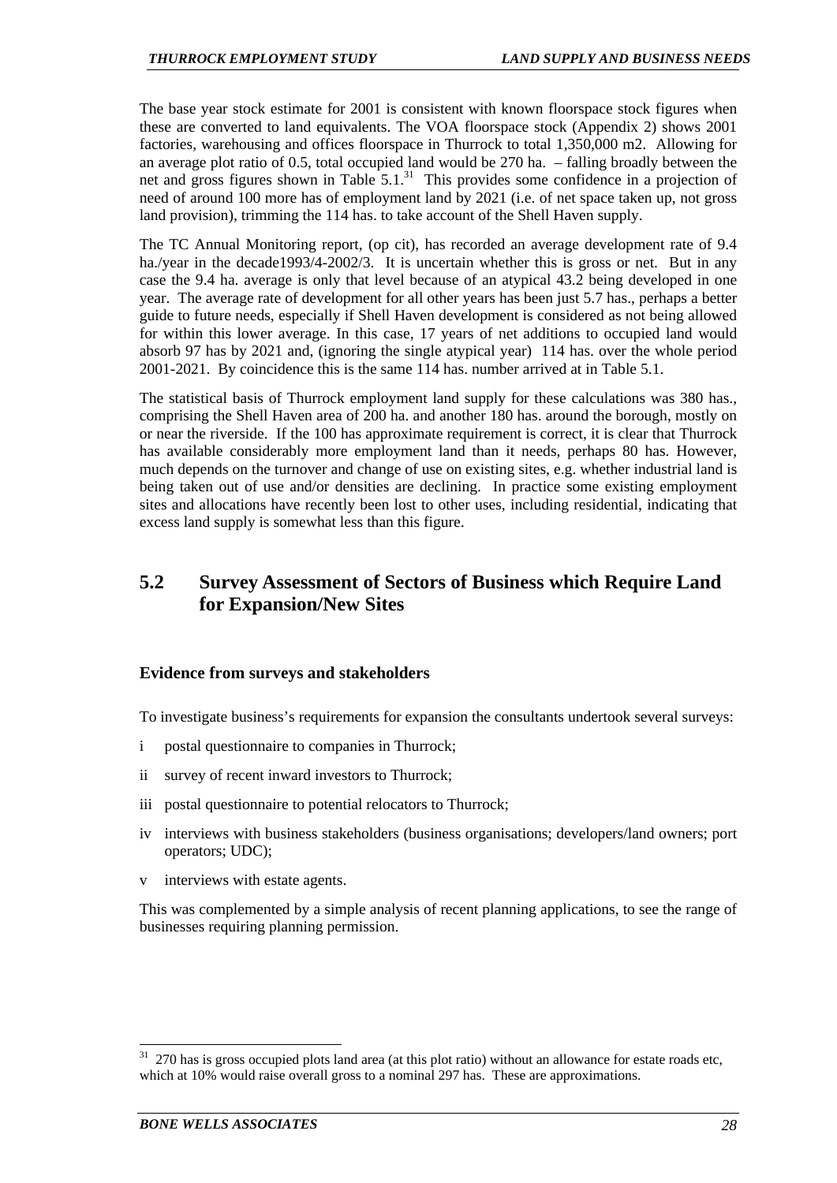The base year stock estimate for 2001 is consistent with known floorspace stock figures when these are converted to land equivalents. The VOA floorspace stock (Appendix 2) shows 2001 factories, warehousing and offices floorspace in Thurrock to total 1,350,000 m2. Allowing for an average plot ratio of 0.5, total occupied land would be 270 ha. – falling broadly between the net and gross figures shown in Table 5.1.[31] This provides some confidence in a projection of need of around 100 more has of employment land by 2021 (i.e. of net space taken up, not gross land provision), trimming the 114 has. to take account of the Shell Haven supply.

The TC Annual Monitoring report, (op cit), has recorded an average development rate of 9.4 ha./year in the decade1993/4-2002/3. It is uncertain whether this is gross or net. But in any case the 9.4 ha. average is only that level because of an atypical 43.2 being developed in one year. The average rate of development for all other years has been just 5.7 has., perhaps a better guide to future needs, especially if Shell Haven development is considered as not being allowed for within this lower average. In this case, 17 years of net additions to occupied land would absorb 97 has by 2021 and, (ignoring the single atypical year) 114 has. over the whole period 2001-2021. By coincidence this is the same 114 has. number arrived at in Table 5.1.

The statistical basis of Thurrock employment land supply for these calculations was 380 has., comprising the Shell Haven area of 200 ha. and another 180 has. around the borough, mostly on or near the riverside. If the 100 has approximate requirement is correct, it is clear that Thurrock has available considerably more employment land than it needs, perhaps 80 has. However, much depends on the turnover and change of use on existing sites, e.g. whether industrial land is being taken out of use and/or densities are declining. In practice some existing employment sites and allocations have recently been lost to other uses, including residential, indicating that excess land supply is somewhat less than this figure.

## 5.2 Survey Assessment of Sectors of Business which Require Land for Expansion/New Sites

### Evidence from surveys and stakeholders

To investigate business's requirements for expansion the consultants undertook several surveys:

i postal questionnaire to companies in Thurrock;

ii survey of recent inward investors to Thurrock;

iii postal questionnaire to potential relocators to Thurrock;

iv interviews with business stakeholders (business organisations; developers/land owners; port operators; UDC);

v interviews with estate agents.

This was complemented by a simple analysis of recent planning applications, to see the range of businesses requiring planning permission.

[31] 270 has is gross occupied plots land area (at this plot ratio) without an allowance for estate roads etc, which at 10% would raise overall gross to a nominal 297 has. These are approximations.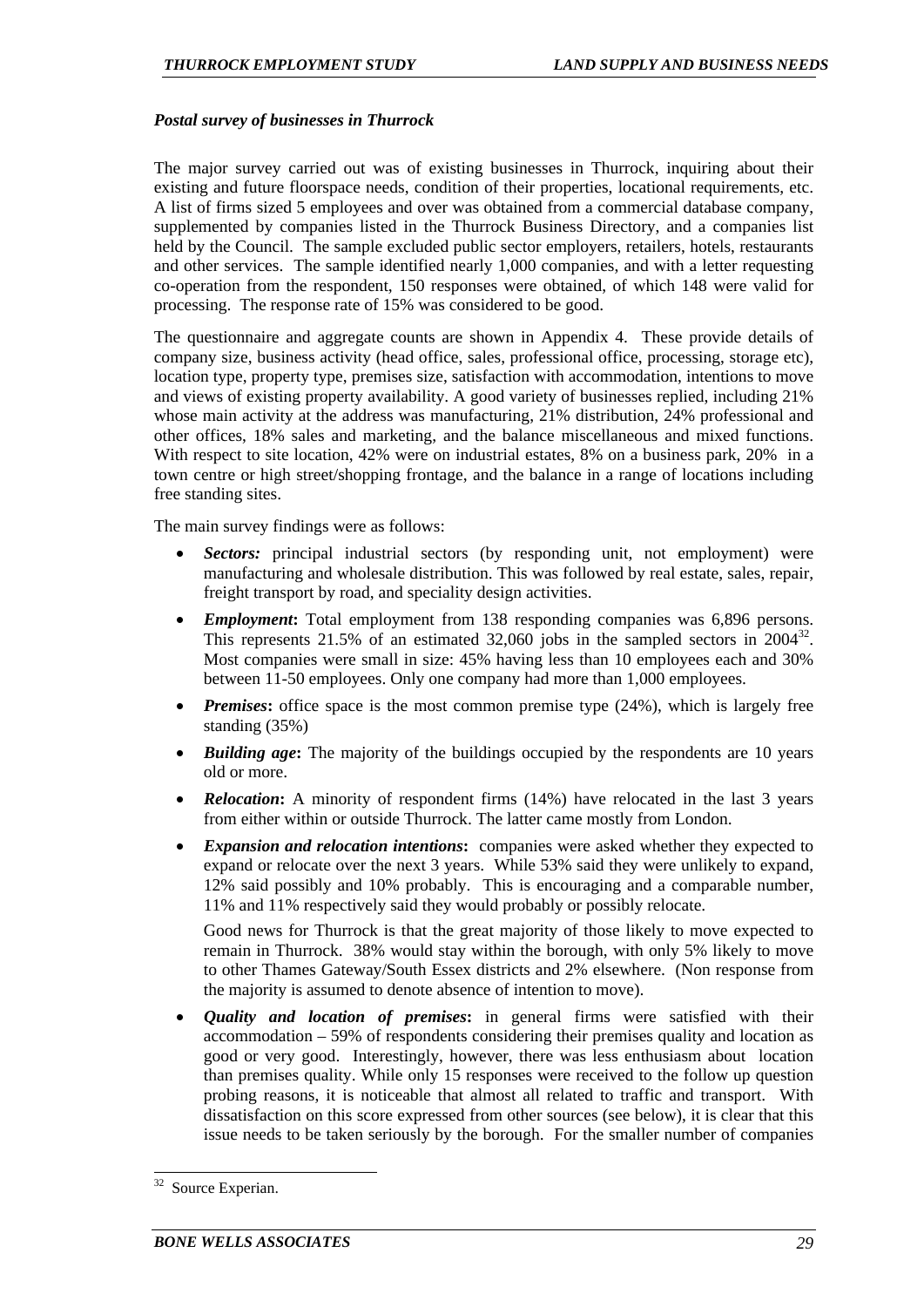*Postal survey of businesses in Thurrock*

The major survey carried out was of existing businesses in Thurrock, inquiring about their existing and future floorspace needs, condition of their properties, locational requirements, etc. A list of firms sized 5 employees and over was obtained from a commercial database company, supplemented by companies listed in the Thurrock Business Directory, and a companies list held by the Council. The sample excluded public sector employers, retailers, hotels, restaurants and other services. The sample identified nearly 1,000 companies, and with a letter requesting co-operation from the respondent, 150 responses were obtained, of which 148 were valid for processing. The response rate of 15% was considered to be good.

The questionnaire and aggregate counts are shown in Appendix 4. These provide details of company size, business activity (head office, sales, professional office, processing, storage etc), location type, property type, premises size, satisfaction with accommodation, intentions to move and views of existing property availability. A good variety of businesses replied, including 21% whose main activity at the address was manufacturing, 21% distribution, 24% professional and other offices, 18% sales and marketing, and the balance miscellaneous and mixed functions. With respect to site location, 42% were on industrial estates, 8% on a business park, 20% in a town centre or high street/shopping frontage, and the balance in a range of locations including free standing sites.

The main survey findings were as follows:

- ***Sectors:*** principal industrial sectors (by responding unit, not employment) were manufacturing and wholesale distribution. This was followed by real estate, sales, repair, freight transport by road, and speciality design activities.
- ***Employment*:** Total employment from 138 responding companies was 6,896 persons. This represents 21.5% of an estimated 32,060 jobs in the sampled sectors in 2004[32]. Most companies were small in size: 45% having less than 10 employees each and 30% between 11-50 employees. Only one company had more than 1,000 employees.
- ***Premises*:** office space is the most common premise type (24%), which is largely free standing (35%)
- ***Building age*:** The majority of the buildings occupied by the respondents are 10 years old or more.
- ***Relocation*:** A minority of respondent firms (14%) have relocated in the last 3 years from either within or outside Thurrock. The latter came mostly from London.
- ***Expansion and relocation intentions*:** companies were asked whether they expected to expand or relocate over the next 3 years. While 53% said they were unlikely to expand, 12% said possibly and 10% probably. This is encouraging and a comparable number, 11% and 11% respectively said they would probably or possibly relocate.

  Good news for Thurrock is that the great majority of those likely to move expected to remain in Thurrock. 38% would stay within the borough, with only 5% likely to move to other Thames Gateway/South Essex districts and 2% elsewhere. (Non response from the majority is assumed to denote absence of intention to move).
- ***Quality and location of premises*:** in general firms were satisfied with their accommodation – 59% of respondents considering their premises quality and location as good or very good. Interestingly, however, there was less enthusiasm about location than premises quality. While only 15 responses were received to the follow up question probing reasons, it is noticeable that almost all related to traffic and transport. With dissatisfaction on this score expressed from other sources (see below), it is clear that this issue needs to be taken seriously by the borough. For the smaller number of companies

[32] Source Experian.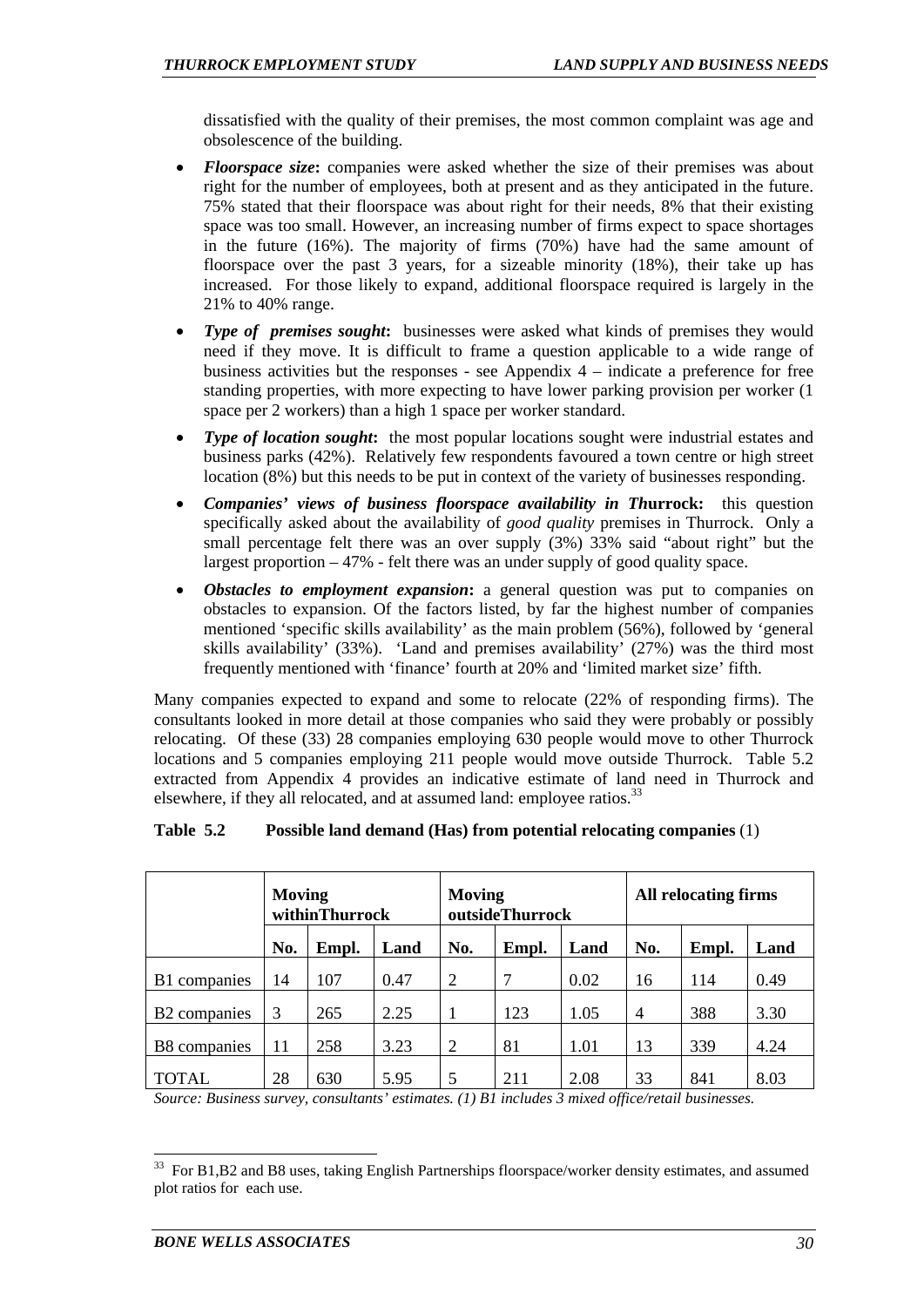dissatisfied with the quality of their premises, the most common complaint was age and obsolescence of the building.

- ***Floorspace size*****:** companies were asked whether the size of their premises was about right for the number of employees, both at present and as they anticipated in the future. 75% stated that their floorspace was about right for their needs, 8% that their existing space was too small. However, an increasing number of firms expect to space shortages in the future (16%). The majority of firms (70%) have had the same amount of floorspace over the past 3 years, for a sizeable minority (18%), their take up has increased. For those likely to expand, additional floorspace required is largely in the 21% to 40% range.
- ***Type of premises sought*****:** businesses were asked what kinds of premises they would need if they move. It is difficult to frame a question applicable to a wide range of business activities but the responses - see Appendix 4 – indicate a preference for free standing properties, with more expecting to have lower parking provision per worker (1 space per 2 workers) than a high 1 space per worker standard.
- ***Type of location sought*****:** the most popular locations sought were industrial estates and business parks (42%). Relatively few respondents favoured a town centre or high street location (8%) but this needs to be put in context of the variety of businesses responding.
- ***Companies' views of business floorspace availability in Th*****urrock:** this question specifically asked about the availability of *good quality* premises in Thurrock. Only a small percentage felt there was an over supply (3%) 33% said "about right" but the largest proportion – 47% - felt there was an under supply of good quality space.
- ***Obstacles to employment expansion*****:** a general question was put to companies on obstacles to expansion. Of the factors listed, by far the highest number of companies mentioned 'specific skills availability' as the main problem (56%), followed by 'general skills availability' (33%). 'Land and premises availability' (27%) was the third most frequently mentioned with 'finance' fourth at 20% and 'limited market size' fifth.

Many companies expected to expand and some to relocate (22% of responding firms). The consultants looked in more detail at those companies who said they were probably or possibly relocating. Of these (33) 28 companies employing 630 people would move to other Thurrock locations and 5 companies employing 211 people would move outside Thurrock. Table 5.2 extracted from Appendix 4 provides an indicative estimate of land need in Thurrock and elsewhere, if they all relocated, and at assumed land: employee ratios.[33]

**Table 5.2 Possible land demand (Has) from potential relocating companies** (1)

| | **Moving withinThurrock** | | | **Moving outsideThurrock** | | | **All relocating firms** | | |
|---|---|---|---|---|---|---|---|---|---|
| | **No.** | **Empl.** | **Land** | **No.** | **Empl.** | **Land** | **No.** | **Empl.** | **Land** |
| B1 companies | 14 | 107 | 0.47 | 2 | 7 | 0.02 | 16 | 114 | 0.49 |
| B2 companies | 3 | 265 | 2.25 | 1 | 123 | 1.05 | 4 | 388 | 3.30 |
| B8 companies | 11 | 258 | 3.23 | 2 | 81 | 1.01 | 13 | 339 | 4.24 |
| TOTAL | 28 | 630 | 5.95 | 5 | 211 | 2.08 | 33 | 841 | 8.03 |

*Source: Business survey, consultants' estimates. (1) B1 includes 3 mixed office/retail businesses.*

[33] For B1,B2 and B8 uses, taking English Partnerships floorspace/worker density estimates, and assumed plot ratios for each use.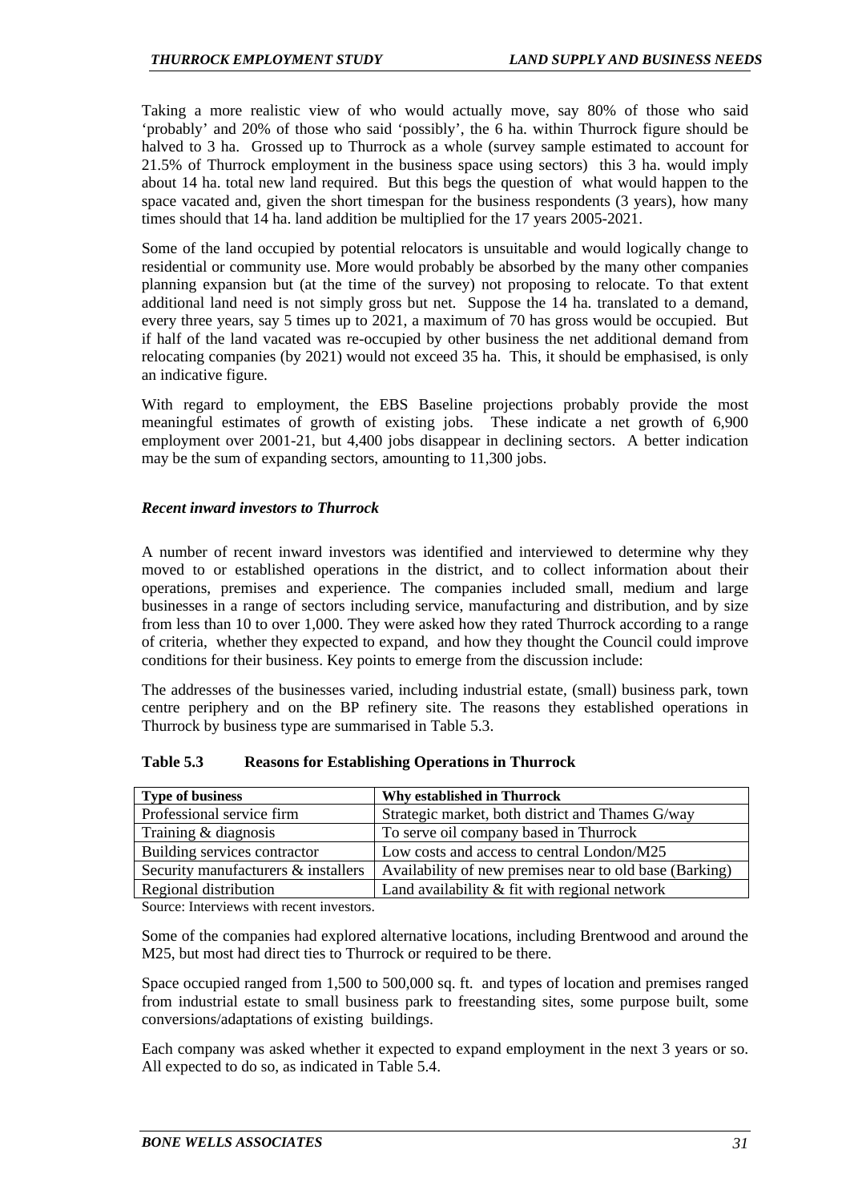Taking a more realistic view of who would actually move, say 80% of those who said 'probably' and 20% of those who said 'possibly', the 6 ha. within Thurrock figure should be halved to 3 ha. Grossed up to Thurrock as a whole (survey sample estimated to account for 21.5% of Thurrock employment in the business space using sectors) this 3 ha. would imply about 14 ha. total new land required. But this begs the question of what would happen to the space vacated and, given the short timespan for the business respondents (3 years), how many times should that 14 ha. land addition be multiplied for the 17 years 2005-2021.

Some of the land occupied by potential relocators is unsuitable and would logically change to residential or community use. More would probably be absorbed by the many other companies planning expansion but (at the time of the survey) not proposing to relocate. To that extent additional land need is not simply gross but net. Suppose the 14 ha. translated to a demand, every three years, say 5 times up to 2021, a maximum of 70 has gross would be occupied. But if half of the land vacated was re-occupied by other business the net additional demand from relocating companies (by 2021) would not exceed 35 ha. This, it should be emphasised, is only an indicative figure.

With regard to employment, the EBS Baseline projections probably provide the most meaningful estimates of growth of existing jobs. These indicate a net growth of 6,900 employment over 2001-21, but 4,400 jobs disappear in declining sectors. A better indication may be the sum of expanding sectors, amounting to 11,300 jobs.

### *Recent inward investors to Thurrock*

A number of recent inward investors was identified and interviewed to determine why they moved to or established operations in the district, and to collect information about their operations, premises and experience. The companies included small, medium and large businesses in a range of sectors including service, manufacturing and distribution, and by size from less than 10 to over 1,000. They were asked how they rated Thurrock according to a range of criteria, whether they expected to expand, and how they thought the Council could improve conditions for their business. Key points to emerge from the discussion include:

The addresses of the businesses varied, including industrial estate, (small) business park, town centre periphery and on the BP refinery site. The reasons they established operations in Thurrock by business type are summarised in Table 5.3.

**Table 5.3 Reasons for Establishing Operations in Thurrock**

| Type of business | Why established in Thurrock |
|---|---|
| Professional service firm | Strategic market, both district and Thames G/way |
| Training & diagnosis | To serve oil company based in Thurrock |
| Building services contractor | Low costs and access to central London/M25 |
| Security manufacturers & installers | Availability of new premises near to old base (Barking) |
| Regional distribution | Land availability & fit with regional network |

Source: Interviews with recent investors.

Some of the companies had explored alternative locations, including Brentwood and around the M25, but most had direct ties to Thurrock or required to be there.

Space occupied ranged from 1,500 to 500,000 sq. ft. and types of location and premises ranged from industrial estate to small business park to freestanding sites, some purpose built, some conversions/adaptations of existing buildings.

Each company was asked whether it expected to expand employment in the next 3 years or so. All expected to do so, as indicated in Table 5.4.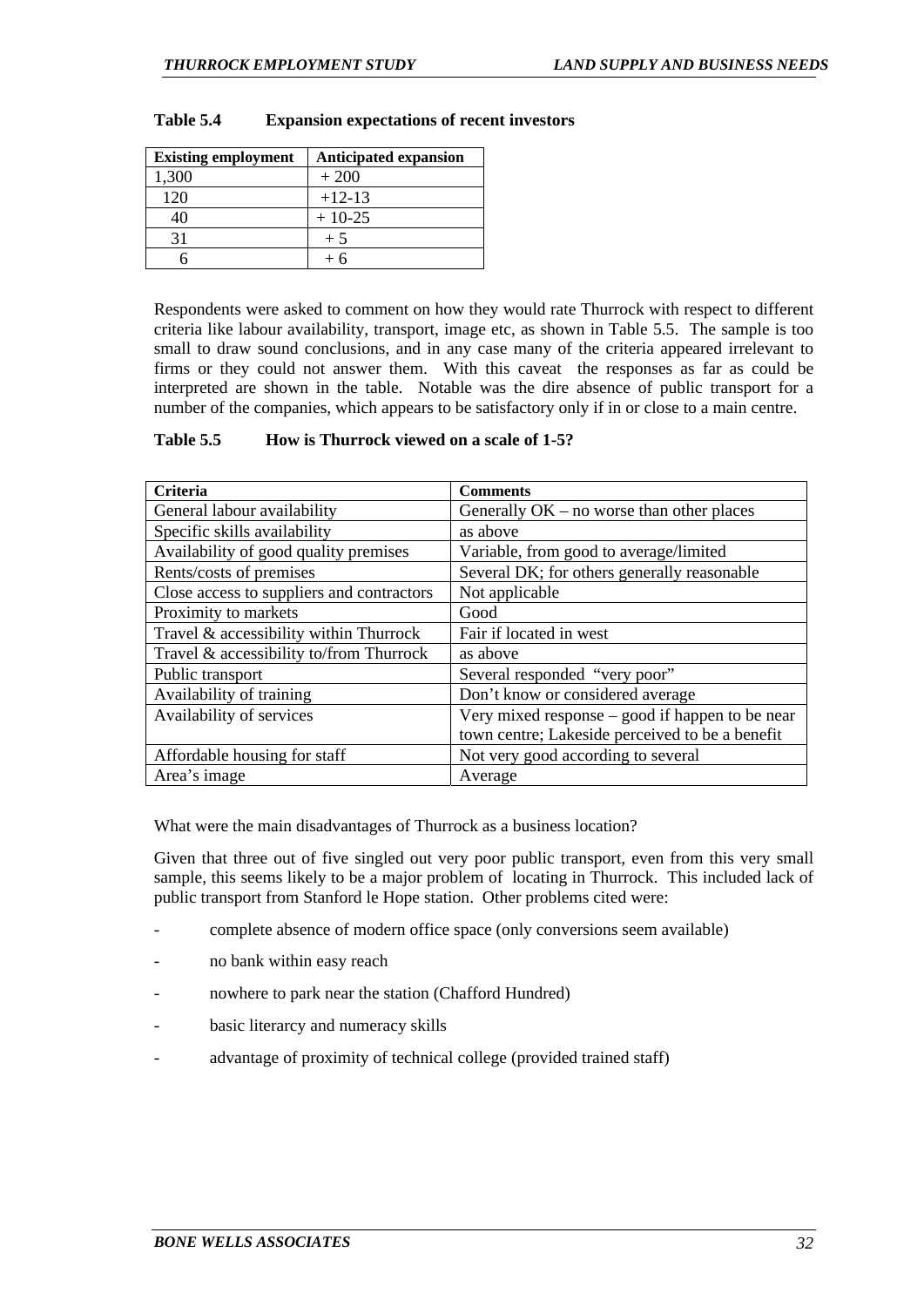**Table 5.4 Expansion expectations of recent investors**

| Existing employment | Anticipated expansion |
|---|---|
| 1,300 | + 200 |
| 120 | +12-13 |
| 40 | + 10-25 |
| 31 | + 5 |
| 6 | + 6 |

Respondents were asked to comment on how they would rate Thurrock with respect to different criteria like labour availability, transport, image etc, as shown in Table 5.5. The sample is too small to draw sound conclusions, and in any case many of the criteria appeared irrelevant to firms or they could not answer them. With this caveat the responses as far as could be interpreted are shown in the table. Notable was the dire absence of public transport for a number of the companies, which appears to be satisfactory only if in or close to a main centre.

**Table 5.5 How is Thurrock viewed on a scale of 1-5?**

| Criteria | Comments |
|---|---|
| General labour availability | Generally OK – no worse than other places |
| Specific skills availability | as above |
| Availability of good quality premises | Variable, from good to average/limited |
| Rents/costs of premises | Several DK; for others generally reasonable |
| Close access to suppliers and contractors | Not applicable |
| Proximity to markets | Good |
| Travel & accessibility within Thurrock | Fair if located in west |
| Travel & accessibility to/from Thurrock | as above |
| Public transport | Several responded "very poor" |
| Availability of training | Don't know or considered average |
| Availability of services | Very mixed response – good if happen to be near town centre; Lakeside perceived to be a benefit |
| Affordable housing for staff | Not very good according to several |
| Area's image | Average |

What were the main disadvantages of Thurrock as a business location?

Given that three out of five singled out very poor public transport, even from this very small sample, this seems likely to be a major problem of locating in Thurrock. This included lack of public transport from Stanford le Hope station. Other problems cited were:

- complete absence of modern office space (only conversions seem available)
- no bank within easy reach
- nowhere to park near the station (Chafford Hundred)
- basic literacy and numeracy skills
- advantage of proximity of technical college (provided trained staff)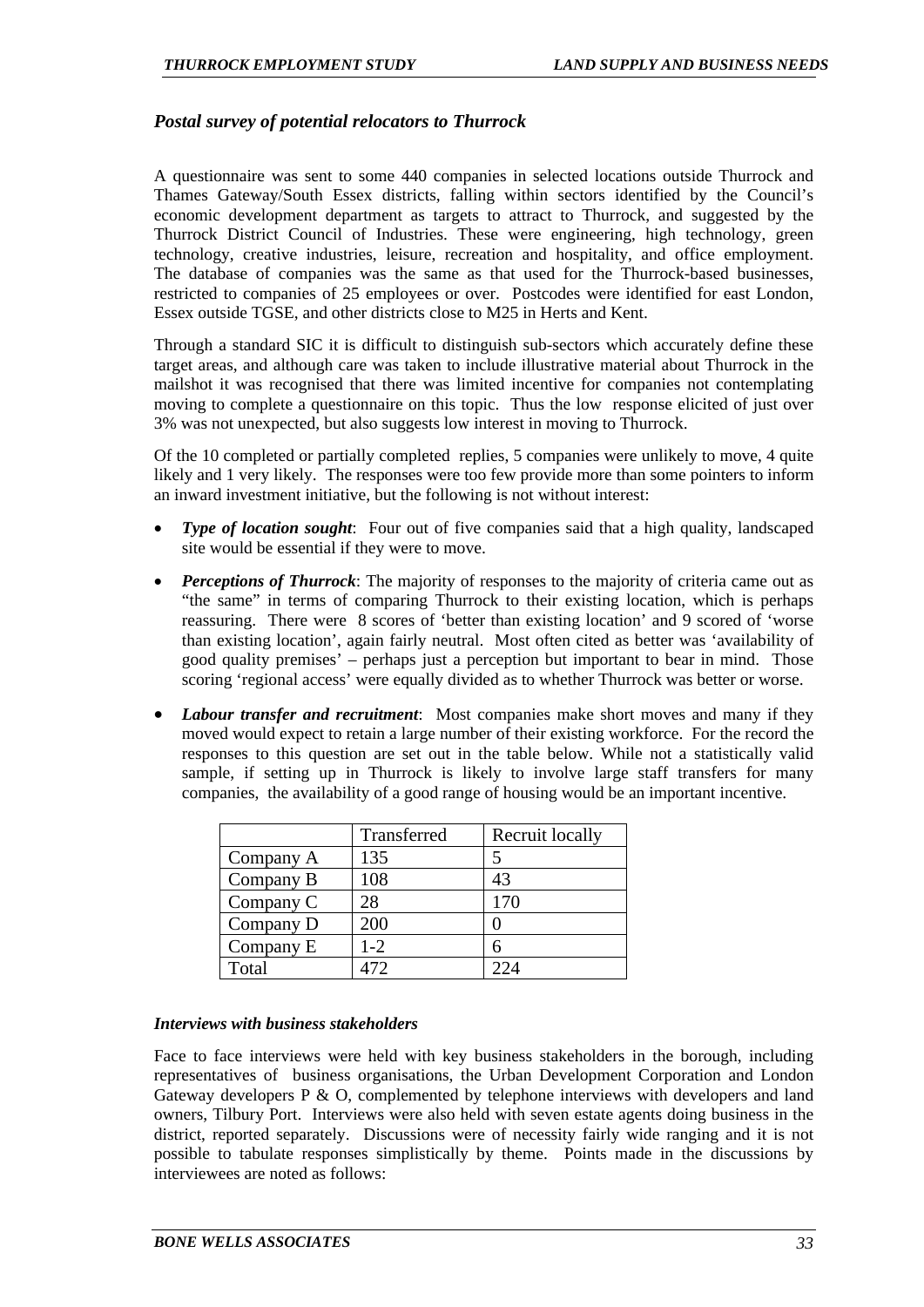### *Postal survey of potential relocators to Thurrock*

A questionnaire was sent to some 440 companies in selected locations outside Thurrock and Thames Gateway/South Essex districts, falling within sectors identified by the Council's economic development department as targets to attract to Thurrock, and suggested by the Thurrock District Council of Industries. These were engineering, high technology, green technology, creative industries, leisure, recreation and hospitality, and office employment. The database of companies was the same as that used for the Thurrock-based businesses, restricted to companies of 25 employees or over. Postcodes were identified for east London, Essex outside TGSE, and other districts close to M25 in Herts and Kent.

Through a standard SIC it is difficult to distinguish sub-sectors which accurately define these target areas, and although care was taken to include illustrative material about Thurrock in the mailshot it was recognised that there was limited incentive for companies not contemplating moving to complete a questionnaire on this topic. Thus the low response elicited of just over 3% was not unexpected, but also suggests low interest in moving to Thurrock.

Of the 10 completed or partially completed replies, 5 companies were unlikely to move, 4 quite likely and 1 very likely. The responses were too few provide more than some pointers to inform an inward investment initiative, but the following is not without interest:

- ***Type of location sought***: Four out of five companies said that a high quality, landscaped site would be essential if they were to move.
- ***Perceptions of Thurrock***: The majority of responses to the majority of criteria came out as "the same" in terms of comparing Thurrock to their existing location, which is perhaps reassuring. There were 8 scores of 'better than existing location' and 9 scored of 'worse than existing location', again fairly neutral. Most often cited as better was 'availability of good quality premises' – perhaps just a perception but important to bear in mind. Those scoring 'regional access' were equally divided as to whether Thurrock was better or worse.
- ***Labour transfer and recruitment***: Most companies make short moves and many if they moved would expect to retain a large number of their existing workforce. For the record the responses to this question are set out in the table below. While not a statistically valid sample, if setting up in Thurrock is likely to involve large staff transfers for many companies, the availability of a good range of housing would be an important incentive.

| | Transferred | Recruit locally |
|---|---|---|
| Company A | 135 | 5 |
| Company B | 108 | 43 |
| Company C | 28 | 170 |
| Company D | 200 | 0 |
| Company E | 1-2 | 6 |
| Total | 472 | 224 |

#### *Interviews with business stakeholders*

Face to face interviews were held with key business stakeholders in the borough, including representatives of business organisations, the Urban Development Corporation and London Gateway developers P & O, complemented by telephone interviews with developers and land owners, Tilbury Port. Interviews were also held with seven estate agents doing business in the district, reported separately. Discussions were of necessity fairly wide ranging and it is not possible to tabulate responses simplistically by theme. Points made in the discussions by interviewees are noted as follows: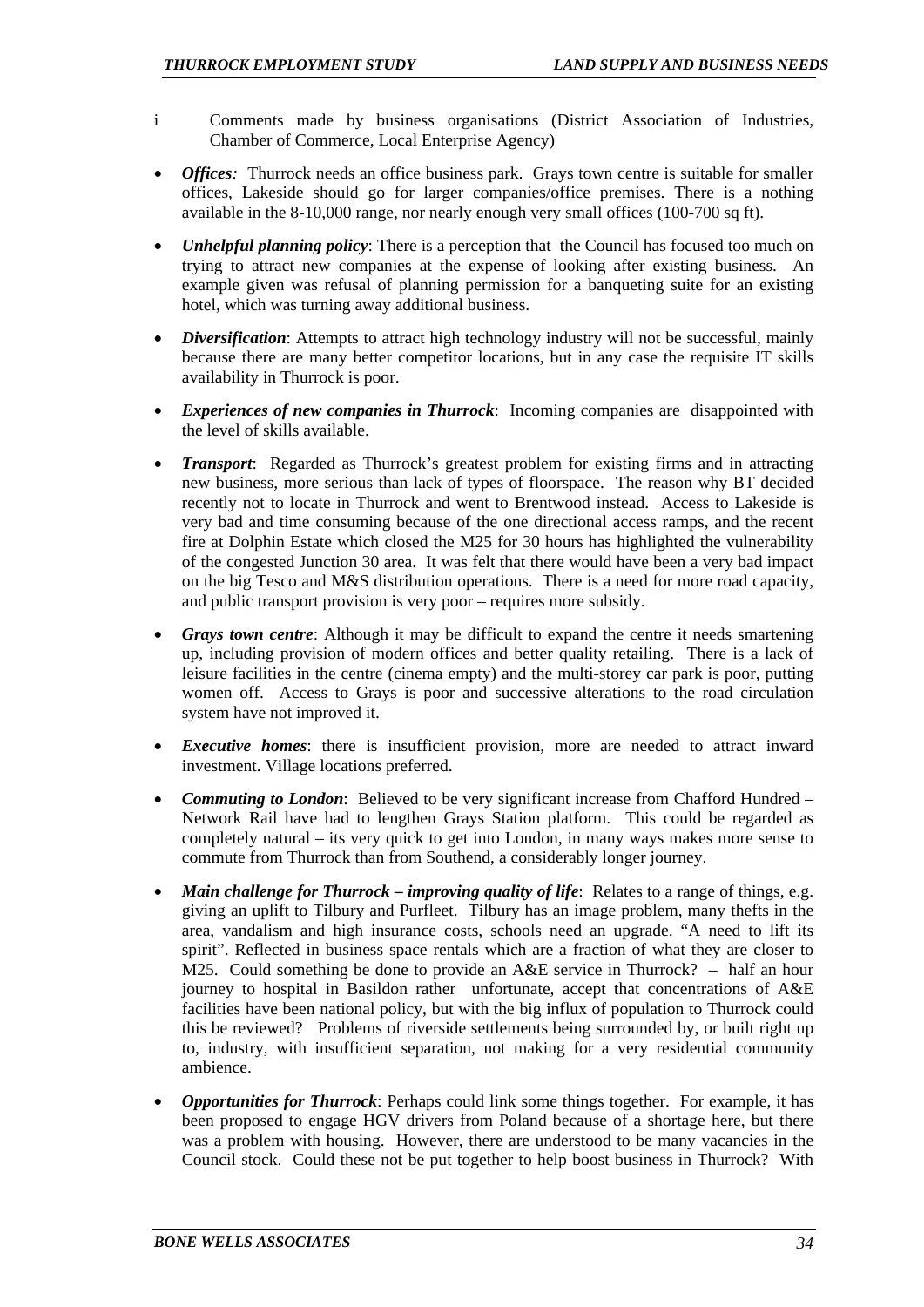i Comments made by business organisations (District Association of Industries, Chamber of Commerce, Local Enterprise Agency)

- ***Offices**:* Thurrock needs an office business park. Grays town centre is suitable for smaller offices, Lakeside should go for larger companies/office premises. There is a nothing available in the 8-10,000 range, nor nearly enough very small offices (100-700 sq ft).
- ***Unhelpful planning policy***: There is a perception that the Council has focused too much on trying to attract new companies at the expense of looking after existing business. An example given was refusal of planning permission for a banqueting suite for an existing hotel, which was turning away additional business.
- ***Diversification***: Attempts to attract high technology industry will not be successful, mainly because there are many better competitor locations, but in any case the requisite IT skills availability in Thurrock is poor.
- ***Experiences of new companies in Thurrock***: Incoming companies are disappointed with the level of skills available.
- ***Transport***: Regarded as Thurrock's greatest problem for existing firms and in attracting new business, more serious than lack of types of floorspace. The reason why BT decided recently not to locate in Thurrock and went to Brentwood instead. Access to Lakeside is very bad and time consuming because of the one directional access ramps, and the recent fire at Dolphin Estate which closed the M25 for 30 hours has highlighted the vulnerability of the congested Junction 30 area. It was felt that there would have been a very bad impact on the big Tesco and M&S distribution operations. There is a need for more road capacity, and public transport provision is very poor – requires more subsidy.
- ***Grays town centre***: Although it may be difficult to expand the centre it needs smartening up, including provision of modern offices and better quality retailing. There is a lack of leisure facilities in the centre (cinema empty) and the multi-storey car park is poor, putting women off. Access to Grays is poor and successive alterations to the road circulation system have not improved it.
- ***Executive homes***: there is insufficient provision, more are needed to attract inward investment. Village locations preferred.
- ***Commuting to London***: Believed to be very significant increase from Chafford Hundred – Network Rail have had to lengthen Grays Station platform. This could be regarded as completely natural – its very quick to get into London, in many ways makes more sense to commute from Thurrock than from Southend, a considerably longer journey.
- ***Main challenge for Thurrock – improving quality of life***: Relates to a range of things, e.g. giving an uplift to Tilbury and Purfleet. Tilbury has an image problem, many thefts in the area, vandalism and high insurance costs, schools need an upgrade. "A need to lift its spirit". Reflected in business space rentals which are a fraction of what they are closer to M25. Could something be done to provide an A&E service in Thurrock? – half an hour journey to hospital in Basildon rather unfortunate, accept that concentrations of A&E facilities have been national policy, but with the big influx of population to Thurrock could this be reviewed? Problems of riverside settlements being surrounded by, or built right up to, industry, with insufficient separation, not making for a very residential community ambience.
- ***Opportunities for Thurrock***: Perhaps could link some things together. For example, it has been proposed to engage HGV drivers from Poland because of a shortage here, but there was a problem with housing. However, there are understood to be many vacancies in the Council stock. Could these not be put together to help boost business in Thurrock? With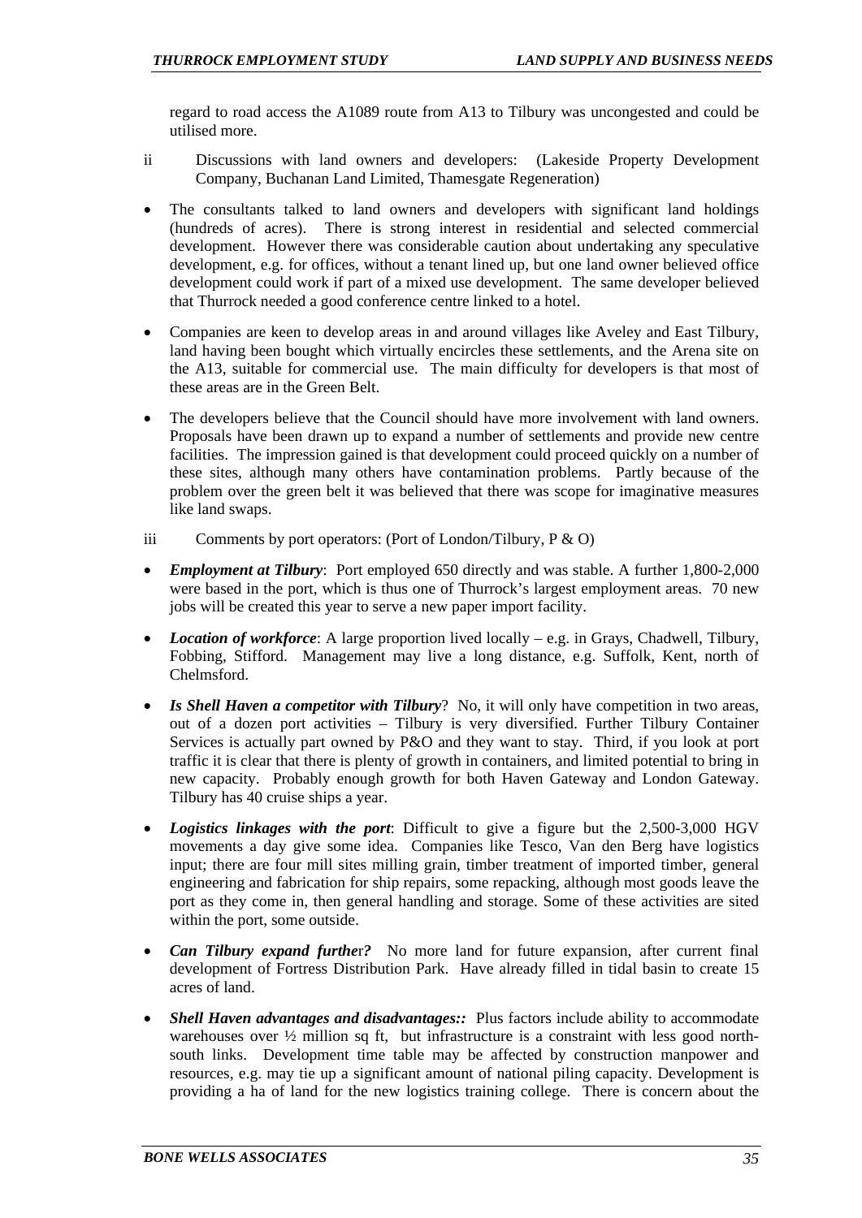regard to road access the A1089 route from A13 to Tilbury was uncongested and could be utilised more.

ii Discussions with land owners and developers: (Lakeside Property Development Company, Buchanan Land Limited, Thamesgate Regeneration)

- The consultants talked to land owners and developers with significant land holdings (hundreds of acres). There is strong interest in residential and selected commercial development. However there was considerable caution about undertaking any speculative development, e.g. for offices, without a tenant lined up, but one land owner believed office development could work if part of a mixed use development. The same developer believed that Thurrock needed a good conference centre linked to a hotel.
- Companies are keen to develop areas in and around villages like Aveley and East Tilbury, land having been bought which virtually encircles these settlements, and the Arena site on the A13, suitable for commercial use. The main difficulty for developers is that most of these areas are in the Green Belt.
- The developers believe that the Council should have more involvement with land owners. Proposals have been drawn up to expand a number of settlements and provide new centre facilities. The impression gained is that development could proceed quickly on a number of these sites, although many others have contamination problems. Partly because of the problem over the green belt it was believed that there was scope for imaginative measures like land swaps.

iii Comments by port operators: (Port of London/Tilbury, P & O)

- ***Employment at Tilbury***: Port employed 650 directly and was stable. A further 1,800-2,000 were based in the port, which is thus one of Thurrock's largest employment areas. 70 new jobs will be created this year to serve a new paper import facility.
- ***Location of workforce***: A large proportion lived locally – e.g. in Grays, Chadwell, Tilbury, Fobbing, Stifford. Management may live a long distance, e.g. Suffolk, Kent, north of Chelmsford.
- ***Is Shell Haven a competitor with Tilbury***? No, it will only have competition in two areas, out of a dozen port activities – Tilbury is very diversified. Further Tilbury Container Services is actually part owned by P&O and they want to stay. Third, if you look at port traffic it is clear that there is plenty of growth in containers, and limited potential to bring in new capacity. Probably enough growth for both Haven Gateway and London Gateway. Tilbury has 40 cruise ships a year.
- ***Logistics linkages with the port***: Difficult to give a figure but the 2,500-3,000 HGV movements a day give some idea. Companies like Tesco, Van den Berg have logistics input; there are four mill sites milling grain, timber treatment of imported timber, general engineering and fabrication for ship repairs, some repacking, although most goods leave the port as they come in, then general handling and storage. Some of these activities are sited within the port, some outside.
- ***Can Tilbury expand further?*** No more land for future expansion, after current final development of Fortress Distribution Park. Have already filled in tidal basin to create 15 acres of land.
- ***Shell Haven advantages and disadvantages::*** Plus factors include ability to accommodate warehouses over ½ million sq ft, but infrastructure is a constraint with less good north-south links. Development time table may be affected by construction manpower and resources, e.g. may tie up a significant amount of national piling capacity. Development is providing a ha of land for the new logistics training college. There is concern about the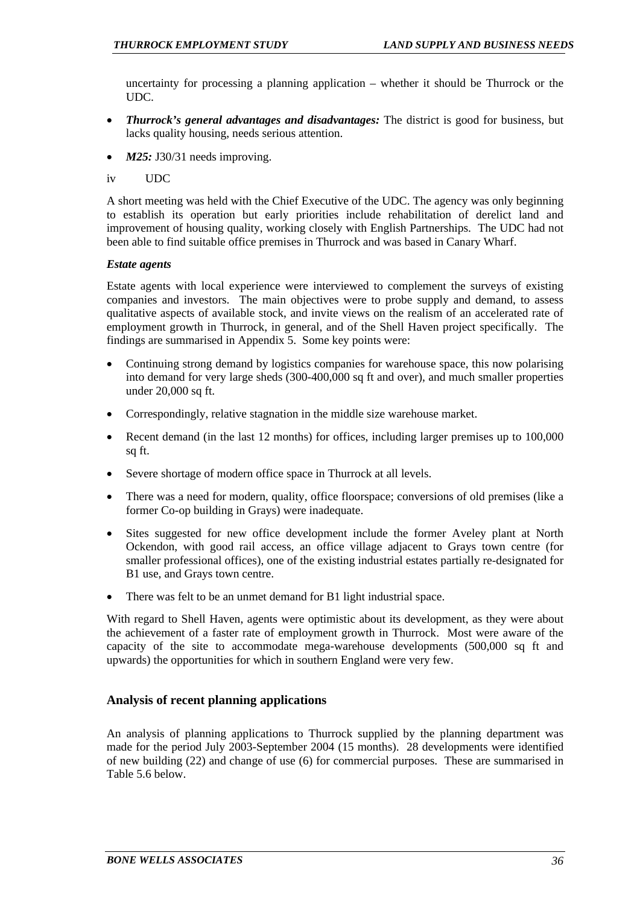uncertainty for processing a planning application – whether it should be Thurrock or the UDC.

- ***Thurrock's general advantages and disadvantages:*** The district is good for business, but lacks quality housing, needs serious attention.
- ***M25:*** J30/31 needs improving.

iv UDC

A short meeting was held with the Chief Executive of the UDC. The agency was only beginning to establish its operation but early priorities include rehabilitation of derelict land and improvement of housing quality, working closely with English Partnerships. The UDC had not been able to find suitable office premises in Thurrock and was based in Canary Wharf.

***Estate agents***

Estate agents with local experience were interviewed to complement the surveys of existing companies and investors. The main objectives were to probe supply and demand, to assess qualitative aspects of available stock, and invite views on the realism of an accelerated rate of employment growth in Thurrock, in general, and of the Shell Haven project specifically. The findings are summarised in Appendix 5. Some key points were:

- Continuing strong demand by logistics companies for warehouse space, this now polarising into demand for very large sheds (300-400,000 sq ft and over), and much smaller properties under 20,000 sq ft.
- Correspondingly, relative stagnation in the middle size warehouse market.
- Recent demand (in the last 12 months) for offices, including larger premises up to 100,000 sq ft.
- Severe shortage of modern office space in Thurrock at all levels.
- There was a need for modern, quality, office floorspace; conversions of old premises (like a former Co-op building in Grays) were inadequate.
- Sites suggested for new office development include the former Aveley plant at North Ockendon, with good rail access, an office village adjacent to Grays town centre (for smaller professional offices), one of the existing industrial estates partially re-designated for B1 use, and Grays town centre.
- There was felt to be an unmet demand for B1 light industrial space.

With regard to Shell Haven, agents were optimistic about its development, as they were about the achievement of a faster rate of employment growth in Thurrock. Most were aware of the capacity of the site to accommodate mega-warehouse developments (500,000 sq ft and upwards) the opportunities for which in southern England were very few.

## Analysis of recent planning applications

An analysis of planning applications to Thurrock supplied by the planning department was made for the period July 2003-September 2004 (15 months). 28 developments were identified of new building (22) and change of use (6) for commercial purposes. These are summarised in Table 5.6 below.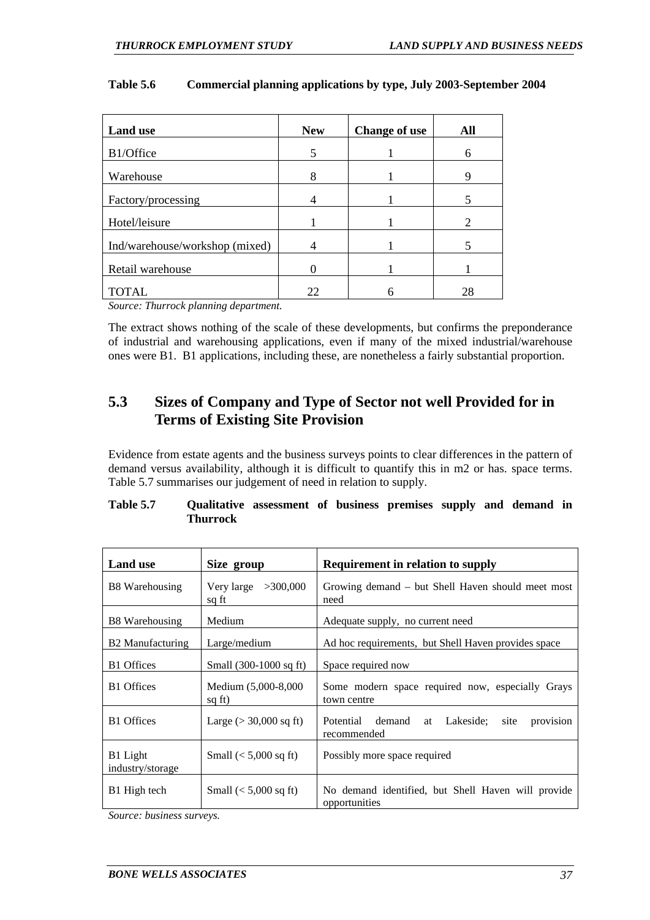**Table 5.6 Commercial planning applications by type, July 2003-September 2004**

| Land use | New | Change of use | All |
|---|---|---|---|
| B1/Office | 5 | 1 | 6 |
| Warehouse | 8 | 1 | 9 |
| Factory/processing | 4 | 1 | 5 |
| Hotel/leisure | 1 | 1 | 2 |
| Ind/warehouse/workshop (mixed) | 4 | 1 | 5 |
| Retail warehouse | 0 | 1 | 1 |
| TOTAL | 22 | 6 | 28 |

*Source: Thurrock planning department.*

The extract shows nothing of the scale of these developments, but confirms the preponderance of industrial and warehousing applications, even if many of the mixed industrial/warehouse ones were B1. B1 applications, including these, are nonetheless a fairly substantial proportion.

## 5.3 Sizes of Company and Type of Sector not well Provided for in Terms of Existing Site Provision

Evidence from estate agents and the business surveys points to clear differences in the pattern of demand versus availability, although it is difficult to quantify this in m2 or has. space terms. Table 5.7 summarises our judgement of need in relation to supply.

**Table 5.7 Qualitative assessment of business premises supply and demand in Thurrock**

| Land use | Size group | Requirement in relation to supply |
|---|---|---|
| B8 Warehousing | Very large >300,000 sq ft | Growing demand – but Shell Haven should meet most need |
| B8 Warehousing | Medium | Adequate supply, no current need |
| B2 Manufacturing | Large/medium | Ad hoc requirements, but Shell Haven provides space |
| B1 Offices | Small (300-1000 sq ft) | Space required now |
| B1 Offices | Medium (5,000-8,000 sq ft) | Some modern space required now, especially Grays town centre |
| B1 Offices | Large (> 30,000 sq ft) | Potential demand at Lakeside; site provision recommended |
| B1 Light industry/storage | Small (< 5,000 sq ft) | Possibly more space required |
| B1 High tech | Small (< 5,000 sq ft) | No demand identified, but Shell Haven will provide opportunities |

*Source: business surveys.*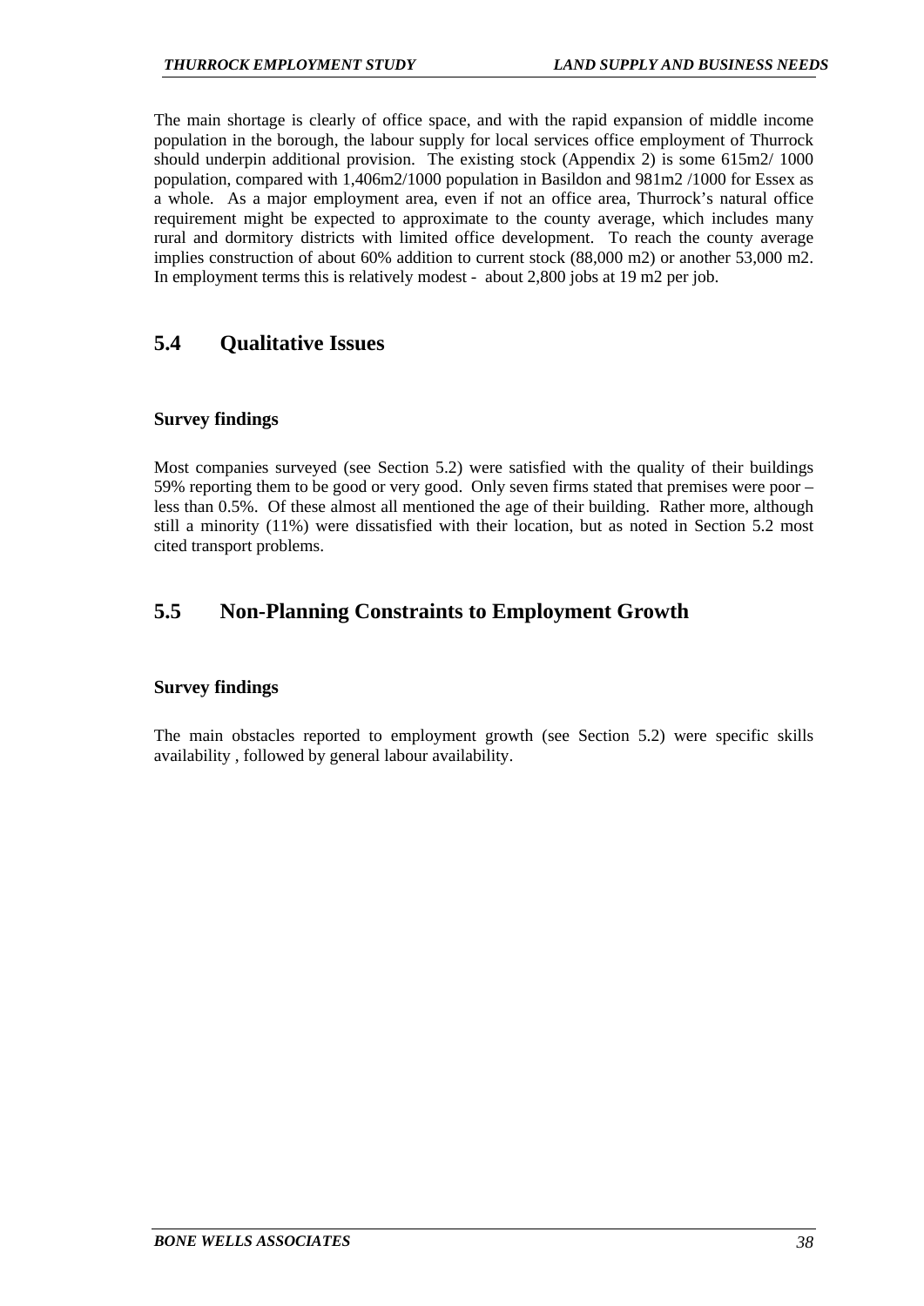The main shortage is clearly of office space, and with the rapid expansion of middle income population in the borough, the labour supply for local services office employment of Thurrock should underpin additional provision. The existing stock (Appendix 2) is some 615m2/ 1000 population, compared with 1,406m2/1000 population in Basildon and 981m2 /1000 for Essex as a whole. As a major employment area, even if not an office area, Thurrock's natural office requirement might be expected to approximate to the county average, which includes many rural and dormitory districts with limited office development. To reach the county average implies construction of about 60% addition to current stock (88,000 m2) or another 53,000 m2. In employment terms this is relatively modest - about 2,800 jobs at 19 m2 per job.

## 5.4 Qualitative Issues

### Survey findings

Most companies surveyed (see Section 5.2) were satisfied with the quality of their buildings 59% reporting them to be good or very good. Only seven firms stated that premises were poor – less than 0.5%. Of these almost all mentioned the age of their building. Rather more, although still a minority (11%) were dissatisfied with their location, but as noted in Section 5.2 most cited transport problems.

## 5.5 Non-Planning Constraints to Employment Growth

### Survey findings

The main obstacles reported to employment growth (see Section 5.2) were specific skills availability , followed by general labour availability.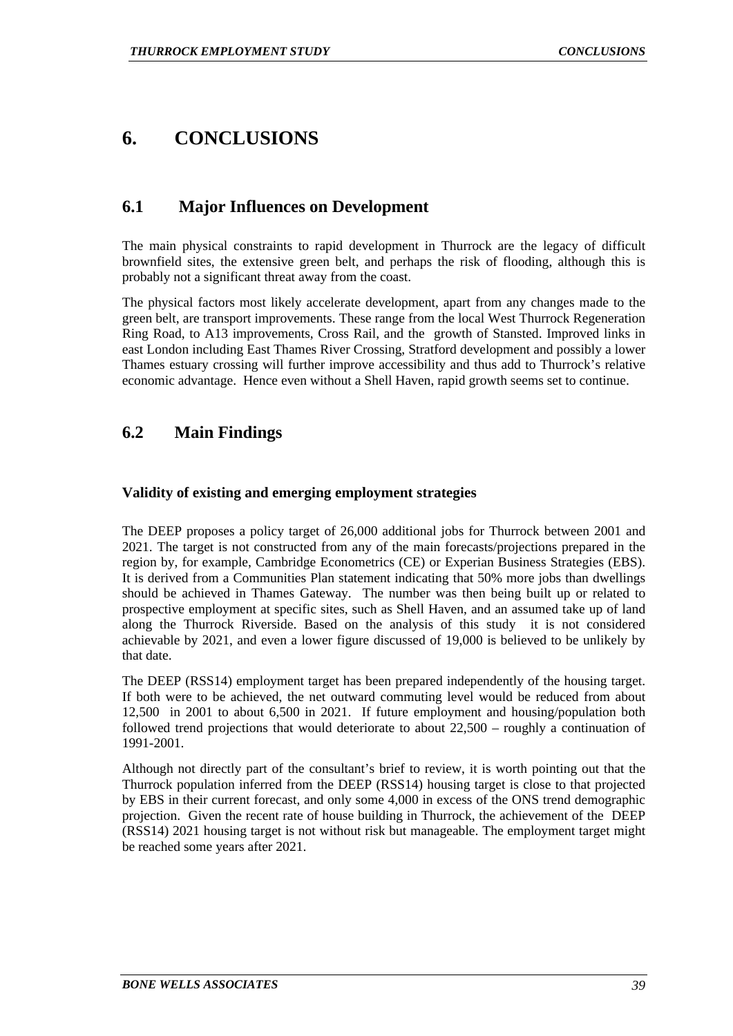# 6. CONCLUSIONS

## 6.1 Major Influences on Development

The main physical constraints to rapid development in Thurrock are the legacy of difficult brownfield sites, the extensive green belt, and perhaps the risk of flooding, although this is probably not a significant threat away from the coast.

The physical factors most likely accelerate development, apart from any changes made to the green belt, are transport improvements. These range from the local West Thurrock Regeneration Ring Road, to A13 improvements, Cross Rail, and the growth of Stansted. Improved links in east London including East Thames River Crossing, Stratford development and possibly a lower Thames estuary crossing will further improve accessibility and thus add to Thurrock's relative economic advantage. Hence even without a Shell Haven, rapid growth seems set to continue.

## 6.2 Main Findings

### Validity of existing and emerging employment strategies

The DEEP proposes a policy target of 26,000 additional jobs for Thurrock between 2001 and 2021. The target is not constructed from any of the main forecasts/projections prepared in the region by, for example, Cambridge Econometrics (CE) or Experian Business Strategies (EBS). It is derived from a Communities Plan statement indicating that 50% more jobs than dwellings should be achieved in Thames Gateway. The number was then being built up or related to prospective employment at specific sites, such as Shell Haven, and an assumed take up of land along the Thurrock Riverside. Based on the analysis of this study it is not considered achievable by 2021, and even a lower figure discussed of 19,000 is believed to be unlikely by that date.

The DEEP (RSS14) employment target has been prepared independently of the housing target. If both were to be achieved, the net outward commuting level would be reduced from about 12,500 in 2001 to about 6,500 in 2021. If future employment and housing/population both followed trend projections that would deteriorate to about 22,500 – roughly a continuation of 1991-2001.

Although not directly part of the consultant's brief to review, it is worth pointing out that the Thurrock population inferred from the DEEP (RSS14) housing target is close to that projected by EBS in their current forecast, and only some 4,000 in excess of the ONS trend demographic projection. Given the recent rate of house building in Thurrock, the achievement of the DEEP (RSS14) 2021 housing target is not without risk but manageable. The employment target might be reached some years after 2021.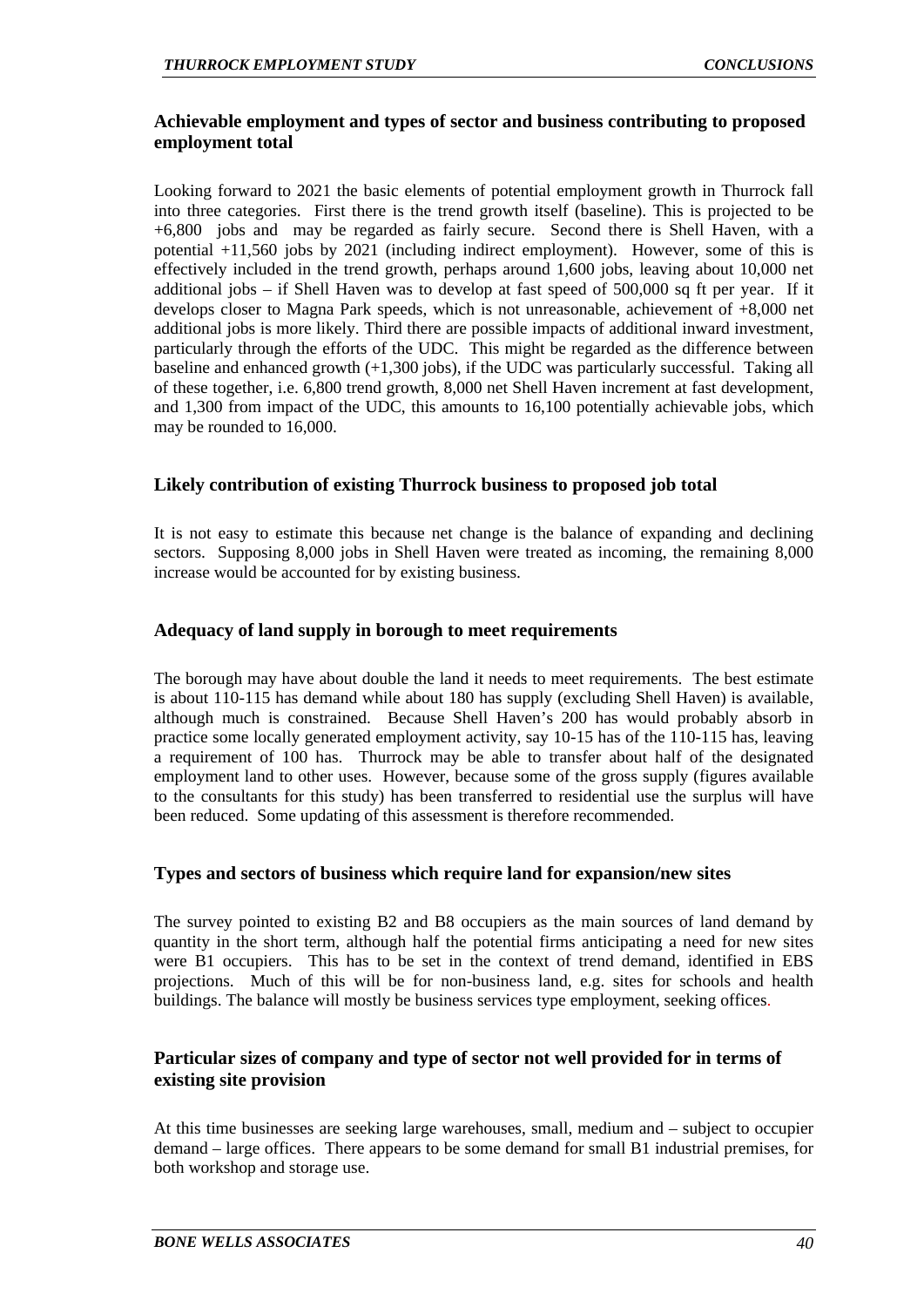### Achievable employment and types of sector and business contributing to proposed employment total

Looking forward to 2021 the basic elements of potential employment growth in Thurrock fall into three categories. First there is the trend growth itself (baseline). This is projected to be +6,800 jobs and may be regarded as fairly secure. Second there is Shell Haven, with a potential +11,560 jobs by 2021 (including indirect employment). However, some of this is effectively included in the trend growth, perhaps around 1,600 jobs, leaving about 10,000 net additional jobs – if Shell Haven was to develop at fast speed of 500,000 sq ft per year. If it develops closer to Magna Park speeds, which is not unreasonable, achievement of +8,000 net additional jobs is more likely. Third there are possible impacts of additional inward investment, particularly through the efforts of the UDC. This might be regarded as the difference between baseline and enhanced growth (+1,300 jobs), if the UDC was particularly successful. Taking all of these together, i.e. 6,800 trend growth, 8,000 net Shell Haven increment at fast development, and 1,300 from impact of the UDC, this amounts to 16,100 potentially achievable jobs, which may be rounded to 16,000.

### Likely contribution of existing Thurrock business to proposed job total

It is not easy to estimate this because net change is the balance of expanding and declining sectors. Supposing 8,000 jobs in Shell Haven were treated as incoming, the remaining 8,000 increase would be accounted for by existing business.

### Adequacy of land supply in borough to meet requirements

The borough may have about double the land it needs to meet requirements. The best estimate is about 110-115 has demand while about 180 has supply (excluding Shell Haven) is available, although much is constrained. Because Shell Haven's 200 has would probably absorb in practice some locally generated employment activity, say 10-15 has of the 110-115 has, leaving a requirement of 100 has. Thurrock may be able to transfer about half of the designated employment land to other uses. However, because some of the gross supply (figures available to the consultants for this study) has been transferred to residential use the surplus will have been reduced. Some updating of this assessment is therefore recommended.

### Types and sectors of business which require land for expansion/new sites

The survey pointed to existing B2 and B8 occupiers as the main sources of land demand by quantity in the short term, although half the potential firms anticipating a need for new sites were B1 occupiers. This has to be set in the context of trend demand, identified in EBS projections. Much of this will be for non-business land, e.g. sites for schools and health buildings. The balance will mostly be business services type employment, seeking offices.

### Particular sizes of company and type of sector not well provided for in terms of existing site provision

At this time businesses are seeking large warehouses, small, medium and – subject to occupier demand – large offices. There appears to be some demand for small B1 industrial premises, for both workshop and storage use.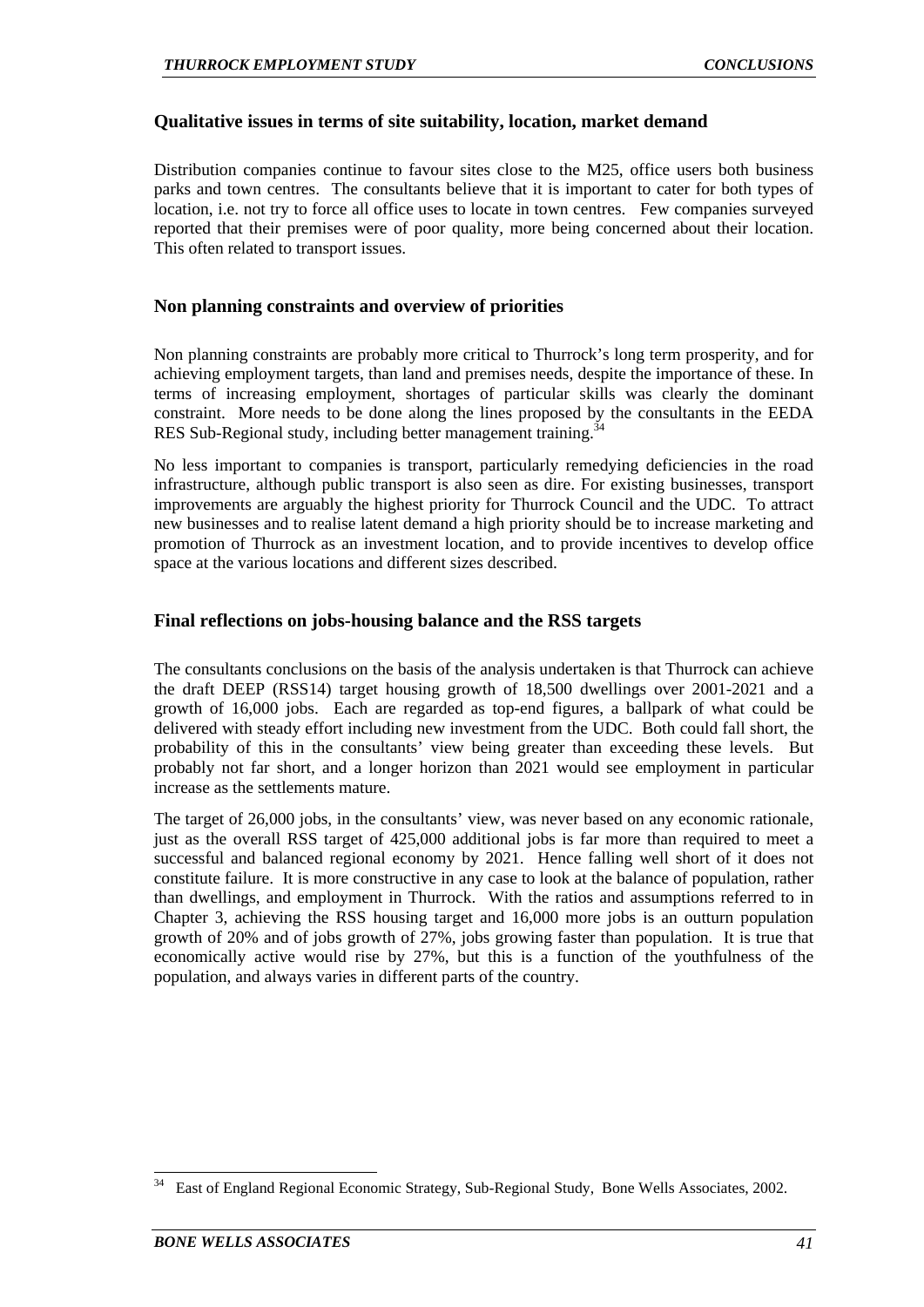### Qualitative issues in terms of site suitability, location, market demand

Distribution companies continue to favour sites close to the M25, office users both business parks and town centres. The consultants believe that it is important to cater for both types of location, i.e. not try to force all office uses to locate in town centres. Few companies surveyed reported that their premises were of poor quality, more being concerned about their location. This often related to transport issues.

### Non planning constraints and overview of priorities

Non planning constraints are probably more critical to Thurrock's long term prosperity, and for achieving employment targets, than land and premises needs, despite the importance of these. In terms of increasing employment, shortages of particular skills was clearly the dominant constraint. More needs to be done along the lines proposed by the consultants in the EEDA RES Sub-Regional study, including better management training.[34]

No less important to companies is transport, particularly remedying deficiencies in the road infrastructure, although public transport is also seen as dire. For existing businesses, transport improvements are arguably the highest priority for Thurrock Council and the UDC. To attract new businesses and to realise latent demand a high priority should be to increase marketing and promotion of Thurrock as an investment location, and to provide incentives to develop office space at the various locations and different sizes described.

### Final reflections on jobs-housing balance and the RSS targets

The consultants conclusions on the basis of the analysis undertaken is that Thurrock can achieve the draft DEEP (RSS14) target housing growth of 18,500 dwellings over 2001-2021 and a growth of 16,000 jobs. Each are regarded as top-end figures, a ballpark of what could be delivered with steady effort including new investment from the UDC. Both could fall short, the probability of this in the consultants' view being greater than exceeding these levels. But probably not far short, and a longer horizon than 2021 would see employment in particular increase as the settlements mature.

The target of 26,000 jobs, in the consultants' view, was never based on any economic rationale, just as the overall RSS target of 425,000 additional jobs is far more than required to meet a successful and balanced regional economy by 2021. Hence falling well short of it does not constitute failure. It is more constructive in any case to look at the balance of population, rather than dwellings, and employment in Thurrock. With the ratios and assumptions referred to in Chapter 3, achieving the RSS housing target and 16,000 more jobs is an outturn population growth of 20% and of jobs growth of 27%, jobs growing faster than population. It is true that economically active would rise by 27%, but this is a function of the youthfulness of the population, and always varies in different parts of the country.

---

[34] East of England Regional Economic Strategy, Sub-Regional Study, Bone Wells Associates, 2002.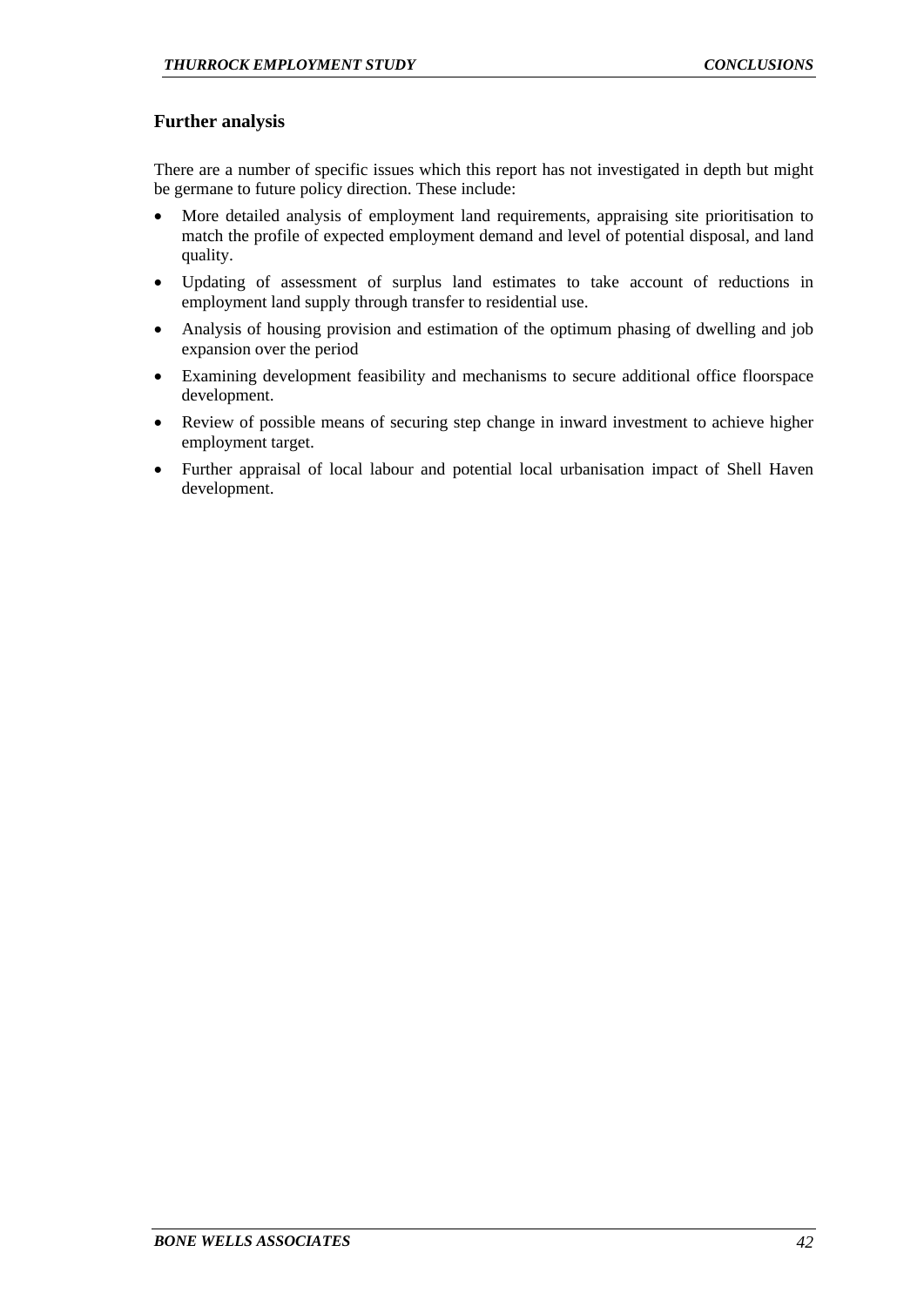## Further analysis

There are a number of specific issues which this report has not investigated in depth but might be germane to future policy direction. These include:

- More detailed analysis of employment land requirements, appraising site prioritisation to match the profile of expected employment demand and level of potential disposal, and land quality.
- Updating of assessment of surplus land estimates to take account of reductions in employment land supply through transfer to residential use.
- Analysis of housing provision and estimation of the optimum phasing of dwelling and job expansion over the period
- Examining development feasibility and mechanisms to secure additional office floorspace development.
- Review of possible means of securing step change in inward investment to achieve higher employment target.
- Further appraisal of local labour and potential local urbanisation impact of Shell Haven development.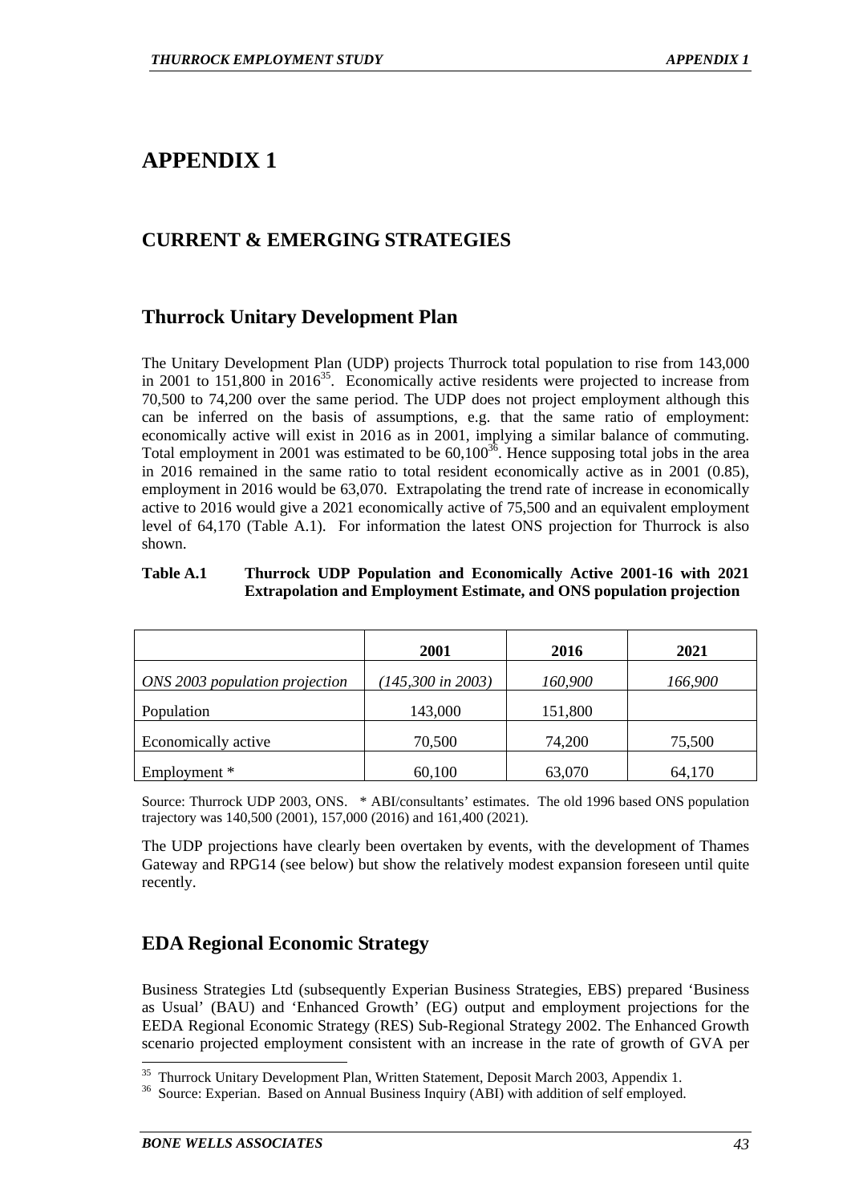// Human: Page 47 of 67. Proceed.

# APPENDIX 1

## CURRENT & EMERGING STRATEGIES

### Thurrock Unitary Development Plan

The Unitary Development Plan (UDP) projects Thurrock total population to rise from 143,000 in 2001 to 151,800 in 2016[35]. Economically active residents were projected to increase from 70,500 to 74,200 over the same period. The UDP does not project employment although this can be inferred on the basis of assumptions, e.g. that the same ratio of employment: economically active will exist in 2016 as in 2001, implying a similar balance of commuting. Total employment in 2001 was estimated to be 60,100[36]. Hence supposing total jobs in the area in 2016 remained in the same ratio to total resident economically active as in 2001 (0.85), employment in 2016 would be 63,070. Extrapolating the trend rate of increase in economically active to 2016 would give a 2021 economically active of 75,500 and an equivalent employment level of 64,170 (Table A.1). For information the latest ONS projection for Thurrock is also shown.

**Table A.1 Thurrock UDP Population and Economically Active 2001-16 with 2021 Extrapolation and Employment Estimate, and ONS population projection**

| | 2001 | 2016 | 2021 |
|---|---|---|---|
| *ONS 2003 population projection* | *(145,300 in 2003)* | *160,900* | *166,900* |
| Population | 143,000 | 151,800 | |
| Economically active | 70,500 | 74,200 | 75,500 |
| Employment * | 60,100 | 63,070 | 64,170 |

Source: Thurrock UDP 2003, ONS. * ABI/consultants' estimates. The old 1996 based ONS population trajectory was 140,500 (2001), 157,000 (2016) and 161,400 (2021).

The UDP projections have clearly been overtaken by events, with the development of Thames Gateway and RPG14 (see below) but show the relatively modest expansion foreseen until quite recently.

### EDA Regional Economic Strategy

Business Strategies Ltd (subsequently Experian Business Strategies, EBS) prepared 'Business as Usual' (BAU) and 'Enhanced Growth' (EG) output and employment projections for the EEDA Regional Economic Strategy (RES) Sub-Regional Strategy 2002. The Enhanced Growth scenario projected employment consistent with an increase in the rate of growth of GVA per

---

[35] Thurrock Unitary Development Plan, Written Statement, Deposit March 2003, Appendix 1.

[36] Source: Experian. Based on Annual Business Inquiry (ABI) with addition of self employed.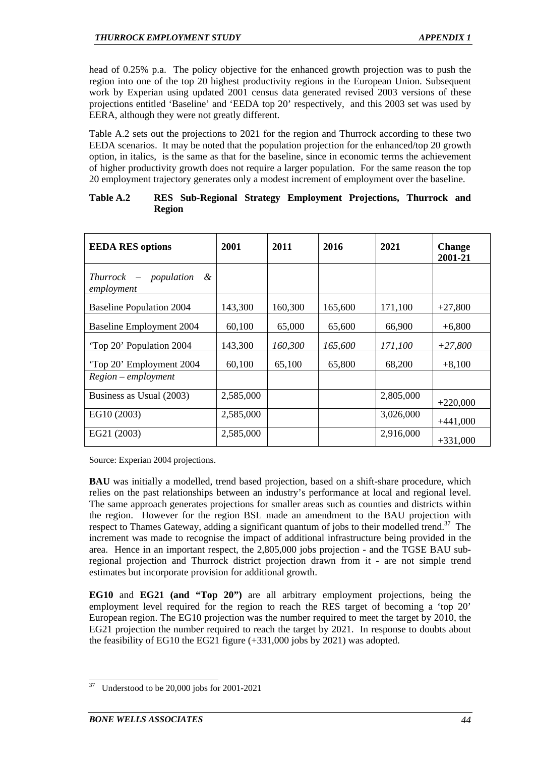head of 0.25% p.a. The policy objective for the enhanced growth projection was to push the region into one of the top 20 highest productivity regions in the European Union. Subsequent work by Experian using updated 2001 census data generated revised 2003 versions of these projections entitled 'Baseline' and 'EEDA top 20' respectively, and this 2003 set was used by EERA, although they were not greatly different.

Table A.2 sets out the projections to 2021 for the region and Thurrock according to these two EEDA scenarios. It may be noted that the population projection for the enhanced/top 20 growth option, in italics, is the same as that for the baseline, since in economic terms the achievement of higher productivity growth does not require a larger population. For the same reason the top 20 employment trajectory generates only a modest increment of employment over the baseline.

**Table A.2 RES Sub-Regional Strategy Employment Projections, Thurrock and Region**

| EEDA RES options | 2001 | 2011 | 2016 | 2021 | Change 2001-21 |
|---|---|---|---|---|---|
| *Thurrock – population & employment* | | | | | |
| Baseline Population 2004 | 143,300 | 160,300 | 165,600 | 171,100 | +27,800 |
| Baseline Employment 2004 | 60,100 | 65,000 | 65,600 | 66,900 | +6,800 |
| 'Top 20' Population 2004 | 143,300 | *160,300* | *165,600* | *171,100* | *+27,800* |
| 'Top 20' Employment 2004 | 60,100 | 65,100 | 65,800 | 68,200 | +8,100 |
| *Region – employment* | | | | | |
| Business as Usual (2003) | 2,585,000 | | | 2,805,000 | +220,000 |
| EG10 (2003) | 2,585,000 | | | 3,026,000 | +441,000 |
| EG21 (2003) | 2,585,000 | | | 2,916,000 | +331,000 |

Source: Experian 2004 projections.

**BAU** was initially a modelled, trend based projection, based on a shift-share procedure, which relies on the past relationships between an industry's performance at local and regional level. The same approach generates projections for smaller areas such as counties and districts within the region. However for the region BSL made an amendment to the BAU projection with respect to Thames Gateway, adding a significant quantum of jobs to their modelled trend.[37] The increment was made to recognise the impact of additional infrastructure being provided in the area. Hence in an important respect, the 2,805,000 jobs projection - and the TGSE BAU sub-regional projection and Thurrock district projection drawn from it - are not simple trend estimates but incorporate provision for additional growth.

**EG10** and **EG21 (and "Top 20")** are all arbitrary employment projections, being the employment level required for the region to reach the RES target of becoming a 'top 20' European region. The EG10 projection was the number required to meet the target by 2010, the EG21 projection the number required to reach the target by 2021. In response to doubts about the feasibility of EG10 the EG21 figure (+331,000 jobs by 2021) was adopted.

[37] Understood to be 20,000 jobs for 2001-2021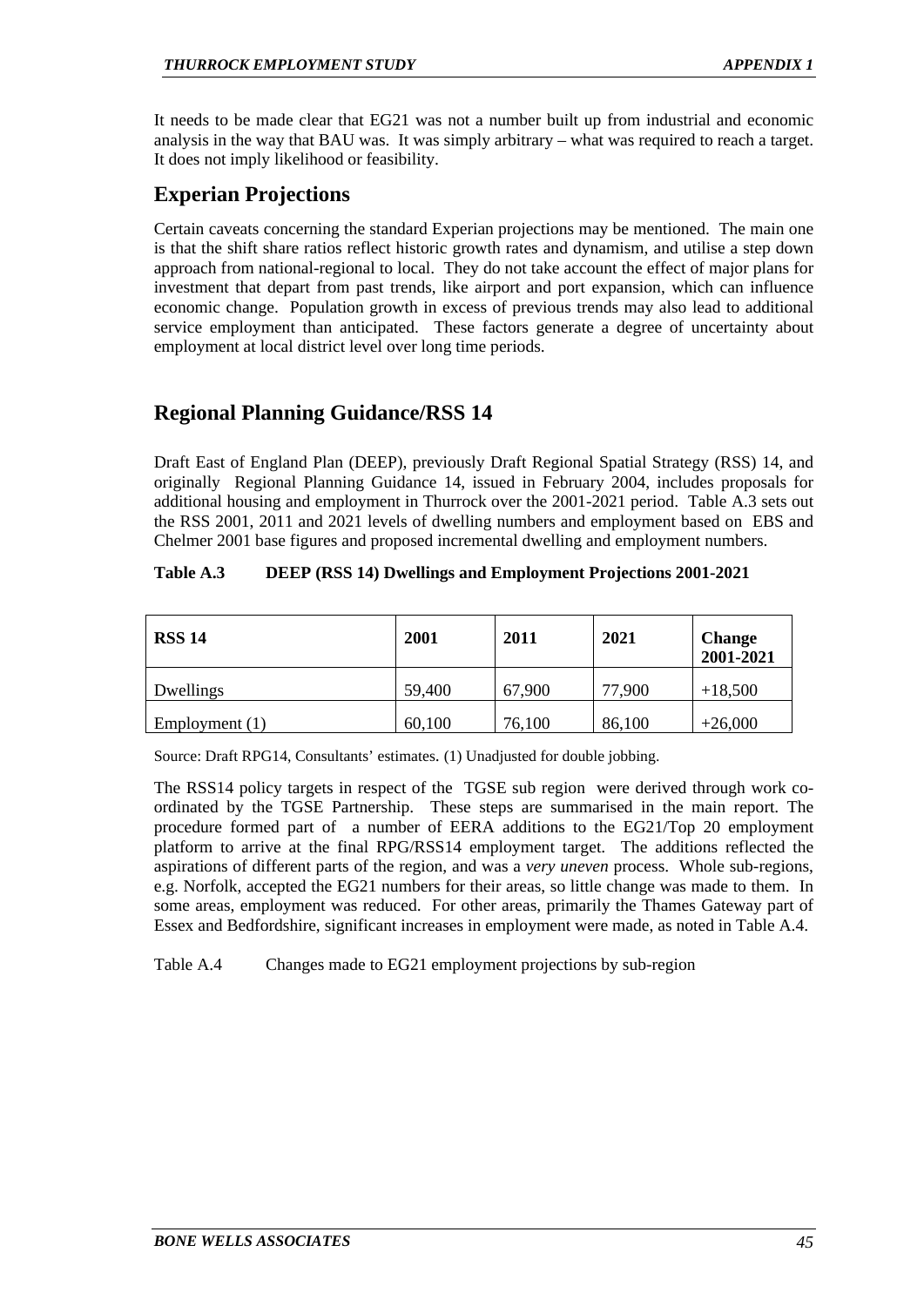It needs to be made clear that EG21 was not a number built up from industrial and economic analysis in the way that BAU was. It was simply arbitrary – what was required to reach a target. It does not imply likelihood or feasibility.

## Experian Projections

Certain caveats concerning the standard Experian projections may be mentioned. The main one is that the shift share ratios reflect historic growth rates and dynamism, and utilise a step down approach from national-regional to local. They do not take account the effect of major plans for investment that depart from past trends, like airport and port expansion, which can influence economic change. Population growth in excess of previous trends may also lead to additional service employment than anticipated. These factors generate a degree of uncertainty about employment at local district level over long time periods.

## Regional Planning Guidance/RSS 14

Draft East of England Plan (DEEP), previously Draft Regional Spatial Strategy (RSS) 14, and originally Regional Planning Guidance 14, issued in February 2004, includes proposals for additional housing and employment in Thurrock over the 2001-2021 period. Table A.3 sets out the RSS 2001, 2011 and 2021 levels of dwelling numbers and employment based on EBS and Chelmer 2001 base figures and proposed incremental dwelling and employment numbers.

**Table A.3 DEEP (RSS 14) Dwellings and Employment Projections 2001-2021**

| **RSS 14** | **2001** | **2011** | **2021** | **Change 2001-2021** |
|---|---|---|---|---|
| Dwellings | 59,400 | 67,900 | 77,900 | +18,500 |
| Employment (1) | 60,100 | 76,100 | 86,100 | +26,000 |

Source: Draft RPG14, Consultants' estimates. (1) Unadjusted for double jobbing.

The RSS14 policy targets in respect of the TGSE sub region were derived through work co-ordinated by the TGSE Partnership. These steps are summarised in the main report. The procedure formed part of a number of EERA additions to the EG21/Top 20 employment platform to arrive at the final RPG/RSS14 employment target. The additions reflected the aspirations of different parts of the region, and was a *very uneven* process. Whole sub-regions, e.g. Norfolk, accepted the EG21 numbers for their areas, so little change was made to them. In some areas, employment was reduced. For other areas, primarily the Thames Gateway part of Essex and Bedfordshire, significant increases in employment were made, as noted in Table A.4.

Table A.4 Changes made to EG21 employment projections by sub-region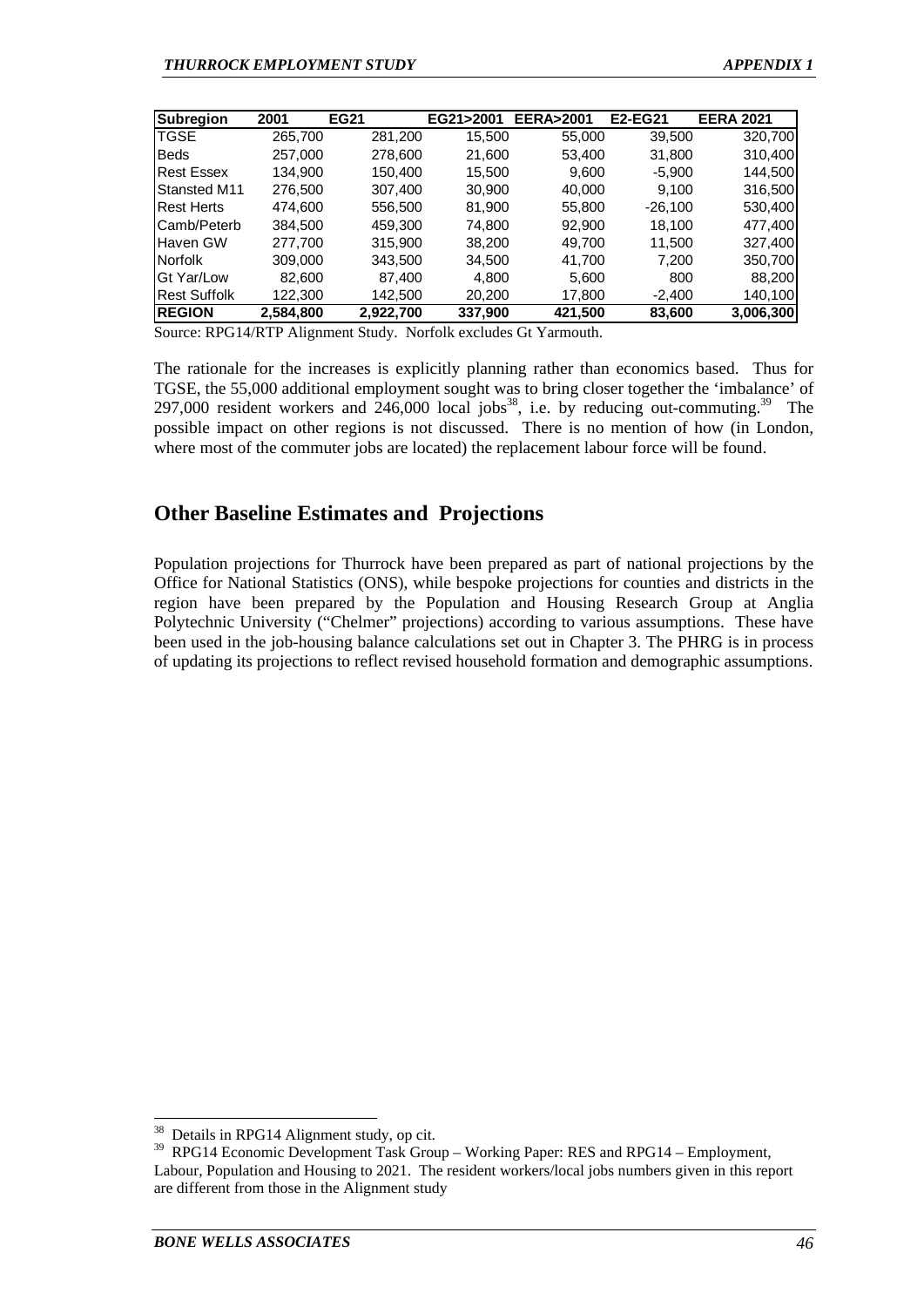| Subregion | 2001 | EG21 | EG21>2001 | EERA>2001 | E2-EG21 | EERA 2021 |
|---|---|---|---|---|---|---|
| TGSE | 265,700 | 281,200 | 15,500 | 55,000 | 39,500 | 320,700 |
| Beds | 257,000 | 278,600 | 21,600 | 53,400 | 31,800 | 310,400 |
| Rest Essex | 134,900 | 150,400 | 15,500 | 9,600 | -5,900 | 144,500 |
| Stansted M11 | 276,500 | 307,400 | 30,900 | 40,000 | 9,100 | 316,500 |
| Rest Herts | 474,600 | 556,500 | 81,900 | 55,800 | -26,100 | 530,400 |
| Camb/Peterb | 384,500 | 459,300 | 74,800 | 92,900 | 18,100 | 477,400 |
| Haven GW | 277,700 | 315,900 | 38,200 | 49,700 | 11,500 | 327,400 |
| Norfolk | 309,000 | 343,500 | 34,500 | 41,700 | 7,200 | 350,700 |
| Gt Yar/Low | 82,600 | 87,400 | 4,800 | 5,600 | 800 | 88,200 |
| Rest Suffolk | 122,300 | 142,500 | 20,200 | 17,800 | -2,400 | 140,100 |
| **REGION** | **2,584,800** | **2,922,700** | **337,900** | **421,500** | **83,600** | **3,006,300** |

Source: RPG14/RTP Alignment Study. Norfolk excludes Gt Yarmouth.

The rationale for the increases is explicitly planning rather than economics based. Thus for TGSE, the 55,000 additional employment sought was to bring closer together the 'imbalance' of 297,000 resident workers and 246,000 local jobs[38], i.e. by reducing out-commuting.[39] The possible impact on other regions is not discussed. There is no mention of how (in London, where most of the commuter jobs are located) the replacement labour force will be found.

## Other Baseline Estimates and Projections

Population projections for Thurrock have been prepared as part of national projections by the Office for National Statistics (ONS), while bespoke projections for counties and districts in the region have been prepared by the Population and Housing Research Group at Anglia Polytechnic University ("Chelmer" projections) according to various assumptions. These have been used in the job-housing balance calculations set out in Chapter 3. The PHRG is in process of updating its projections to reflect revised household formation and demographic assumptions.

[38] Details in RPG14 Alignment study, op cit.

[39] RPG14 Economic Development Task Group – Working Paper: RES and RPG14 – Employment, Labour, Population and Housing to 2021. The resident workers/local jobs numbers given in this report are different from those in the Alignment study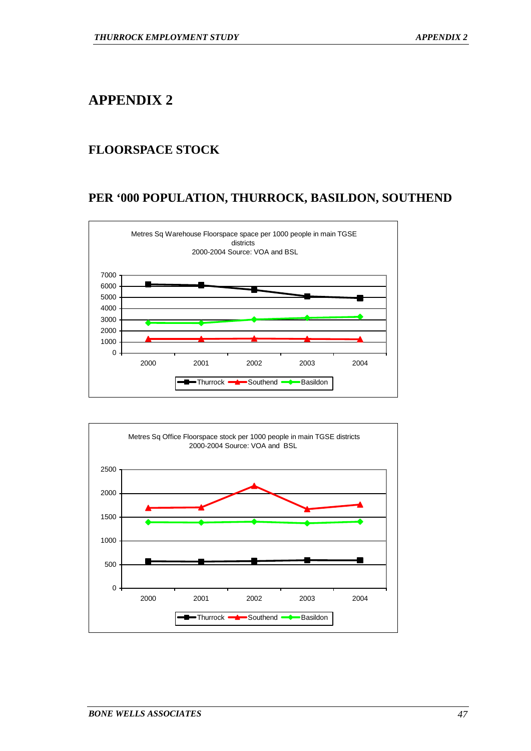# APPENDIX 2

## FLOORSPACE STOCK

## PER '000 POPULATION, THURROCK, BASILDON, SOUTHEND

Metres Sq Warehouse Floorspace space per 1000 people in main TGSE districts
2000-2004 Source: VOA and BSL

Metres Sq Office Floorspace stock per 1000 people in main TGSE districts
2000-2004 Source: VOA and BSL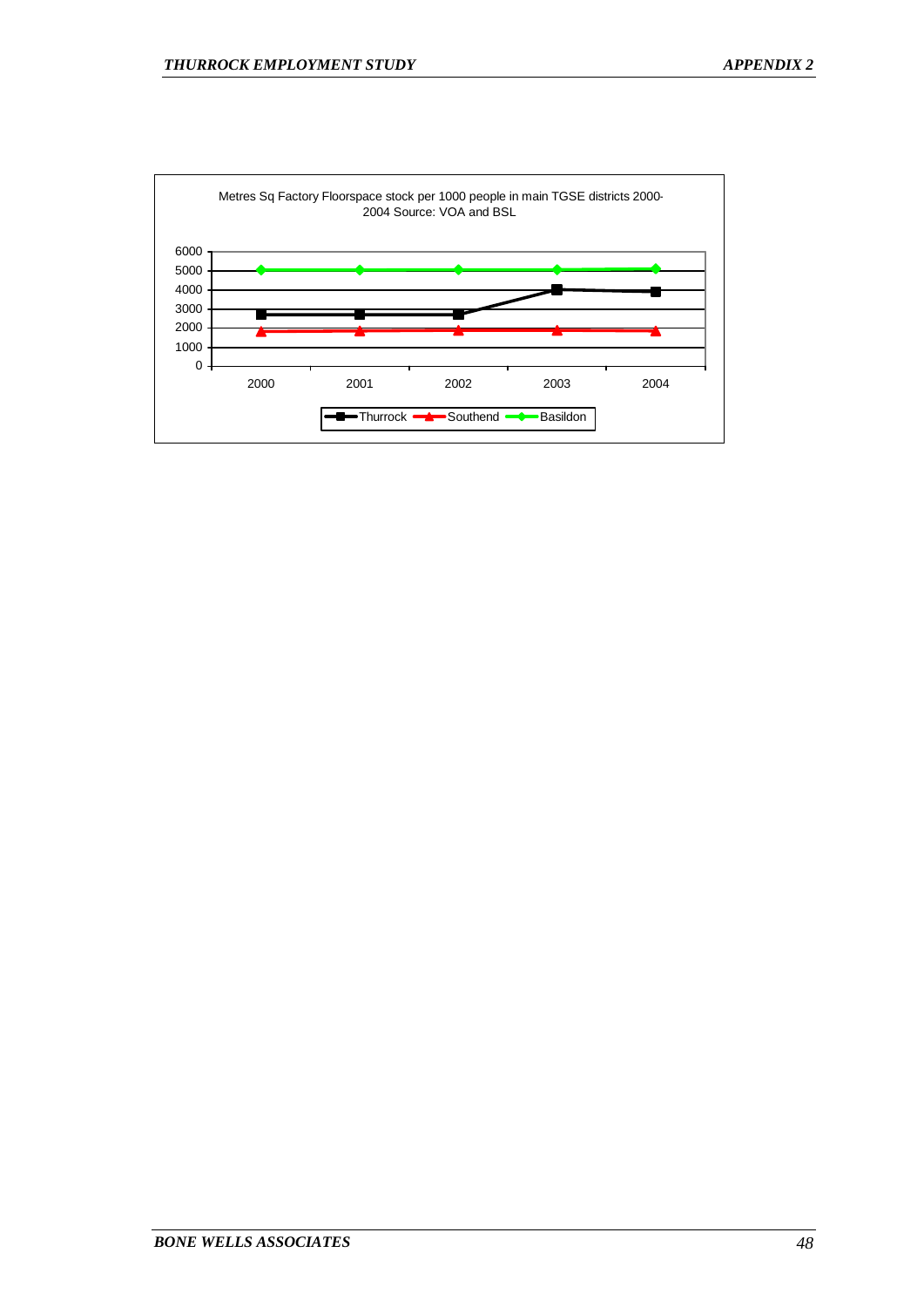Metres Sq Factory Floorspace stock per 1000 people in main TGSE districts 2000-2004 Source: VOA and BSL

| Year | Thurrock | Southend | Basildon |
|---|---|---|---|
| 2000 | ~2700 | ~1800 | ~5000 |
| 2001 | ~2700 | ~1850 | ~5000 |
| 2002 | ~2700 | ~1850 | ~5000 |
| 2003 | ~4000 | ~1850 | ~5000 |
| 2004 | ~3900 | ~1800 | ~5100 |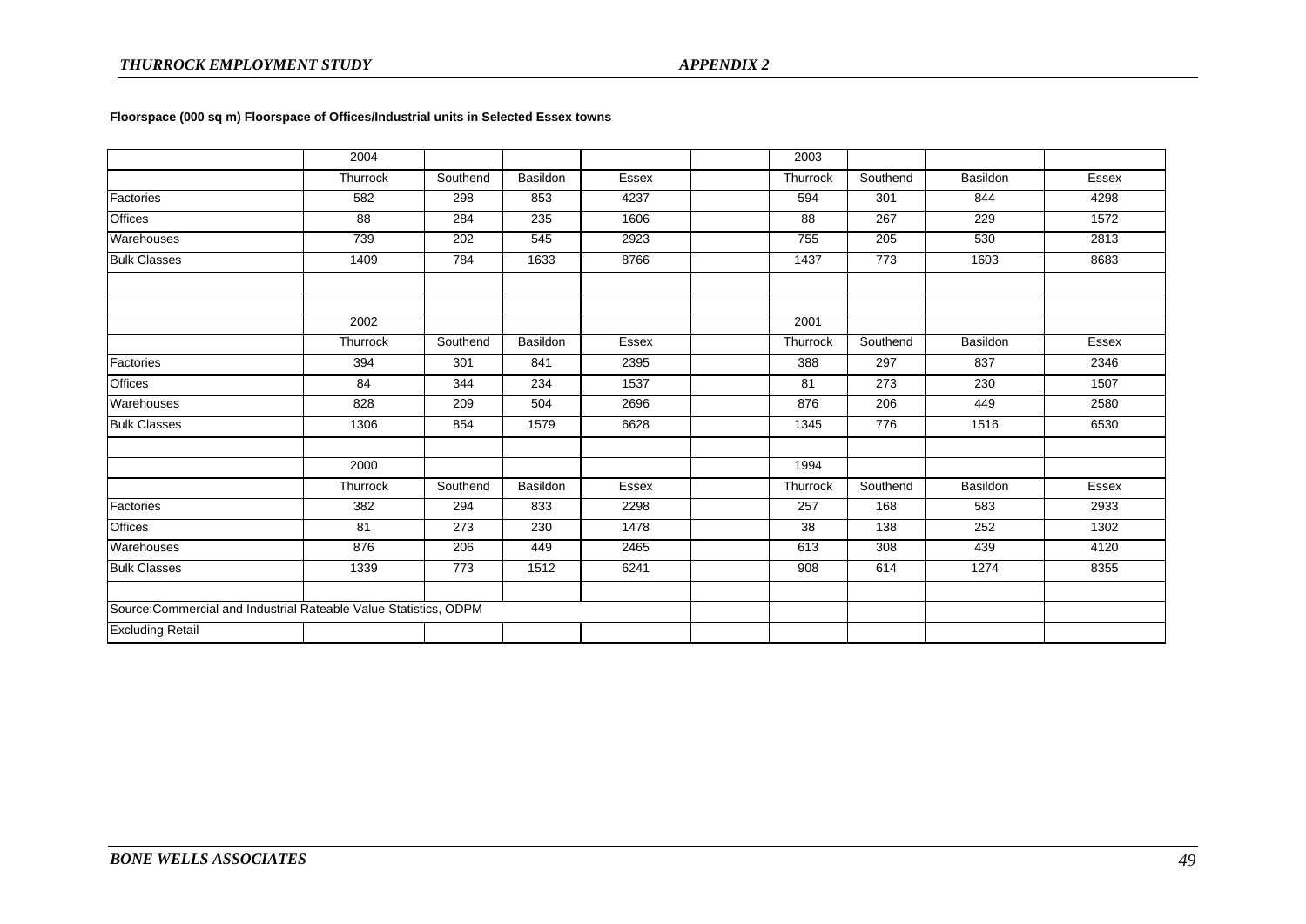**Floorspace (000 sq m) Floorspace of Offices/Industrial units in Selected Essex towns**

| | 2004 | | | | | 2003 | | | |
|---|---|---|---|---|---|---|---|---|---|
| | Thurrock | Southend | Basildon | Essex | | Thurrock | Southend | Basildon | Essex |
| Factories | 582 | 298 | 853 | 4237 | | 594 | 301 | 844 | 4298 |
| Offices | 88 | 284 | 235 | 1606 | | 88 | 267 | 229 | 1572 |
| Warehouses | 739 | 202 | 545 | 2923 | | 755 | 205 | 530 | 2813 |
| Bulk Classes | 1409 | 784 | 1633 | 8766 | | 1437 | 773 | 1603 | 8683 |
| | | | | | | | | | |
| | | | | | | | | | |
| | 2002 | | | | | 2001 | | | |
| | Thurrock | Southend | Basildon | Essex | | Thurrock | Southend | Basildon | Essex |
| Factories | 394 | 301 | 841 | 2395 | | 388 | 297 | 837 | 2346 |
| Offices | 84 | 344 | 234 | 1537 | | 81 | 273 | 230 | 1507 |
| Warehouses | 828 | 209 | 504 | 2696 | | 876 | 206 | 449 | 2580 |
| Bulk Classes | 1306 | 854 | 1579 | 6628 | | 1345 | 776 | 1516 | 6530 |
| | | | | | | | | | |
| | 2000 | | | | | 1994 | | | |
| | Thurrock | Southend | Basildon | Essex | | Thurrock | Southend | Basildon | Essex |
| Factories | 382 | 294 | 833 | 2298 | | 257 | 168 | 583 | 2933 |
| Offices | 81 | 273 | 230 | 1478 | | 38 | 138 | 252 | 1302 |
| Warehouses | 876 | 206 | 449 | 2465 | | 613 | 308 | 439 | 4120 |
| Bulk Classes | 1339 | 773 | 1512 | 6241 | | 908 | 614 | 1274 | 8355 |

Source: Commercial and Industrial Rateable Value Statistics, ODPM

Excluding Retail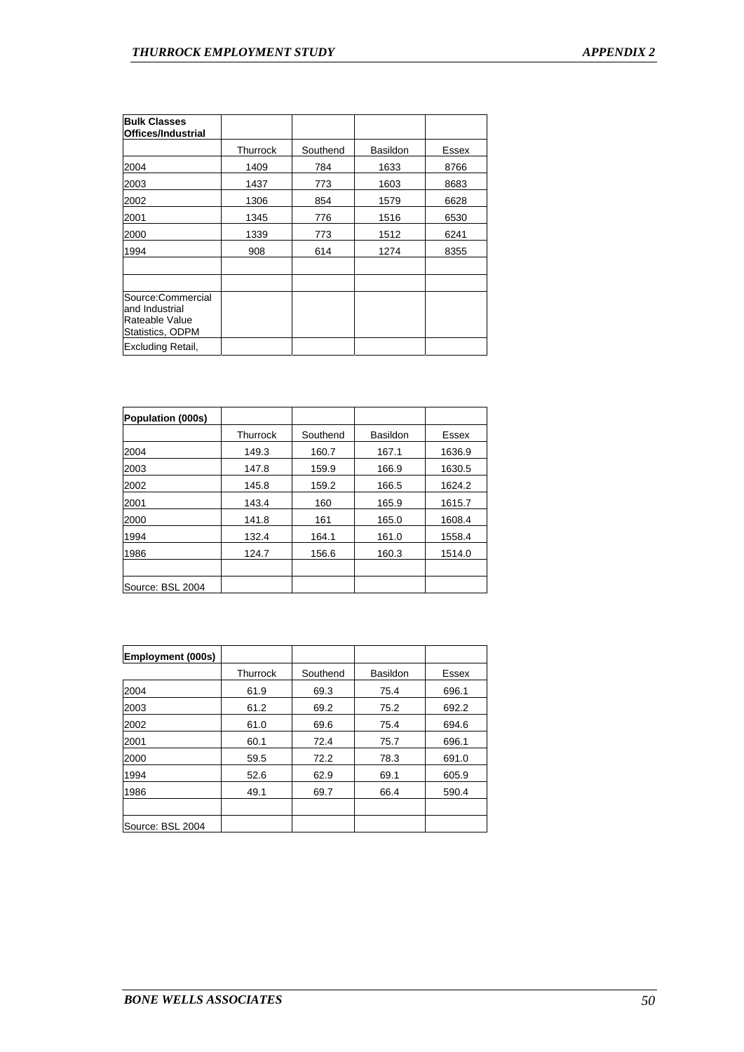| Bulk Classes Offices/Industrial | | | | |
|---|---|---|---|---|
| | Thurrock | Southend | Basildon | Essex |
| 2004 | 1409 | 784 | 1633 | 8766 |
| 2003 | 1437 | 773 | 1603 | 8683 |
| 2002 | 1306 | 854 | 1579 | 6628 |
| 2001 | 1345 | 776 | 1516 | 6530 |
| 2000 | 1339 | 773 | 1512 | 6241 |
| 1994 | 908 | 614 | 1274 | 8355 |
| | | | | |
| | | | | |
| Source:Commercial and Industrial Rateable Value Statistics, ODPM | | | | |
| Excluding Retail, | | | | |

| Population (000s) | | | | |
|---|---|---|---|---|
| | Thurrock | Southend | Basildon | Essex |
| 2004 | 149.3 | 160.7 | 167.1 | 1636.9 |
| 2003 | 147.8 | 159.9 | 166.9 | 1630.5 |
| 2002 | 145.8 | 159.2 | 166.5 | 1624.2 |
| 2001 | 143.4 | 160 | 165.9 | 1615.7 |
| 2000 | 141.8 | 161 | 165.0 | 1608.4 |
| 1994 | 132.4 | 164.1 | 161.0 | 1558.4 |
| 1986 | 124.7 | 156.6 | 160.3 | 1514.0 |
| | | | | |
| Source: BSL 2004 | | | | |

| Employment (000s) | | | | |
|---|---|---|---|---|
| | Thurrock | Southend | Basildon | Essex |
| 2004 | 61.9 | 69.3 | 75.4 | 696.1 |
| 2003 | 61.2 | 69.2 | 75.2 | 692.2 |
| 2002 | 61.0 | 69.6 | 75.4 | 694.6 |
| 2001 | 60.1 | 72.4 | 75.7 | 696.1 |
| 2000 | 59.5 | 72.2 | 78.3 | 691.0 |
| 1994 | 52.6 | 62.9 | 69.1 | 605.9 |
| 1986 | 49.1 | 69.7 | 66.4 | 590.4 |
| | | | | |
| Source: BSL 2004 | | | | |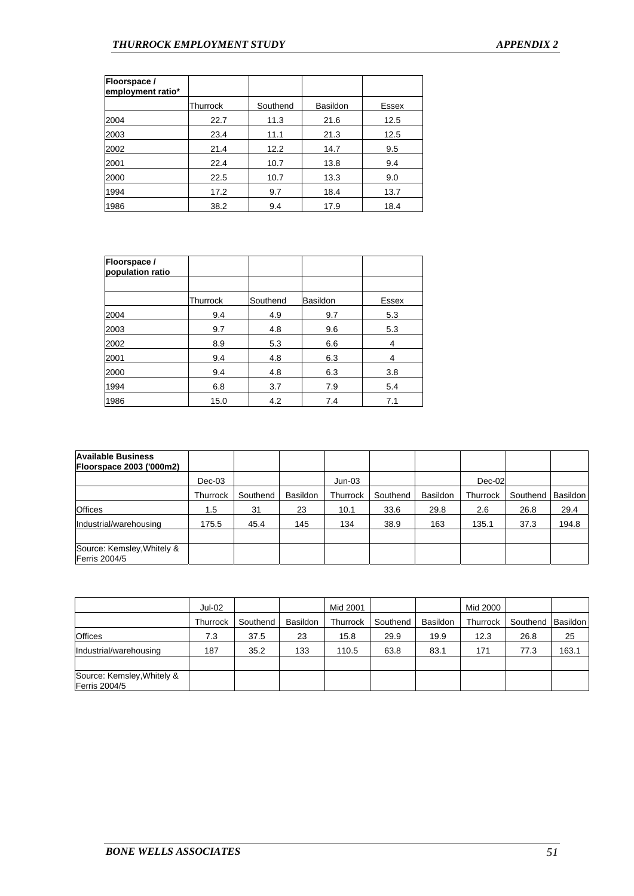| Floorspace / employment ratio* | | | | |
|---|---|---|---|---|
| | Thurrock | Southend | Basildon | Essex |
| 2004 | 22.7 | 11.3 | 21.6 | 12.5 |
| 2003 | 23.4 | 11.1 | 21.3 | 12.5 |
| 2002 | 21.4 | 12.2 | 14.7 | 9.5 |
| 2001 | 22.4 | 10.7 | 13.8 | 9.4 |
| 2000 | 22.5 | 10.7 | 13.3 | 9.0 |
| 1994 | 17.2 | 9.7 | 18.4 | 13.7 |
| 1986 | 38.2 | 9.4 | 17.9 | 18.4 |

| Floorspace / population ratio | | | | |
|---|---|---|---|---|
| | | | | |
| | Thurrock | Southend | Basildon | Essex |
| 2004 | 9.4 | 4.9 | 9.7 | 5.3 |
| 2003 | 9.7 | 4.8 | 9.6 | 5.3 |
| 2002 | 8.9 | 5.3 | 6.6 | 4 |
| 2001 | 9.4 | 4.8 | 6.3 | 4 |
| 2000 | 9.4 | 4.8 | 6.3 | 3.8 |
| 1994 | 6.8 | 3.7 | 7.9 | 5.4 |
| 1986 | 15.0 | 4.2 | 7.4 | 7.1 |

| Available Business Floorspace 2003 ('000m2) | | | | | | | | | |
|---|---|---|---|---|---|---|---|---|---|
| | Dec-03 | | | Jun-03 | | | Dec-02 | | |
| | Thurrock | Southend | Basildon | Thurrock | Southend | Basildon | Thurrock | Southend | Basildon |
| Offices | 1.5 | 31 | 23 | 10.1 | 33.6 | 29.8 | 2.6 | 26.8 | 29.4 |
| Industrial/warehousing | 175.5 | 45.4 | 145 | 134 | 38.9 | 163 | 135.1 | 37.3 | 194.8 |
| | | | | | | | | | |
| Source: Kemsley, Whitely & Ferris 2004/5 | | | | | | | | | |

| | Jul-02 | | | Mid 2001 | | | Mid 2000 | | |
|---|---|---|---|---|---|---|---|---|---|
| | Thurrock | Southend | Basildon | Thurrock | Southend | Basildon | Thurrock | Southend | Basildon |
| Offices | 7.3 | 37.5 | 23 | 15.8 | 29.9 | 19.9 | 12.3 | 26.8 | 25 |
| Industrial/warehousing | 187 | 35.2 | 133 | 110.5 | 63.8 | 83.1 | 171 | 77.3 | 163.1 |
| | | | | | | | | | |
| Source: Kemsley, Whitely & Ferris 2004/5 | | | | | | | | | |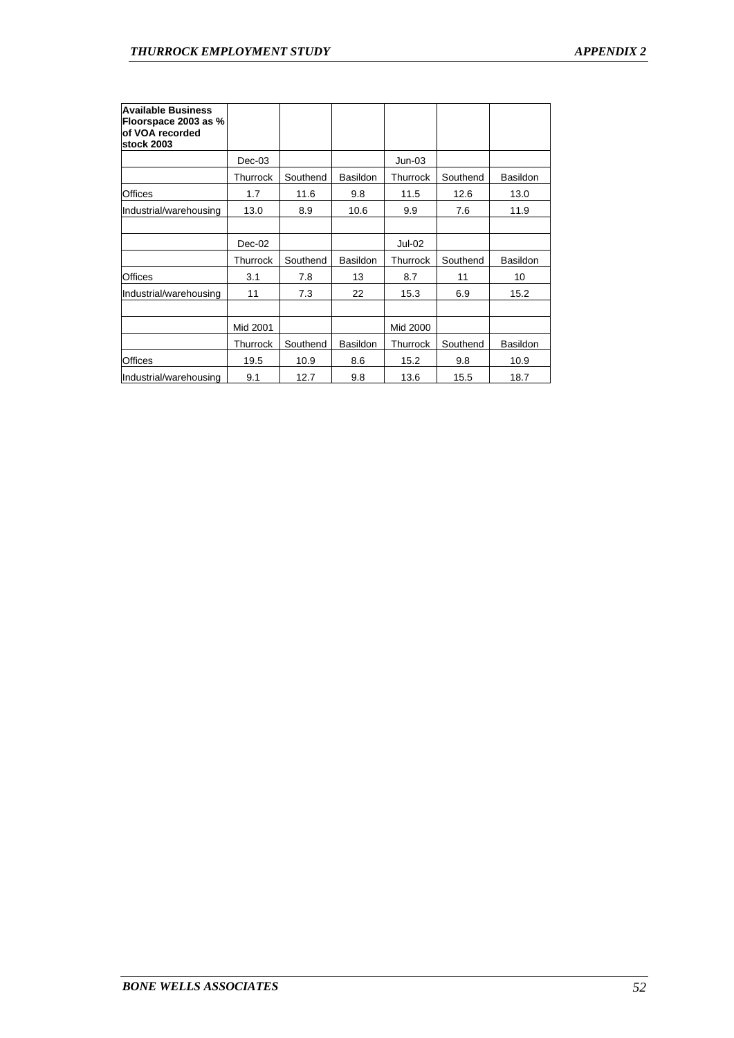| Available Business Floorspace 2003 as % of VOA recorded stock 2003 | | | | | | |
|---|---|---|---|---|---|---|
| | Dec-03 | | | Jun-03 | | |
| | Thurrock | Southend | Basildon | Thurrock | Southend | Basildon |
| Offices | 1.7 | 11.6 | 9.8 | 11.5 | 12.6 | 13.0 |
| Industrial/warehousing | 13.0 | 8.9 | 10.6 | 9.9 | 7.6 | 11.9 |
| | | | | | | |
| | Dec-02 | | | Jul-02 | | |
| | Thurrock | Southend | Basildon | Thurrock | Southend | Basildon |
| Offices | 3.1 | 7.8 | 13 | 8.7 | 11 | 10 |
| Industrial/warehousing | 11 | 7.3 | 22 | 15.3 | 6.9 | 15.2 |
| | | | | | | |
| | Mid 2001 | | | Mid 2000 | | |
| | Thurrock | Southend | Basildon | Thurrock | Southend | Basildon |
| Offices | 19.5 | 10.9 | 8.6 | 15.2 | 9.8 | 10.9 |
| Industrial/warehousing | 9.1 | 12.7 | 9.8 | 13.6 | 15.5 | 18.7 |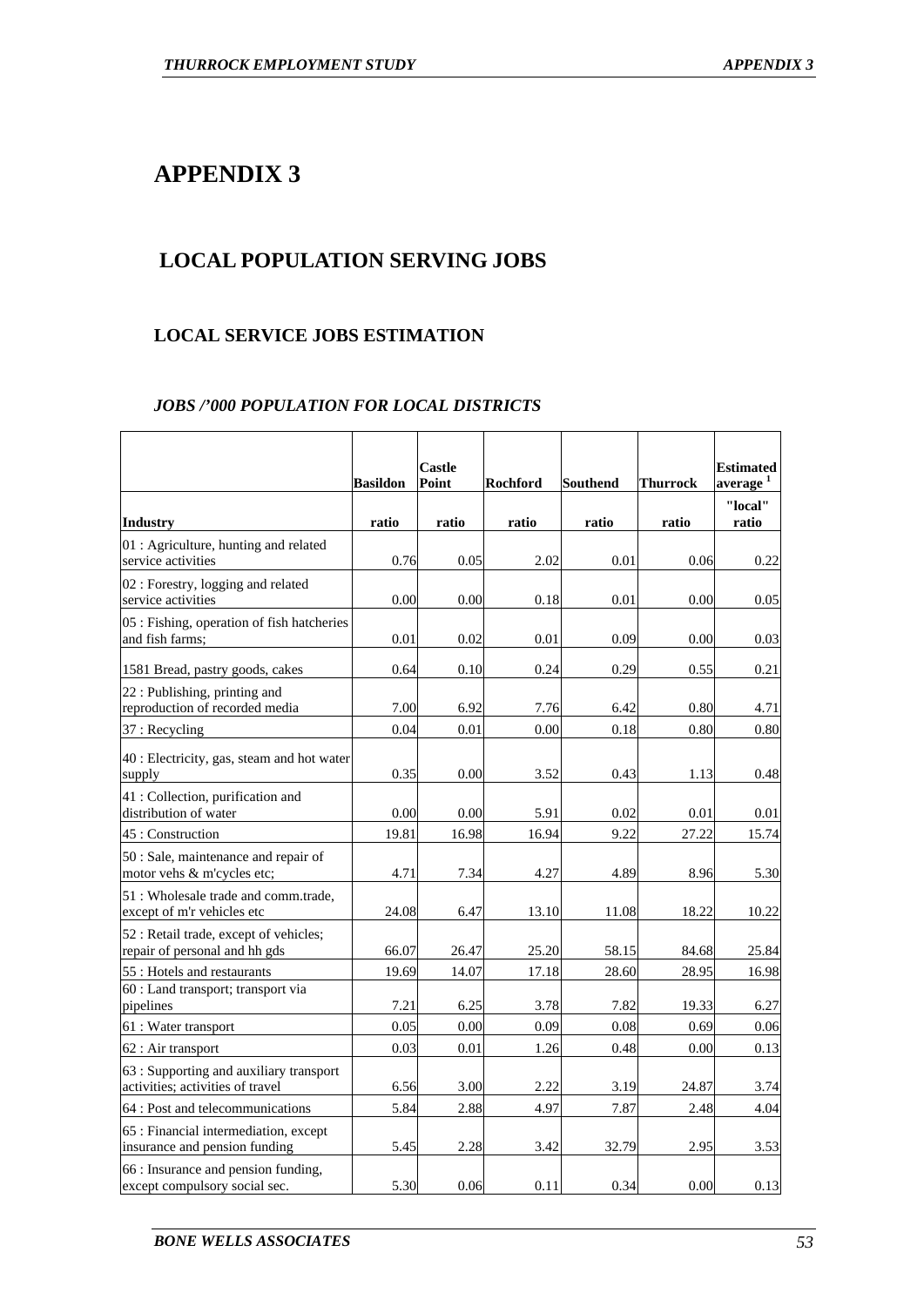# APPENDIX 3

## LOCAL POPULATION SERVING JOBS

### LOCAL SERVICE JOBS ESTIMATION

*JOBS /'000 POPULATION FOR LOCAL DISTRICTS*

| | Basildon | Castle Point | Rochford | Southend | Thurrock | Estimated average [1] |
|---|---|---|---|---|---|---|
| **Industry** | **ratio** | **ratio** | **ratio** | **ratio** | **ratio** | **"local" ratio** |
| 01 : Agriculture, hunting and related service activities | 0.76 | 0.05 | 2.02 | 0.01 | 0.06 | 0.22 |
| 02 : Forestry, logging and related service activities | 0.00 | 0.00 | 0.18 | 0.01 | 0.00 | 0.05 |
| 05 : Fishing, operation of fish hatcheries and fish farms; | 0.01 | 0.02 | 0.01 | 0.09 | 0.00 | 0.03 |
| 1581 Bread, pastry goods, cakes | 0.64 | 0.10 | 0.24 | 0.29 | 0.55 | 0.21 |
| 22 : Publishing, printing and reproduction of recorded media | 7.00 | 6.92 | 7.76 | 6.42 | 0.80 | 4.71 |
| 37 : Recycling | 0.04 | 0.01 | 0.00 | 0.18 | 0.80 | 0.80 |
| 40 : Electricity, gas, steam and hot water supply | 0.35 | 0.00 | 3.52 | 0.43 | 1.13 | 0.48 |
| 41 : Collection, purification and distribution of water | 0.00 | 0.00 | 5.91 | 0.02 | 0.01 | 0.01 |
| 45 : Construction | 19.81 | 16.98 | 16.94 | 9.22 | 27.22 | 15.74 |
| 50 : Sale, maintenance and repair of motor vehs & m'cycles etc; | 4.71 | 7.34 | 4.27 | 4.89 | 8.96 | 5.30 |
| 51 : Wholesale trade and comm.trade, except of m'r vehicles etc | 24.08 | 6.47 | 13.10 | 11.08 | 18.22 | 10.22 |
| 52 : Retail trade, except of vehicles; repair of personal and hh gds | 66.07 | 26.47 | 25.20 | 58.15 | 84.68 | 25.84 |
| 55 : Hotels and restaurants | 19.69 | 14.07 | 17.18 | 28.60 | 28.95 | 16.98 |
| 60 : Land transport; transport via pipelines | 7.21 | 6.25 | 3.78 | 7.82 | 19.33 | 6.27 |
| 61 : Water transport | 0.05 | 0.00 | 0.09 | 0.08 | 0.69 | 0.06 |
| 62 : Air transport | 0.03 | 0.01 | 1.26 | 0.48 | 0.00 | 0.13 |
| 63 : Supporting and auxiliary transport activities; activities of travel | 6.56 | 3.00 | 2.22 | 3.19 | 24.87 | 3.74 |
| 64 : Post and telecommunications | 5.84 | 2.88 | 4.97 | 7.87 | 2.48 | 4.04 |
| 65 : Financial intermediation, except insurance and pension funding | 5.45 | 2.28 | 3.42 | 32.79 | 2.95 | 3.53 |
| 66 : Insurance and pension funding, except compulsory social sec. | 5.30 | 0.06 | 0.11 | 0.34 | 0.00 | 0.13 |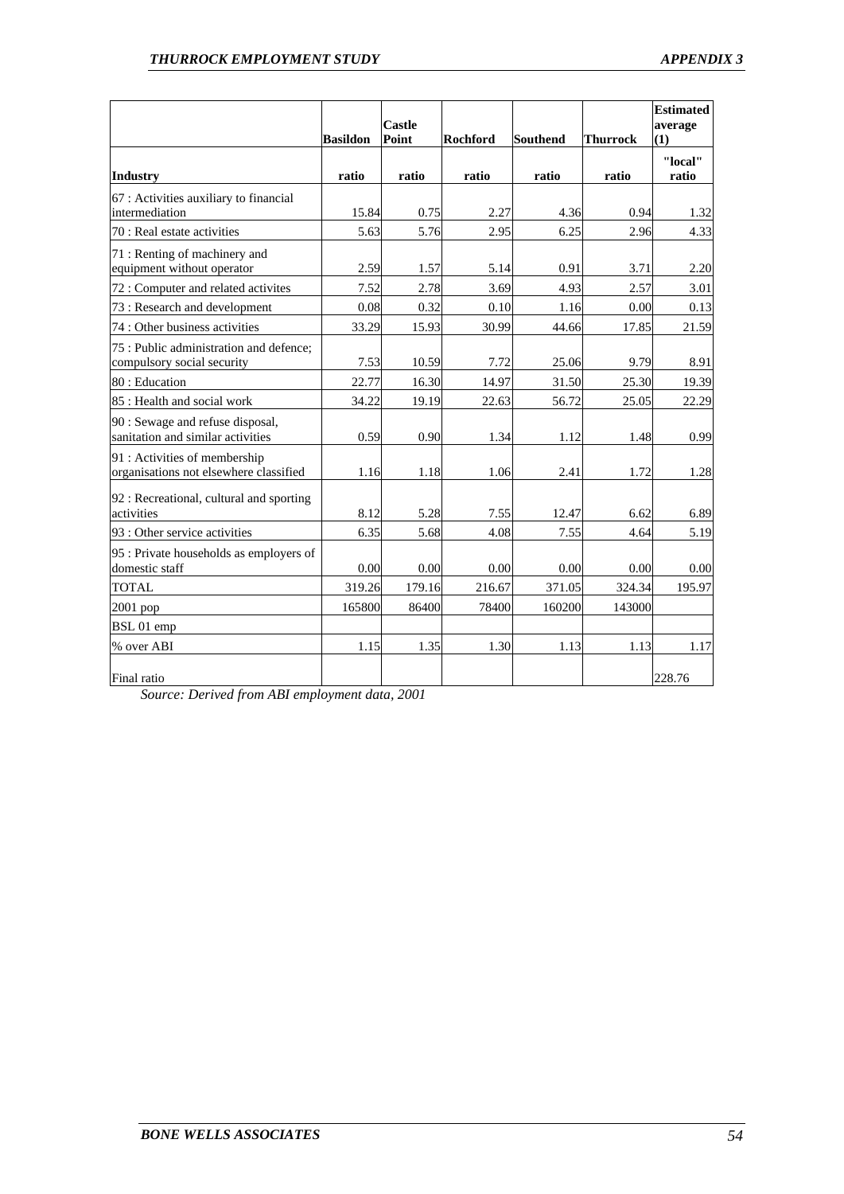| Industry | Basildon ratio | Castle Point ratio | Rochford ratio | Southend ratio | Thurrock ratio | Estimated average (1) "local" ratio |
|---|---|---|---|---|---|---|
| 67 : Activities auxiliary to financial intermediation | 15.84 | 0.75 | 2.27 | 4.36 | 0.94 | 1.32 |
| 70 : Real estate activities | 5.63 | 5.76 | 2.95 | 6.25 | 2.96 | 4.33 |
| 71 : Renting of machinery and equipment without operator | 2.59 | 1.57 | 5.14 | 0.91 | 3.71 | 2.20 |
| 72 : Computer and related activites | 7.52 | 2.78 | 3.69 | 4.93 | 2.57 | 3.01 |
| 73 : Research and development | 0.08 | 0.32 | 0.10 | 1.16 | 0.00 | 0.13 |
| 74 : Other business activities | 33.29 | 15.93 | 30.99 | 44.66 | 17.85 | 21.59 |
| 75 : Public administration and defence; compulsory social security | 7.53 | 10.59 | 7.72 | 25.06 | 9.79 | 8.91 |
| 80 : Education | 22.77 | 16.30 | 14.97 | 31.50 | 25.30 | 19.39 |
| 85 : Health and social work | 34.22 | 19.19 | 22.63 | 56.72 | 25.05 | 22.29 |
| 90 : Sewage and refuse disposal, sanitation and similar activities | 0.59 | 0.90 | 1.34 | 1.12 | 1.48 | 0.99 |
| 91 : Activities of membership organisations not elsewhere classified | 1.16 | 1.18 | 1.06 | 2.41 | 1.72 | 1.28 |
| 92 : Recreational, cultural and sporting activities | 8.12 | 5.28 | 7.55 | 12.47 | 6.62 | 6.89 |
| 93 : Other service activities | 6.35 | 5.68 | 4.08 | 7.55 | 4.64 | 5.19 |
| 95 : Private households as employers of domestic staff | 0.00 | 0.00 | 0.00 | 0.00 | 0.00 | 0.00 |
| TOTAL | 319.26 | 179.16 | 216.67 | 371.05 | 324.34 | 195.97 |
| 2001 pop | 165800 | 86400 | 78400 | 160200 | 143000 | |
| BSL 01 emp | | | | | | |
| % over ABI | 1.15 | 1.35 | 1.30 | 1.13 | 1.13 | 1.17 |
| Final ratio | | | | | | 228.76 |

*Source: Derived from ABI employment data, 2001*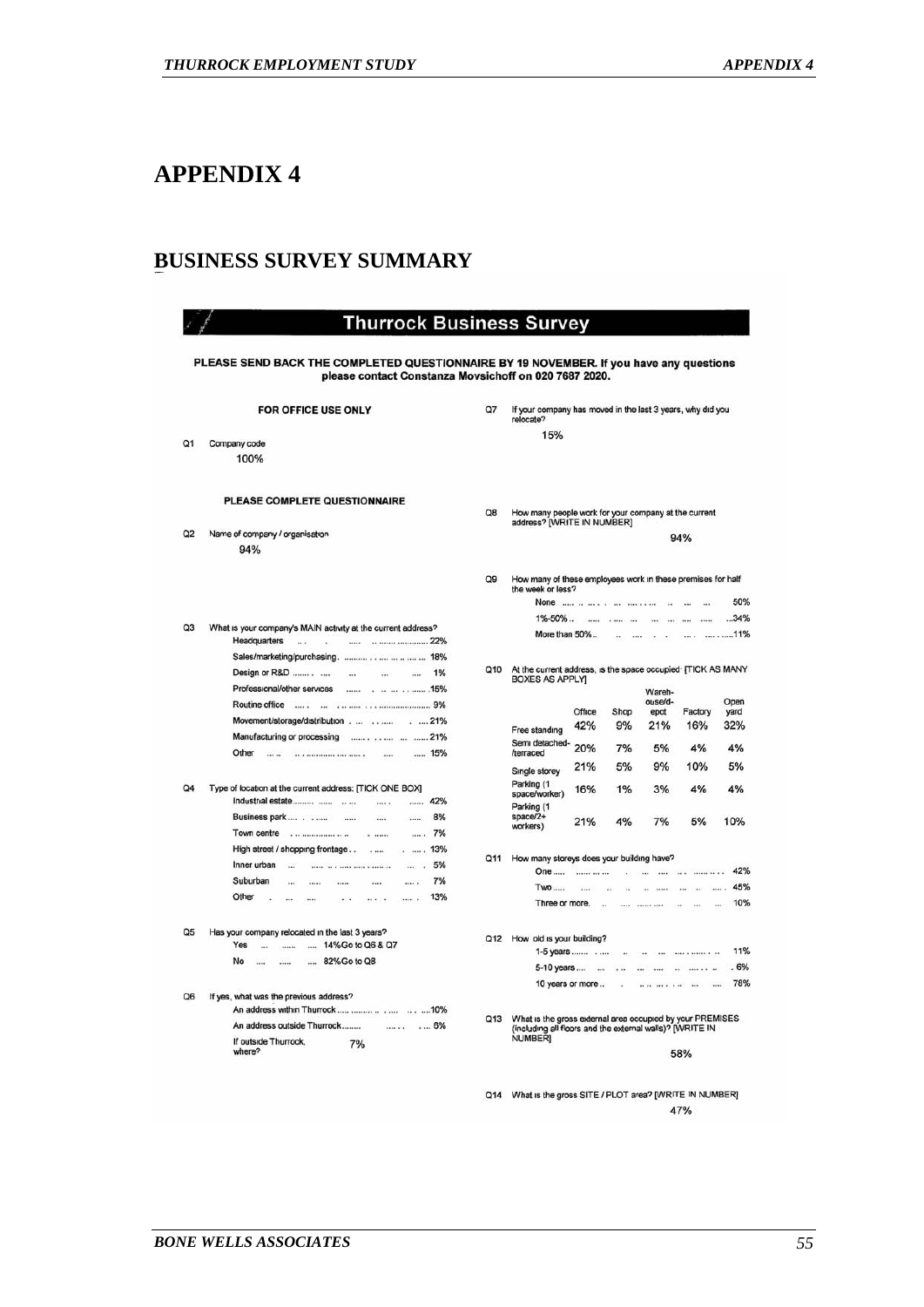# APPENDIX 4

## BUSINESS SURVEY SUMMARY

### Thurrock Business Survey

**PLEASE SEND BACK THE COMPLETED QUESTIONNAIRE BY 19 NOVEMBER. If you have any questions please contact Constanza Movsichoff on 020 7687 2020.**

**FOR OFFICE USE ONLY**

Q1 Company code
100%

**PLEASE COMPLETE QUESTIONNAIRE**

Q2 Name of company / organisation
94%

Q3 What is your company's MAIN activity at the current address?

- Headquarters ... 22%
- Sales/marketing/purchasing ... 18%
- Design or R&D ... 1%
- Professional/other services ... 15%
- Routine office ... 9%
- Movement/storage/distribution ... 21%
- Manufacturing or processing ... 21%
- Other ... 15%

Q4 Type of location at the current address: [TICK ONE BOX]

- Industrial estate ... 42%
- Business park ... 8%
- Town centre ... 7%
- High street / shopping frontage ... 13%
- Inner urban ... 5%
- Suburban ... 7%
- Other ... 13%

Q5 Has your company relocated in the last 3 years?

- Yes ... 14% Go to Q6 & Q7
- No ... 82% Go to Q8

Q6 If yes, what was the previous address?

- An address within Thurrock ... 10%
- An address outside Thurrock ... 6%
- If outside Thurrock, where? 7%

Q7 If your company has moved in the last 3 years, why did you relocate?
15%

Q8 How many people work for your company at the current address? [WRITE IN NUMBER]
94%

Q9 How many of these employees work in these premises for half the week or less?

- None ... 50%
- 1%-50% ... 34%
- More than 50% ... 11%

Q10 At the current address, is the space occupied: [TICK AS MANY BOXES AS APPLY]

| | Office | Shop | Warehouse/depot | Factory | Open yard |
|---|---|---|---|---|---|
| Free standing | 42% | 9% | 21% | 16% | 32% |
| Semi detached-/terraced | 20% | 7% | 5% | 4% | 4% |
| Single storey | 21% | 5% | 9% | 10% | 5% |
| Parking (1 space/worker) | 16% | 1% | 3% | 4% | 4% |
| Parking (1 space/2+ workers) | 21% | 4% | 7% | 5% | 10% |

Q11 How many storeys does your building have?

- One ... 42%
- Two ... 45%
- Three or more ... 10%

Q12 How old is your building?

- 1-5 years ... 11%
- 5-10 years ... 6%
- 10 years or more ... 78%

Q13 What is the gross external area occupied by your PREMISES (including all floors and the external walls)? [WRITE IN NUMBER]
58%

Q14 What is the gross SITE / PLOT area? [WRITE IN NUMBER]
47%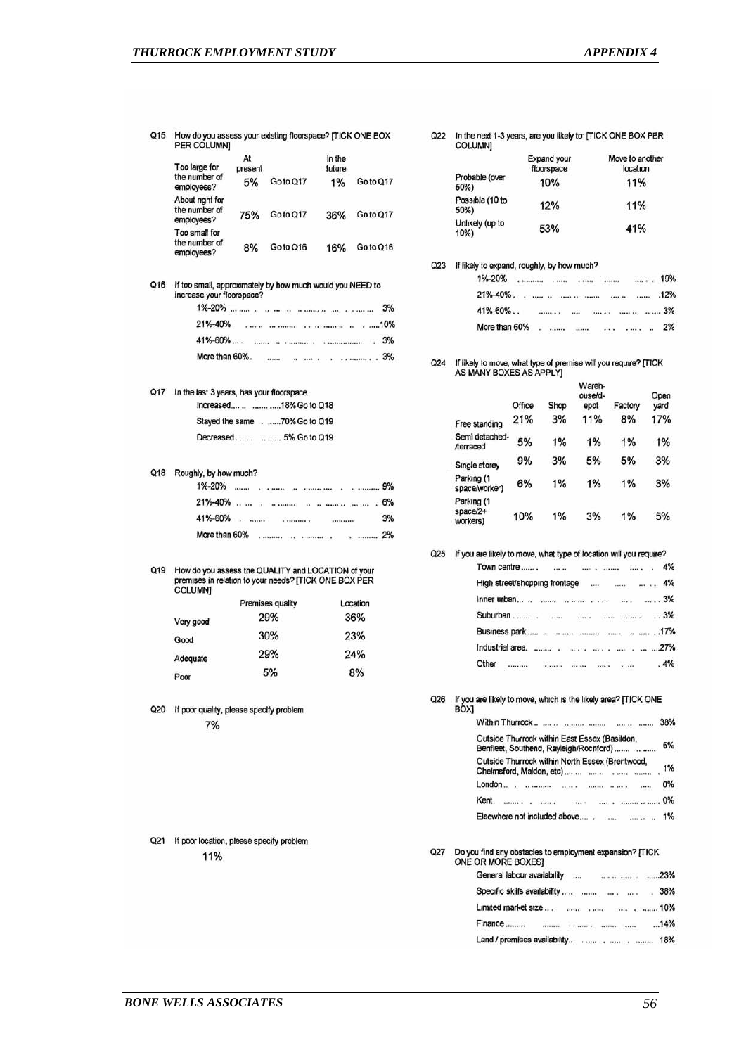Q15 How do you assess your existing floorspace? [TICK ONE BOX PER COLUMN]

| | At present | | In the future | |
|---|---|---|---|---|
| Too large for the number of employees? | 5% | Go to Q17 | 1% | Go to Q17 |
| About right for the number of employees? | 75% | Go to Q17 | 36% | Go to Q17 |
| Too small for the number of employees? | 8% | Go to Q16 | 16% | Go to Q16 |

Q16 If too small, approximately by how much would you NEED to increase your floorspace?

- 1%-20% ........ 3%
- 21%-40% ........ 10%
- 41%-60% ........ 3%
- More than 60% ........ 3%

Q17 In the last 3 years, has your floorspace

- Increased ........ 18% Go to Q18
- Stayed the same ........ 70% Go to Q19
- Decreased ........ 5% Go to Q19

Q18 Roughly, by how much?

- 1%-20% ........ 9%
- 21%-40% ........ 6%
- 41%-60% ........ 3%
- More than 60% ........ 2%

Q19 How do you assess the QUALITY and LOCATION of your premises in relation to your needs? [TICK ONE BOX PER COLUMN]

| | Premises quality | Location |
|---|---|---|
| Very good | 29% | 36% |
| Good | 30% | 23% |
| Adequate | 29% | 24% |
| Poor | 5% | 8% |

Q20 If poor quality, please specify problem

7%

Q21 If poor location, please specify problem

11%

Q22 In the next 1-3 years, are you likely to [TICK ONE BOX PER COLUMN]

| | Expand your floorspace | Move to another location |
|---|---|---|
| Probable (over 50%) | 10% | 11% |
| Possible (10 to 50%) | 12% | 11% |
| Unlikely (up to 10%) | 53% | 41% |

Q23 If likely to expand, roughly, by how much?

- 1%-20% ........ 19%
- 21%-40% ........ 12%
- 41%-60% ........ 3%
- More than 60% ........ 2%

Q24 If likely to move, what type of premise will you require? [TICK AS MANY BOXES AS APPLY]

| | Office | Shop | Warehouse/depot | Factory | Open yard |
|---|---|---|---|---|---|
| Free standing | 21% | 3% | 11% | 8% | 17% |
| Semi detached-/terraced | 5% | 1% | 1% | 1% | 1% |
| Single storey | 9% | 3% | 5% | 5% | 3% |
| Parking (1 space/worker) | 6% | 1% | 1% | 1% | 3% |
| Parking (1 space/2+ workers) | 10% | 1% | 3% | 1% | 5% |

Q25 If you are likely to move, what type of location will you require?

- Town centre ........ 4%
- High street/shopping frontage ........ 4%
- Inner urban ........ 3%
- Suburban ........ 3%
- Business park ........ 17%
- Industrial area ........ 27%
- Other ........ 4%

Q26 If you are likely to move, which is the likely area? [TICK ONE BOX]

- Within Thurrock ........ 38%
- Outside Thurrock within East Essex (Basildon, Benfleet, Southend, Rayleigh/Rochford) ........ 5%
- Outside Thurrock within North Essex (Brentwood, Chelmsford, Maldon, etc) ........ 1%
- London ........ 0%
- Kent ........ 0%
- Elsewhere not included above ........ 1%

Q27 Do you find any obstacles to employment expansion? [TICK ONE OR MORE BOXES]

- General labour availability ........ 23%
- Specific skills availability ........ 38%
- Limited market size ........ 10%
- Finance ........ 14%
- Land / premises availability ........ 18%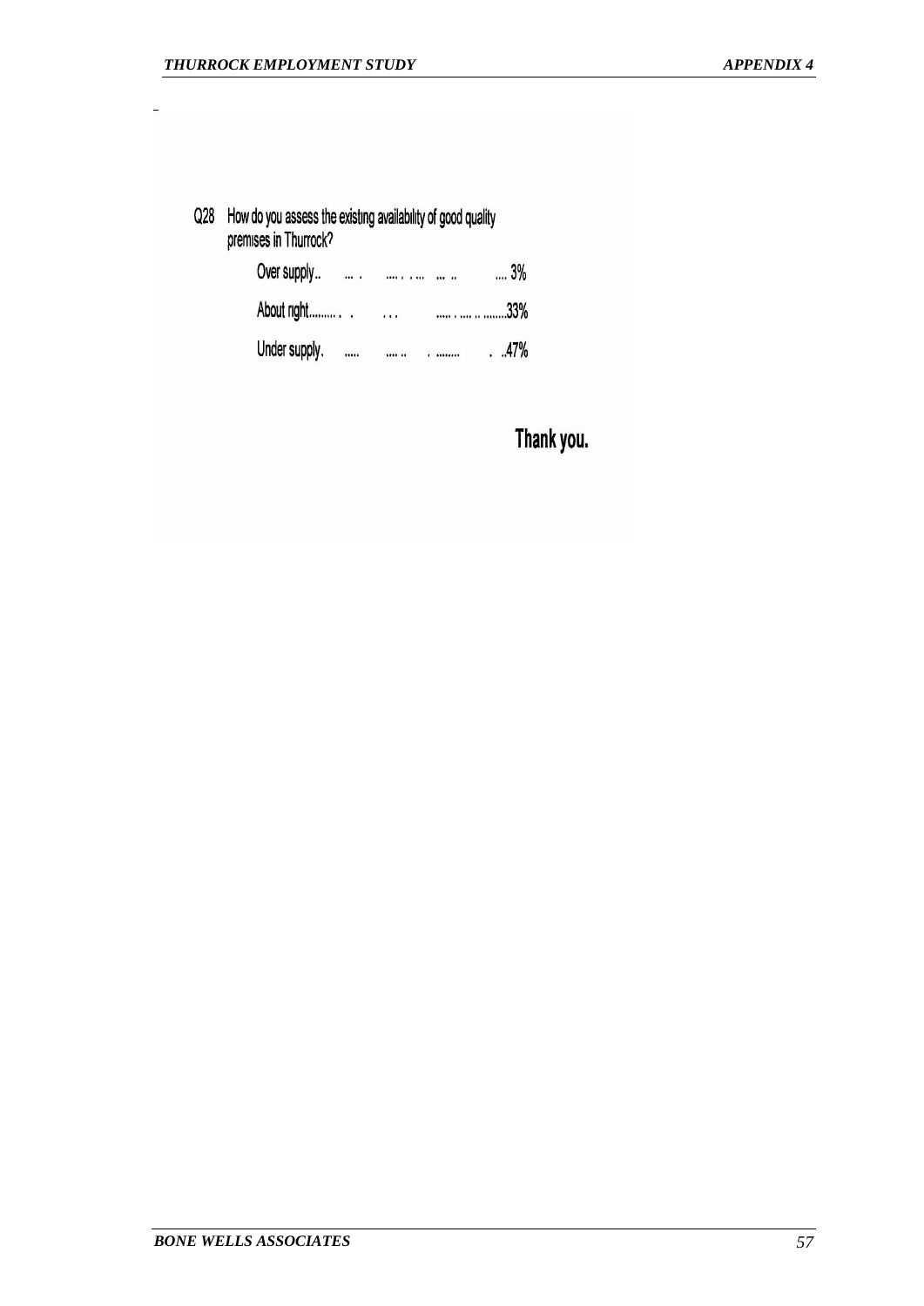Q28 How do you assess the existing availability of good quality premises in Thurrock?

| | |
|---|---|
| Over supply | 3% |
| About right | 33% |
| Under supply | 47% |

**Thank you.**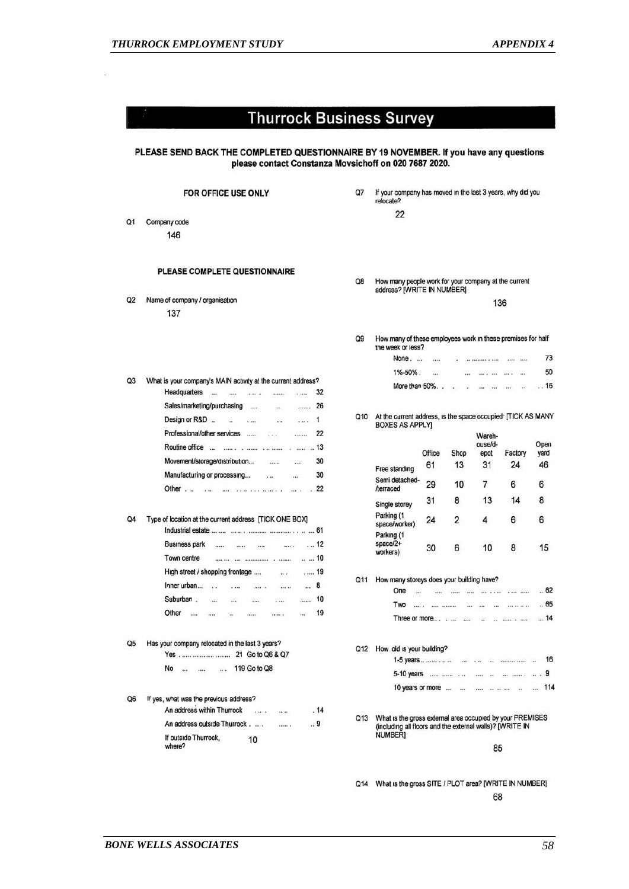# Thurrock Business Survey

**PLEASE SEND BACK THE COMPLETED QUESTIONNAIRE BY 19 NOVEMBER. If you have any questions please contact Constanza Movsichoff on 020 7687 2020.**

**FOR OFFICE USE ONLY**

Q1 Company code

146

**PLEASE COMPLETE QUESTIONNAIRE**

Q2 Name of company / organisation

137

Q3 What is your company's MAIN activity at the current address?

- Headquarters .... 32
- Sales/marketing/purchasing .... 26
- Design or R&D .... 1
- Professional/other services .... 22
- Routine office .... 13
- Movement/storage/distribution.... 30
- Manufacturing or processing.... 30
- Other .... 22

Q4 Type of location at the current address [TICK ONE BOX]

- Industrial estate .... 61
- Business park .... 12
- Town centre .... 10
- High street / shopping frontage .... 19
- Inner urban.... 8
- Suburban .... 10
- Other .... 19

Q5 Has your company relocated in the last 3 years?

- Yes .... 21 Go to Q6 & Q7
- No .... 119 Go to Q8

Q6 If yes, what was the previous address?

- An address within Thurrock .... 14
- An address outside Thurrock .... 9
- If outside Thurrock, where? 10

Q7 If your company has moved in the last 3 years, why did you relocate?

22

Q8 How many people work for your company at the current address? [WRITE IN NUMBER]

136

Q9 How many of these employees work in these premises for half the week or less?

- None .... 73
- 1%-50% .... 50
- More than 50% .... 16

Q10 At the current address, is the space occupied [TICK AS MANY BOXES AS APPLY]

| | Office | Shop | Warehouse/depot | Factory | Open yard |
|---|---|---|---|---|---|
| Free standing | 61 | 13 | 31 | 24 | 46 |
| Semi detached-/terraced | 29 | 10 | 7 | 6 | 6 |
| Single storey | 31 | 8 | 13 | 14 | 8 |
| Parking (1 space/worker) | 24 | 2 | 4 | 6 | 6 |
| Parking (1 space/2+ workers) | 30 | 6 | 10 | 8 | 15 |

Q11 How many storeys does your building have?

- One .... 62
- Two .... 65
- Three or more.... 14

Q12 How old is your building?

- 1-5 years .... 16
- 5-10 years .... 9
- 10 years or more .... 114

Q13 What is the gross external area occupied by your PREMISES (including all floors and the external walls)? [WRITE IN NUMBER]

85

Q14 What is the gross SITE / PLOT area? [WRITE IN NUMBER]

68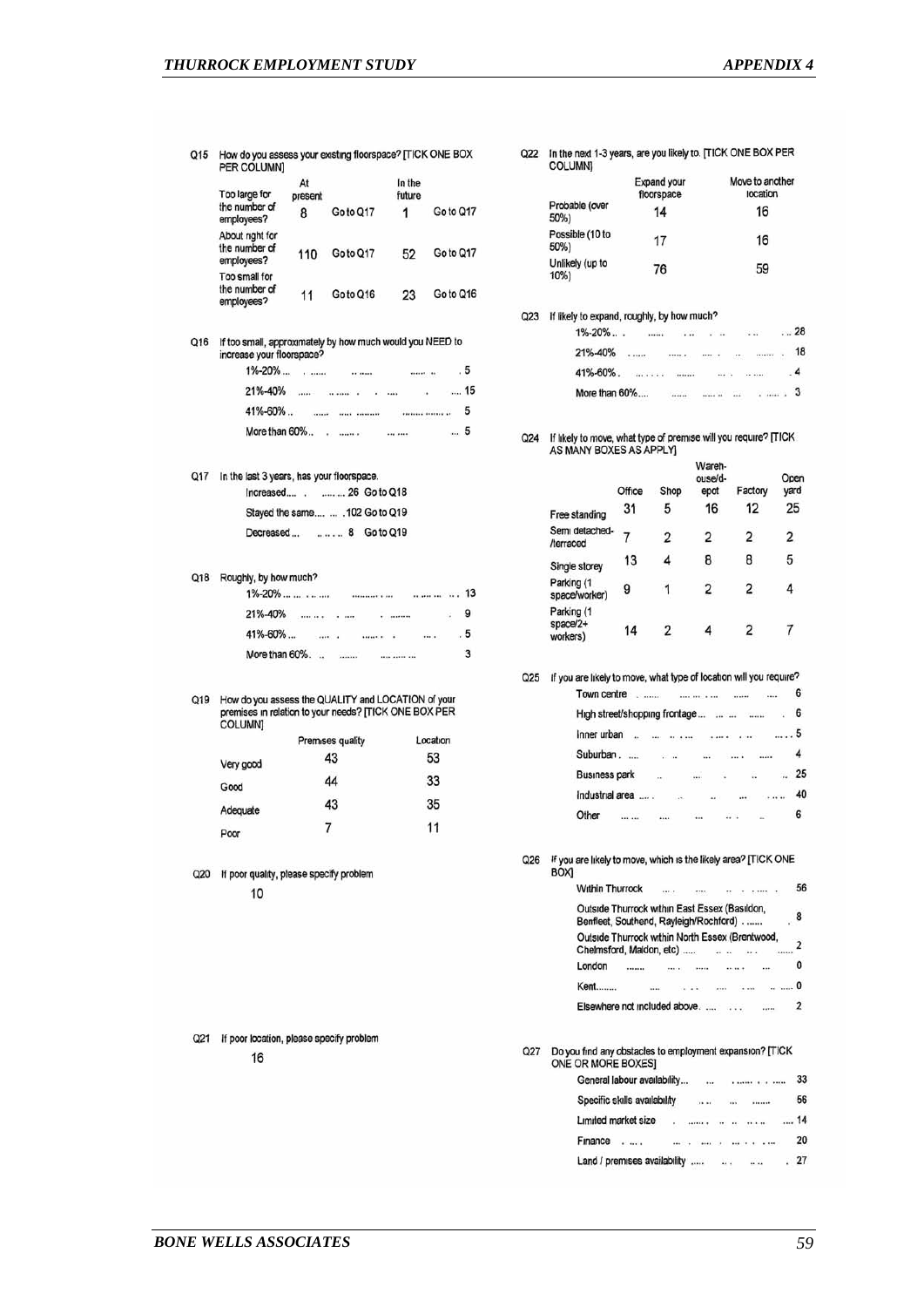Q15 How do you assess your existing floorspace? [TICK ONE BOX PER COLUMN]

| | At present | | In the future | |
|---|---|---|---|---|
| Too large for the number of employees? | 8 | Go to Q17 | 1 | Go to Q17 |
| About right for the number of employees? | 110 | Go to Q17 | 52 | Go to Q17 |
| Too small for the number of employees? | 11 | Go to Q16 | 23 | Go to Q16 |

Q16 If too small, approximately by how much would you NEED to increase your floorspace?

- 1%-20% ... 5
- 21%-40% ... 15
- 41%-60% ... 5
- More than 60% ... 5

Q17 In the last 3 years, has your floorspace

- Increased ... 26 Go to Q18
- Stayed the same ... 102 Go to Q19
- Decreased ... 8 Go to Q19

Q18 Roughly, by how much?

- 1%-20% ... 13
- 21%-40% ... 9
- 41%-60% ... 5
- More than 60% ... 3

Q19 How do you assess the QUALITY and LOCATION of your premises in relation to your needs? [TICK ONE BOX PER COLUMN]

| | Premises quality | Location |
|---|---|---|
| Very good | 43 | 53 |
| Good | 44 | 33 |
| Adequate | 43 | 35 |
| Poor | 7 | 11 |

Q20 If poor quality, please specify problem

10

Q21 If poor location, please specify problem

16

Q22 In the next 1-3 years, are you likely to. [TICK ONE BOX PER COLUMN]

| | Expand your floorspace | Move to another location |
|---|---|---|
| Probable (over 50%) | 14 | 16 |
| Possible (10 to 50%) | 17 | 16 |
| Unlikely (up to 10%) | 76 | 59 |

Q23 If likely to expand, roughly, by how much?

- 1%-20% ... 28
- 21%-40% ... 18
- 41%-60% ... 4
- More than 60% ... 3

Q24 If likely to move, what type of premise will you require? [TICK AS MANY BOXES AS APPLY]

| | Office | Shop | Warehouse/depot | Factory | Open yard |
|---|---|---|---|---|---|
| Free standing | 31 | 5 | 16 | 12 | 25 |
| Semi detached-/terraced | 7 | 2 | 2 | 2 | 2 |
| Single storey | 13 | 4 | 8 | 8 | 5 |
| Parking (1 space/worker) | 9 | 1 | 2 | 2 | 4 |
| Parking (1 space/2+ workers) | 14 | 2 | 4 | 2 | 7 |

Q25 If you are likely to move, what type of location will you require?

- Town centre ... 6
- High street/shopping frontage ... 6
- Inner urban ... 5
- Suburban ... 4
- Business park ... 25
- Industrial area ... 40
- Other ... 6

Q26 If you are likely to move, which is the likely area? [TICK ONE BOX]

- Within Thurrock ... 56
- Outside Thurrock within East Essex (Basildon, Benfleet, Southend, Rayleigh/Rochford) ... 8
- Outside Thurrock within North Essex (Brentwood, Chelmsford, Maldon, etc) ... 2
- London ... 0
- Kent ... 0
- Elsewhere not included above ... 2

Q27 Do you find any obstacles to employment expansion? [TICK ONE OR MORE BOXES]

- General labour availability ... 33
- Specific skills availability ... 56
- Limited market size ... 14
- Finance ... 20
- Land / premises availability ... 27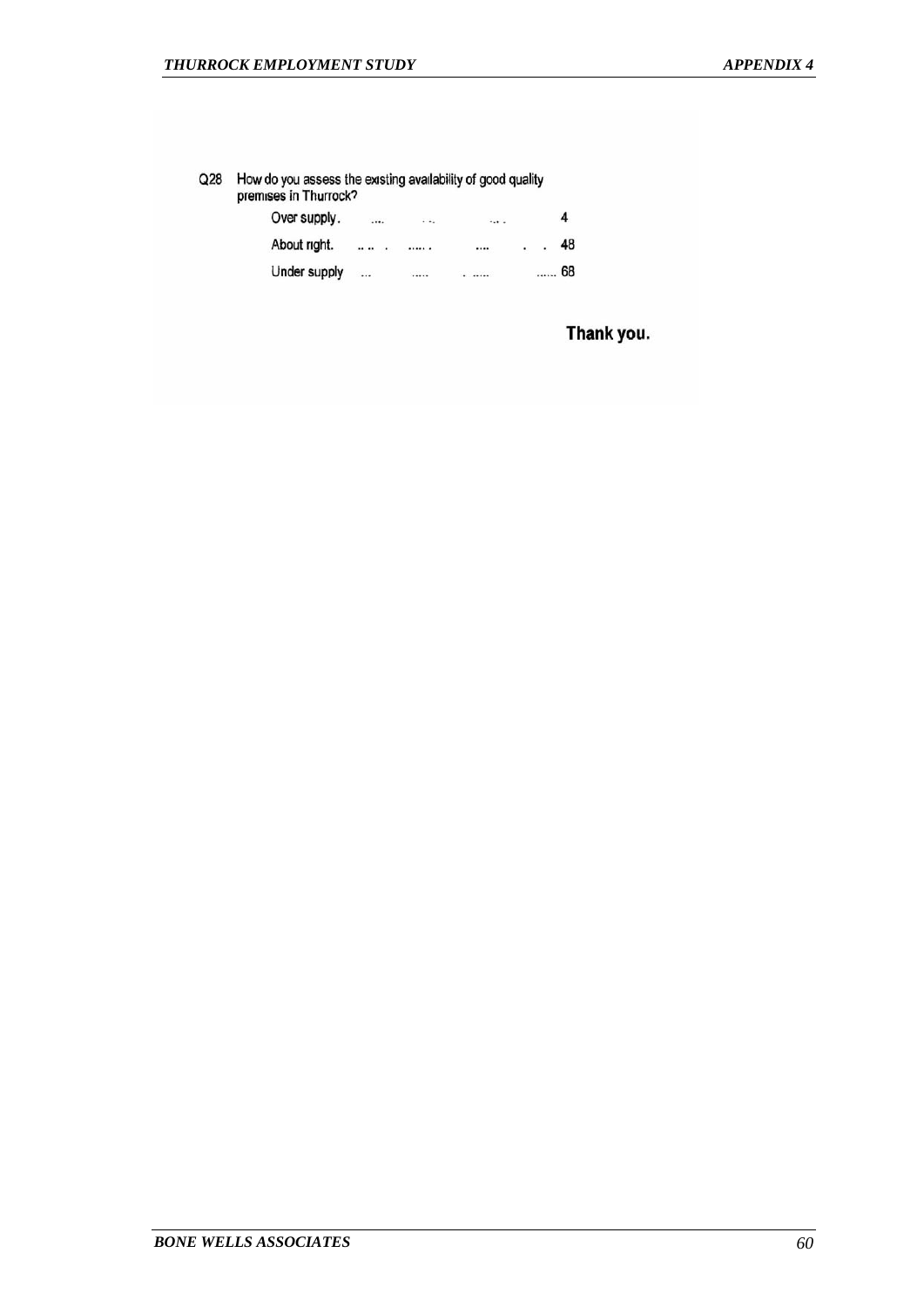Q28 How do you assess the existing availability of good quality premises in Thurrock?

| | |
|---|---|
| Over supply | 4 |
| About right | 48 |
| Under supply | 68 |

**Thank you.**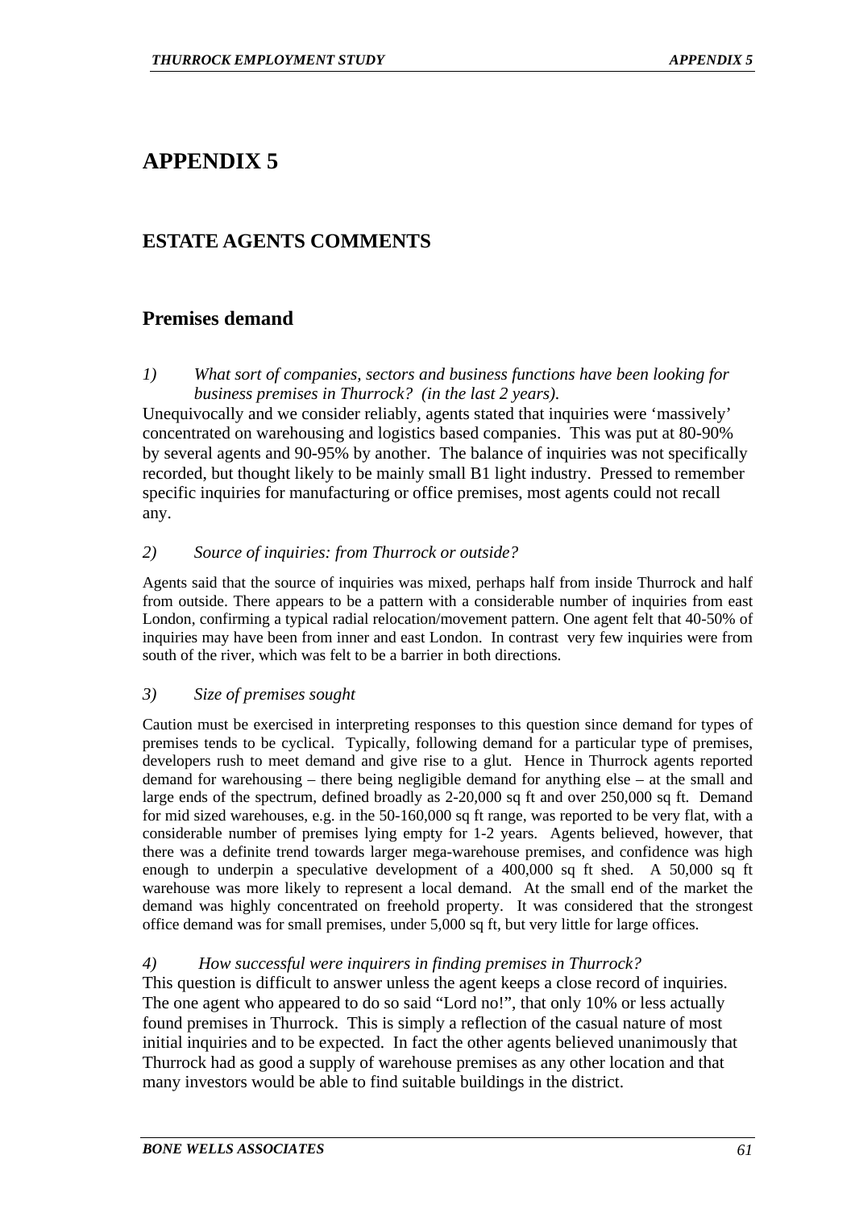# APPENDIX 5

## ESTATE AGENTS COMMENTS

## Premises demand

*1) What sort of companies, sectors and business functions have been looking for business premises in Thurrock? (in the last 2 years).*

Unequivocally and we consider reliably, agents stated that inquiries were 'massively' concentrated on warehousing and logistics based companies. This was put at 80-90% by several agents and 90-95% by another. The balance of inquiries was not specifically recorded, but thought likely to be mainly small B1 light industry. Pressed to remember specific inquiries for manufacturing or office premises, most agents could not recall any.

*2) Source of inquiries: from Thurrock or outside?*

Agents said that the source of inquiries was mixed, perhaps half from inside Thurrock and half from outside. There appears to be a pattern with a considerable number of inquiries from east London, confirming a typical radial relocation/movement pattern. One agent felt that 40-50% of inquiries may have been from inner and east London. In contrast very few inquiries were from south of the river, which was felt to be a barrier in both directions.

*3) Size of premises sought*

Caution must be exercised in interpreting responses to this question since demand for types of premises tends to be cyclical. Typically, following demand for a particular type of premises, developers rush to meet demand and give rise to a glut. Hence in Thurrock agents reported demand for warehousing – there being negligible demand for anything else – at the small and large ends of the spectrum, defined broadly as 2-20,000 sq ft and over 250,000 sq ft. Demand for mid sized warehouses, e.g. in the 50-160,000 sq ft range, was reported to be very flat, with a considerable number of premises lying empty for 1-2 years. Agents believed, however, that there was a definite trend towards larger mega-warehouse premises, and confidence was high enough to underpin a speculative development of a 400,000 sq ft shed. A 50,000 sq ft warehouse was more likely to represent a local demand. At the small end of the market the demand was highly concentrated on freehold property. It was considered that the strongest office demand was for small premises, under 5,000 sq ft, but very little for large offices.

*4) How successful were inquirers in finding premises in Thurrock?*

This question is difficult to answer unless the agent keeps a close record of inquiries. The one agent who appeared to do so said "Lord no!", that only 10% or less actually found premises in Thurrock. This is simply a reflection of the casual nature of most initial inquiries and to be expected. In fact the other agents believed unanimously that Thurrock had as good a supply of warehouse premises as any other location and that many investors would be able to find suitable buildings in the district.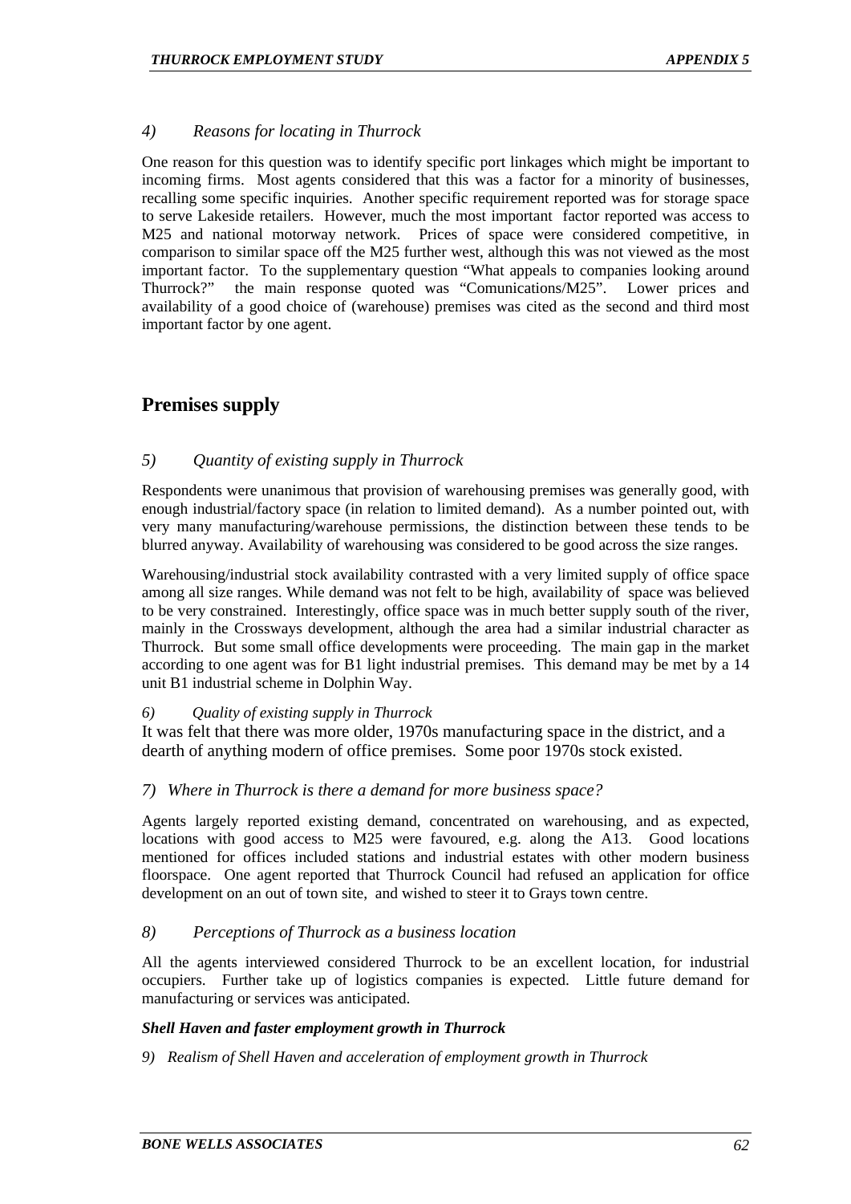### *4) Reasons for locating in Thurrock*

One reason for this question was to identify specific port linkages which might be important to incoming firms. Most agents considered that this was a factor for a minority of businesses, recalling some specific inquiries. Another specific requirement reported was for storage space to serve Lakeside retailers. However, much the most important factor reported was access to M25 and national motorway network. Prices of space were considered competitive, in comparison to similar space off the M25 further west, although this was not viewed as the most important factor. To the supplementary question "What appeals to companies looking around Thurrock?" the main response quoted was "Comunications/M25". Lower prices and availability of a good choice of (warehouse) premises was cited as the second and third most important factor by one agent.

## Premises supply

### *5) Quantity of existing supply in Thurrock*

Respondents were unanimous that provision of warehousing premises was generally good, with enough industrial/factory space (in relation to limited demand). As a number pointed out, with very many manufacturing/warehouse permissions, the distinction between these tends to be blurred anyway. Availability of warehousing was considered to be good across the size ranges.

Warehousing/industrial stock availability contrasted with a very limited supply of office space among all size ranges. While demand was not felt to be high, availability of space was believed to be very constrained. Interestingly, office space was in much better supply south of the river, mainly in the Crossways development, although the area had a similar industrial character as Thurrock. But some small office developments were proceeding. The main gap in the market according to one agent was for B1 light industrial premises. This demand may be met by a 14 unit B1 industrial scheme in Dolphin Way.

### *6) Quality of existing supply in Thurrock*

It was felt that there was more older, 1970s manufacturing space in the district, and a dearth of anything modern of office premises. Some poor 1970s stock existed.

### *7) Where in Thurrock is there a demand for more business space?*

Agents largely reported existing demand, concentrated on warehousing, and as expected, locations with good access to M25 were favoured, e.g. along the A13. Good locations mentioned for offices included stations and industrial estates with other modern business floorspace. One agent reported that Thurrock Council had refused an application for office development on an out of town site, and wished to steer it to Grays town centre.

### *8) Perceptions of Thurrock as a business location*

All the agents interviewed considered Thurrock to be an excellent location, for industrial occupiers. Further take up of logistics companies is expected. Little future demand for manufacturing or services was anticipated.

#### ***Shell Haven and faster employment growth in Thurrock***

*9) Realism of Shell Haven and acceleration of employment growth in Thurrock*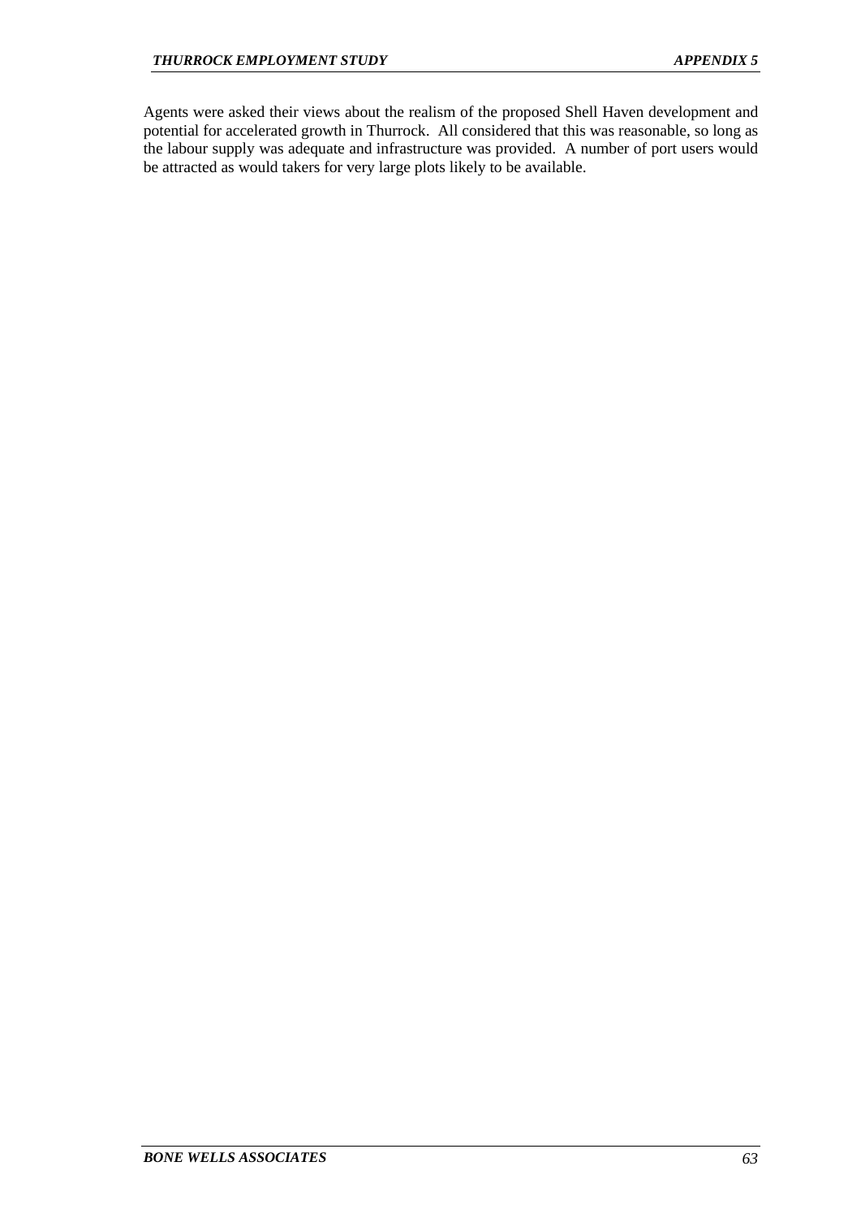Agents were asked their views about the realism of the proposed Shell Haven development and potential for accelerated growth in Thurrock. All considered that this was reasonable, so long as the labour supply was adequate and infrastructure was provided. A number of port users would be attracted as would takers for very large plots likely to be available.